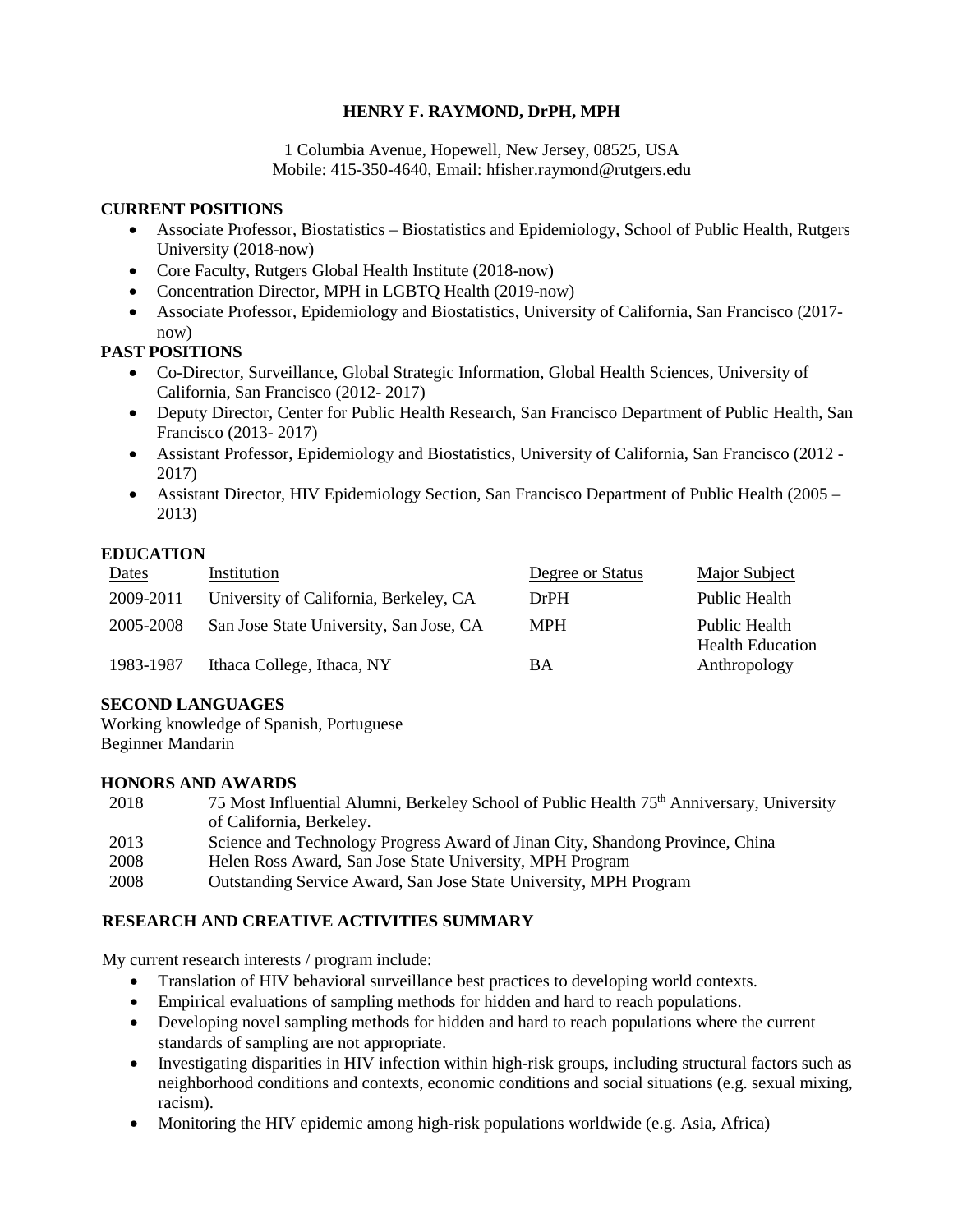# HENRY F. RAYMOND, DrPH, MPH

1 Columbia Avenue, Hopewell, New Jersey, 08525, USA
Mobile: 415-350-4640, Email: hfisher.raymond@rutgers.edu

## CURRENT POSITIONS

- Associate Professor, Biostatistics – Biostatistics and Epidemiology, School of Public Health, Rutgers University (2018-now)
- Core Faculty, Rutgers Global Health Institute (2018-now)
- Concentration Director, MPH in LGBTQ Health (2019-now)
- Associate Professor, Epidemiology and Biostatistics, University of California, San Francisco (2017-now)

## PAST POSITIONS

- Co-Director, Surveillance, Global Strategic Information, Global Health Sciences, University of California, San Francisco (2012- 2017)
- Deputy Director, Center for Public Health Research, San Francisco Department of Public Health, San Francisco (2013- 2017)
- Assistant Professor, Epidemiology and Biostatistics, University of California, San Francisco (2012 - 2017)
- Assistant Director, HIV Epidemiology Section, San Francisco Department of Public Health (2005 – 2013)

## EDUCATION

| Dates | Institution | Degree or Status | Major Subject |
|---|---|---|---|
| 2009-2011 | University of California, Berkeley, CA | DrPH | Public Health |
| 2005-2008 | San Jose State University, San Jose, CA | MPH | Public Health<br>Health Education |
| 1983-1987 | Ithaca College, Ithaca, NY | BA | Anthropology |

## SECOND LANGUAGES

Working knowledge of Spanish, Portuguese
Beginner Mandarin

## HONORS AND AWARDS

| | |
|---|---|
| 2018 | 75 Most Influential Alumni, Berkeley School of Public Health 75th Anniversary, University of California, Berkeley. |
| 2013 | Science and Technology Progress Award of Jinan City, Shandong Province, China |
| 2008 | Helen Ross Award, San Jose State University, MPH Program |
| 2008 | Outstanding Service Award, San Jose State University, MPH Program |

## RESEARCH AND CREATIVE ACTIVITIES SUMMARY

My current research interests / program include:

- Translation of HIV behavioral surveillance best practices to developing world contexts.
- Empirical evaluations of sampling methods for hidden and hard to reach populations.
- Developing novel sampling methods for hidden and hard to reach populations where the current standards of sampling are not appropriate.
- Investigating disparities in HIV infection within high-risk groups, including structural factors such as neighborhood conditions and contexts, economic conditions and social situations (e.g. sexual mixing, racism).
- Monitoring the HIV epidemic among high-risk populations worldwide (e.g. Asia, Africa)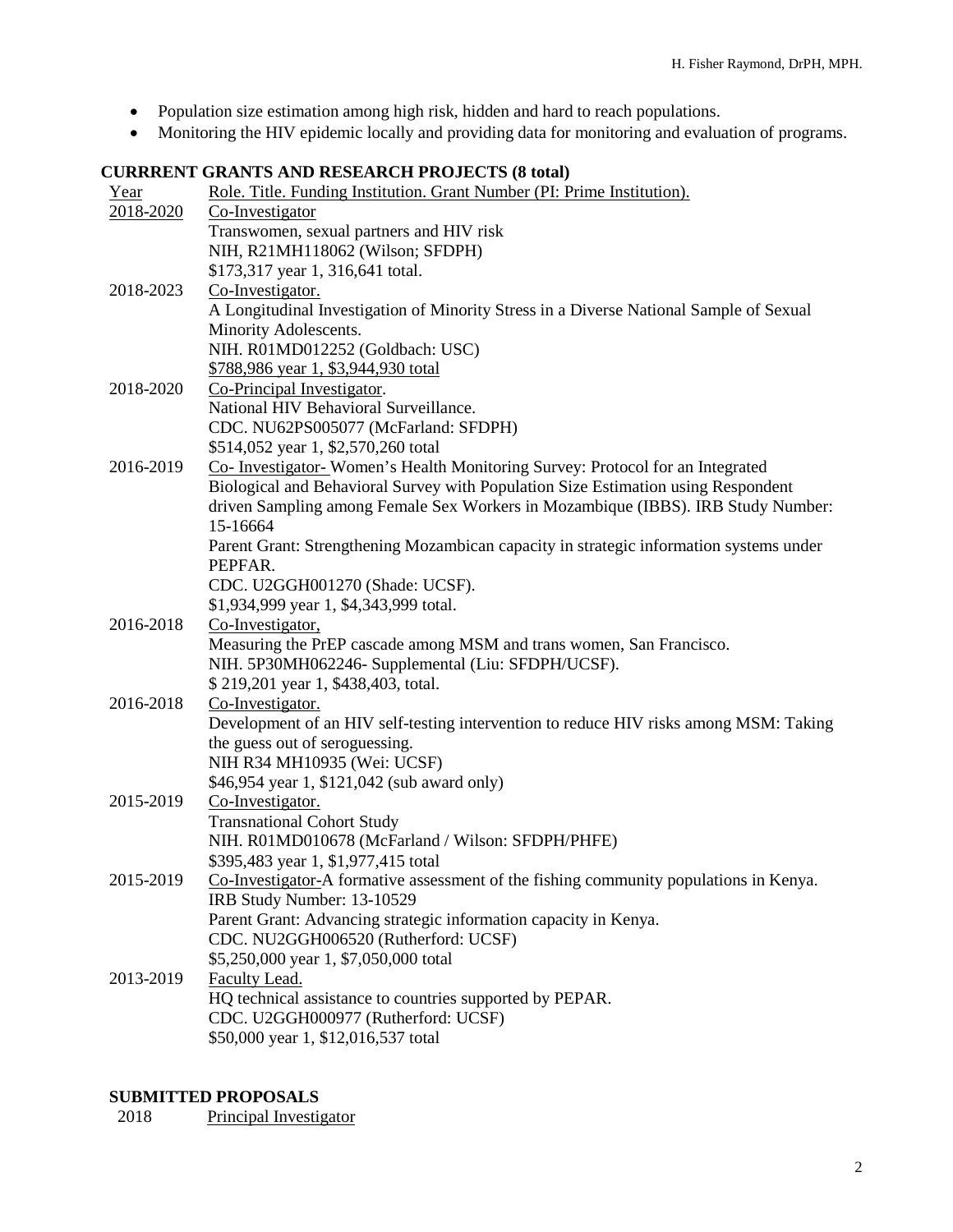- Population size estimation among high risk, hidden and hard to reach populations.
- Monitoring the HIV epidemic locally and providing data for monitoring and evaluation of programs.

**CURRRENT GRANTS AND RESEARCH PROJECTS (8 total)**

| Year | Role. Title. Funding Institution. Grant Number (PI: Prime Institution). |
|---|---|
| 2018-2020 | Co-Investigator<br>Transwomen, sexual partners and HIV risk<br>NIH, R21MH118062 (Wilson; SFDPH)<br>$173,317 year 1, 316,641 total. |
| 2018-2023 | Co-Investigator.<br>A Longitudinal Investigation of Minority Stress in a Diverse National Sample of Sexual Minority Adolescents.<br>NIH. R01MD012252 (Goldbach: USC)<br>$788,986 year 1, $3,944,930 total |
| 2018-2020 | Co-Principal Investigator.<br>National HIV Behavioral Surveillance.<br>CDC. NU62PS005077 (McFarland: SFDPH)<br>$514,052 year 1, $2,570,260 total |
| 2016-2019 | Co- Investigator- Women's Health Monitoring Survey: Protocol for an Integrated Biological and Behavioral Survey with Population Size Estimation using Respondent driven Sampling among Female Sex Workers in Mozambique (IBBS). IRB Study Number: 15-16664<br>Parent Grant: Strengthening Mozambican capacity in strategic information systems under PEPFAR.<br>CDC. U2GGH001270 (Shade: UCSF).<br>$1,934,999 year 1, $4,343,999 total. |
| 2016-2018 | Co-Investigator,<br>Measuring the PrEP cascade among MSM and trans women, San Francisco.<br>NIH. 5P30MH062246- Supplemental (Liu: SFDPH/UCSF).<br>$ 219,201 year 1, $438,403, total. |
| 2016-2018 | Co-Investigator.<br>Development of an HIV self-testing intervention to reduce HIV risks among MSM: Taking the guess out of seroguessing.<br>NIH R34 MH10935 (Wei: UCSF)<br>$46,954 year 1, $121,042 (sub award only) |
| 2015-2019 | Co-Investigator.<br>Transnational Cohort Study<br>NIH. R01MD010678 (McFarland / Wilson: SFDPH/PHFE)<br>$395,483 year 1, $1,977,415 total |
| 2015-2019 | Co-Investigator-A formative assessment of the fishing community populations in Kenya.<br>IRB Study Number: 13-10529<br>Parent Grant: Advancing strategic information capacity in Kenya.<br>CDC. NU2GGH006520 (Rutherford: UCSF)<br>$5,250,000 year 1, $7,050,000 total |
| 2013-2019 | Faculty Lead.<br>HQ technical assistance to countries supported by PEPAR.<br>CDC. U2GGH000977 (Rutherford: UCSF)<br>$50,000 year 1, $12,016,537 total |

**SUBMITTED PROPOSALS**

| | |
|---|---|
| 2018 | Principal Investigator |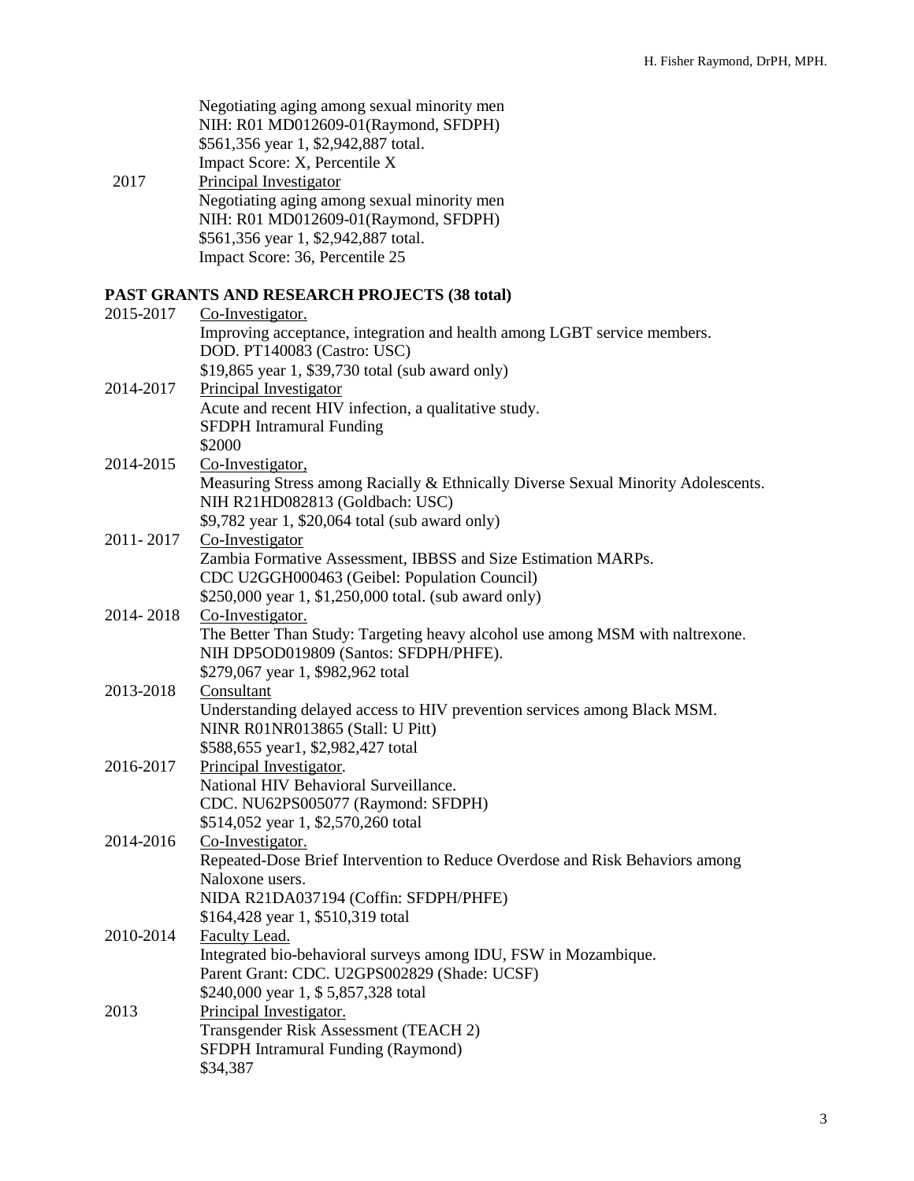Negotiating aging among sexual minority men
NIH: R01 MD012609-01(Raymond, SFDPH)
$561,356 year 1, $2,942,887 total.
Impact Score: X, Percentile X

2017 Principal Investigator
Negotiating aging among sexual minority men
NIH: R01 MD012609-01(Raymond, SFDPH)
$561,356 year 1, $2,942,887 total.
Impact Score: 36, Percentile 25

## PAST GRANTS AND RESEARCH PROJECTS (38 total)

2015-2017 Co-Investigator.
Improving acceptance, integration and health among LGBT service members.
DOD. PT140083 (Castro: USC)
$19,865 year 1, $39,730 total (sub award only)

2014-2017 Principal Investigator
Acute and recent HIV infection, a qualitative study.
SFDPH Intramural Funding
$2000

2014-2015 Co-Investigator,
Measuring Stress among Racially & Ethnically Diverse Sexual Minority Adolescents.
NIH R21HD082813 (Goldbach: USC)
$9,782 year 1, $20,064 total (sub award only)

2011- 2017 Co-Investigator
Zambia Formative Assessment, IBBSS and Size Estimation MARPs.
CDC U2GGH000463 (Geibel: Population Council)
$250,000 year 1, $1,250,000 total. (sub award only)

2014- 2018 Co-Investigator.
The Better Than Study: Targeting heavy alcohol use among MSM with naltrexone.
NIH DP5OD019809 (Santos: SFDPH/PHFE).
$279,067 year 1, $982,962 total

2013-2018 Consultant
Understanding delayed access to HIV prevention services among Black MSM.
NINR R01NR013865 (Stall: U Pitt)
$588,655 year1, $2,982,427 total

2016-2017 Principal Investigator.
National HIV Behavioral Surveillance.
CDC. NU62PS005077 (Raymond: SFDPH)
$514,052 year 1, $2,570,260 total

2014-2016 Co-Investigator.
Repeated-Dose Brief Intervention to Reduce Overdose and Risk Behaviors among Naloxone users.
NIDA R21DA037194 (Coffin: SFDPH/PHFE)
$164,428 year 1, $510,319 total

2010-2014 Faculty Lead.
Integrated bio-behavioral surveys among IDU, FSW in Mozambique.
Parent Grant: CDC. U2GPS002829 (Shade: UCSF)
$240,000 year 1, $ 5,857,328 total

2013 Principal Investigator.
Transgender Risk Assessment (TEACH 2)
SFDPH Intramural Funding (Raymond)
$34,387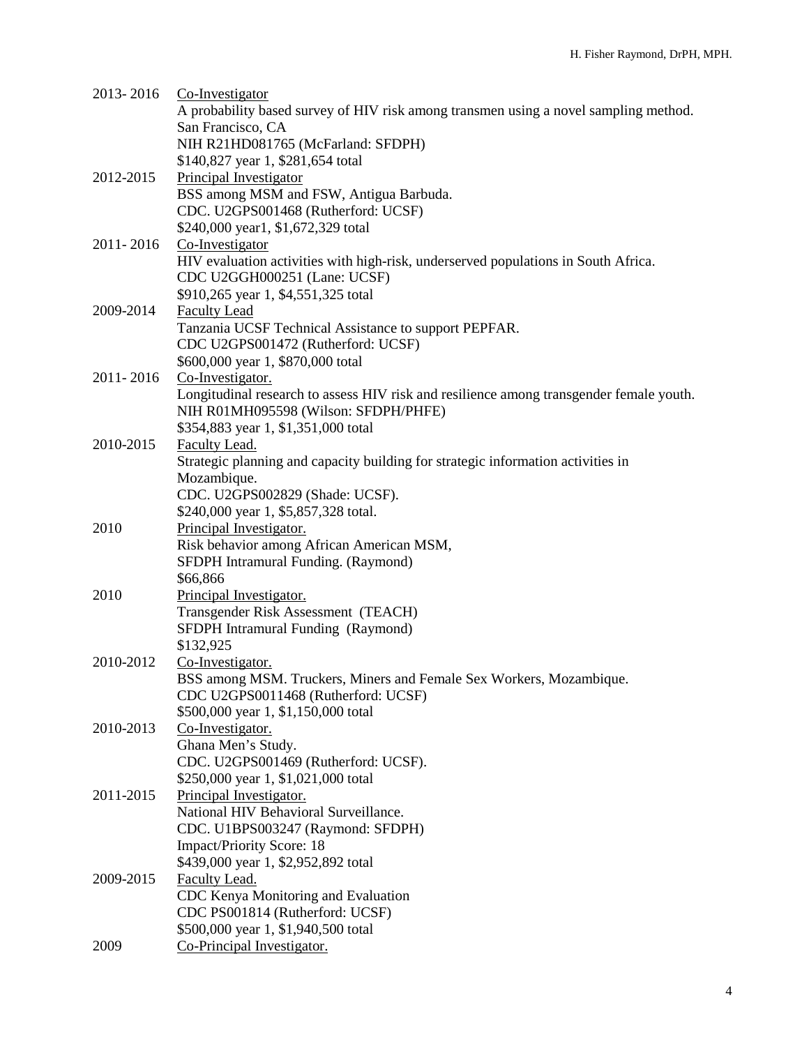2013- 2016 Co-Investigator
A probability based survey of HIV risk among transmen using a novel sampling method.
San Francisco, CA
NIH R21HD081765 (McFarland: SFDPH)
$140,827 year 1, $281,654 total

2012-2015 Principal Investigator
BSS among MSM and FSW, Antigua Barbuda.
CDC. U2GPS001468 (Rutherford: UCSF)
$240,000 year1, $1,672,329 total

2011- 2016 Co-Investigator
HIV evaluation activities with high-risk, underserved populations in South Africa.
CDC U2GGH000251 (Lane: UCSF)
$910,265 year 1, $4,551,325 total

2009-2014 Faculty Lead
Tanzania UCSF Technical Assistance to support PEPFAR.
CDC U2GPS001472 (Rutherford: UCSF)
$600,000 year 1, $870,000 total

2011- 2016 Co-Investigator.
Longitudinal research to assess HIV risk and resilience among transgender female youth.
NIH R01MH095598 (Wilson: SFDPH/PHFE)
$354,883 year 1, $1,351,000 total

2010-2015 Faculty Lead.
Strategic planning and capacity building for strategic information activities in Mozambique.
CDC. U2GPS002829 (Shade: UCSF).
$240,000 year 1, $5,857,328 total.

2010 Principal Investigator.
Risk behavior among African American MSM,
SFDPH Intramural Funding. (Raymond)
$66,866

2010 Principal Investigator.
Transgender Risk Assessment (TEACH)
SFDPH Intramural Funding (Raymond)
$132,925

2010-2012 Co-Investigator.
BSS among MSM. Truckers, Miners and Female Sex Workers, Mozambique.
CDC U2GPS0011468 (Rutherford: UCSF)
$500,000 year 1, $1,150,000 total

2010-2013 Co-Investigator.
Ghana Men's Study.
CDC. U2GPS001469 (Rutherford: UCSF).
$250,000 year 1, $1,021,000 total

2011-2015 Principal Investigator.
National HIV Behavioral Surveillance.
CDC. U1BPS003247 (Raymond: SFDPH)
Impact/Priority Score: 18
$439,000 year 1, $2,952,892 total

2009-2015 Faculty Lead.
CDC Kenya Monitoring and Evaluation
CDC PS001814 (Rutherford: UCSF)
$500,000 year 1, $1,940,500 total

2009 Co-Principal Investigator.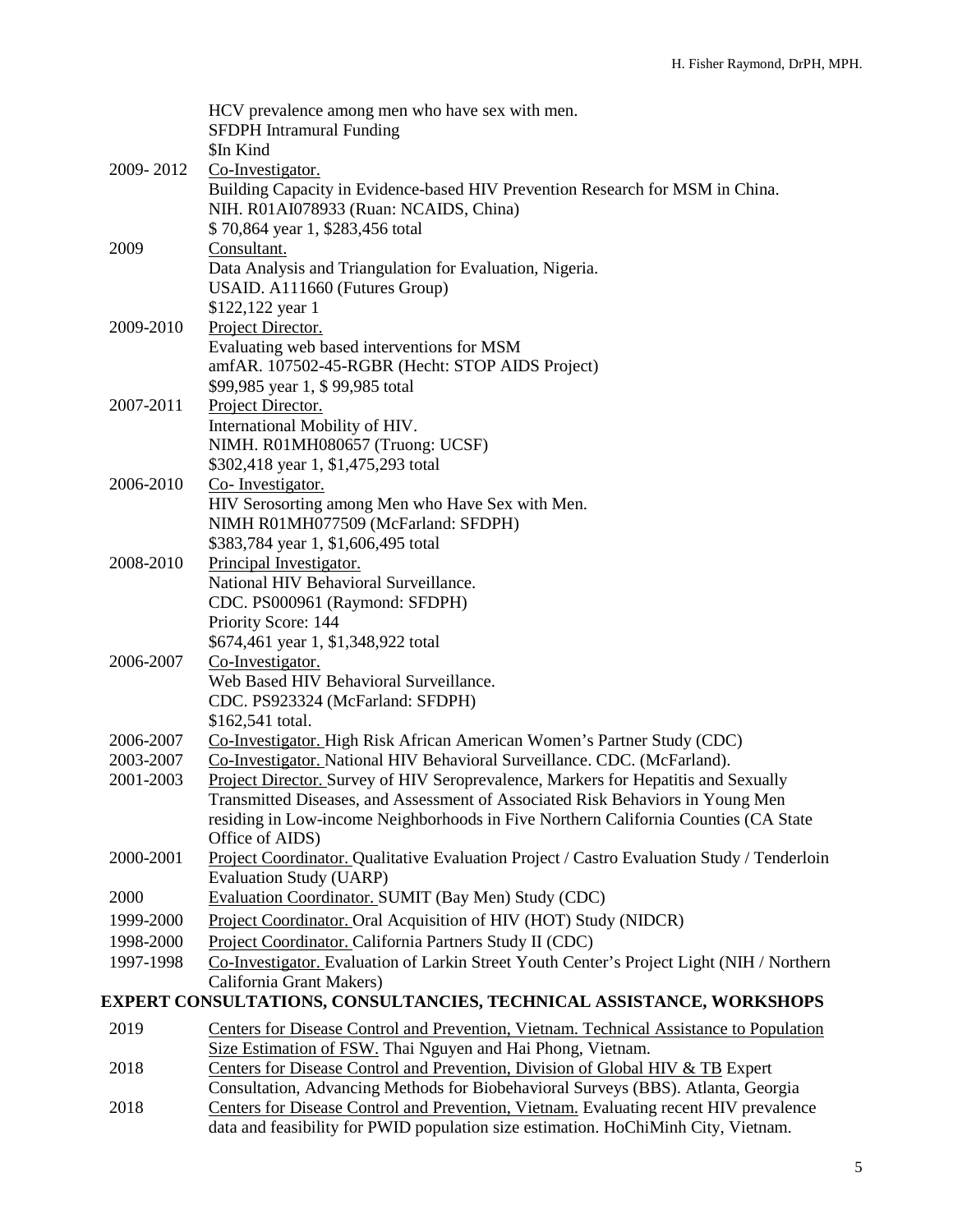| | |
|---|---|
| | HCV prevalence among men who have sex with men.<br>SFDPH Intramural Funding<br>$In Kind |
| 2009- 2012 | Co-Investigator.<br>Building Capacity in Evidence-based HIV Prevention Research for MSM in China.<br>NIH. R01AI078933 (Ruan: NCAIDS, China)<br>$ 70,864 year 1, $283,456 total |
| 2009 | Consultant.<br>Data Analysis and Triangulation for Evaluation, Nigeria.<br>USAID. A111660 (Futures Group)<br>$122,122 year 1 |
| 2009-2010 | Project Director.<br>Evaluating web based interventions for MSM<br>amfAR. 107502-45-RGBR (Hecht: STOP AIDS Project)<br>$99,985 year 1, $ 99,985 total |
| 2007-2011 | Project Director.<br>International Mobility of HIV.<br>NIMH. R01MH080657 (Truong: UCSF)<br>$302,418 year 1, $1,475,293 total |
| 2006-2010 | Co- Investigator.<br>HIV Serosorting among Men who Have Sex with Men.<br>NIMH R01MH077509 (McFarland: SFDPH)<br>$383,784 year 1, $1,606,495 total |
| 2008-2010 | Principal Investigator.<br>National HIV Behavioral Surveillance.<br>CDC. PS000961 (Raymond: SFDPH)<br>Priority Score: 144<br>$674,461 year 1, $1,348,922 total |
| 2006-2007 | Co-Investigator.<br>Web Based HIV Behavioral Surveillance.<br>CDC. PS923324 (McFarland: SFDPH)<br>$162,541 total. |
| 2006-2007 | Co-Investigator. High Risk African American Women's Partner Study (CDC) |
| 2003-2007 | Co-Investigator. National HIV Behavioral Surveillance. CDC. (McFarland). |
| 2001-2003 | Project Director. Survey of HIV Seroprevalence, Markers for Hepatitis and Sexually Transmitted Diseases, and Assessment of Associated Risk Behaviors in Young Men residing in Low-income Neighborhoods in Five Northern California Counties (CA State Office of AIDS) |
| 2000-2001 | Project Coordinator. Qualitative Evaluation Project / Castro Evaluation Study / Tenderloin Evaluation Study (UARP) |
| 2000 | Evaluation Coordinator. SUMIT (Bay Men) Study (CDC) |
| 1999-2000 | Project Coordinator. Oral Acquisition of HIV (HOT) Study (NIDCR) |
| 1998-2000 | Project Coordinator. California Partners Study II (CDC) |
| 1997-1998 | Co-Investigator. Evaluation of Larkin Street Youth Center's Project Light (NIH / Northern California Grant Makers) |

## EXPERT CONSULTATIONS, CONSULTANCIES, TECHNICAL ASSISTANCE, WORKSHOPS

| | |
|---|---|
| 2019 | Centers for Disease Control and Prevention, Vietnam. Technical Assistance to Population Size Estimation of FSW. Thai Nguyen and Hai Phong, Vietnam. |
| 2018 | Centers for Disease Control and Prevention, Division of Global HIV & TB Expert Consultation, Advancing Methods for Biobehavioral Surveys (BBS). Atlanta, Georgia |
| 2018 | Centers for Disease Control and Prevention, Vietnam. Evaluating recent HIV prevalence data and feasibility for PWID population size estimation. HoChiMinh City, Vietnam. |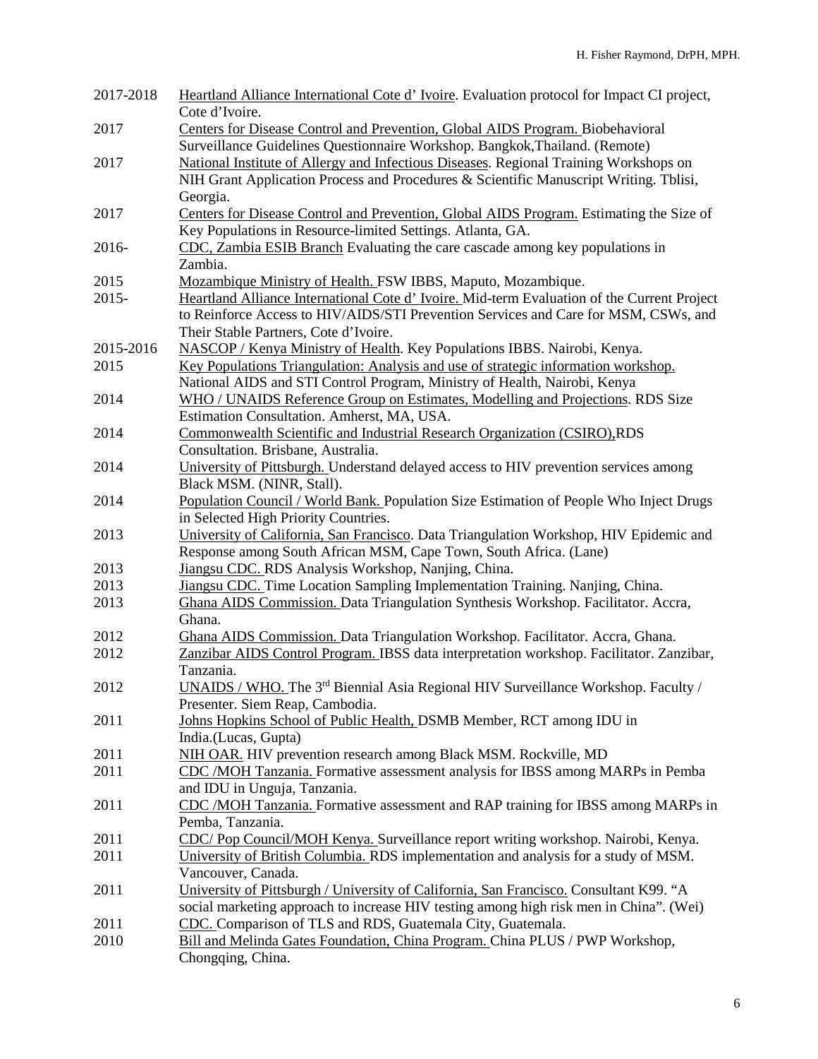| | |
|---|---|
| 2017-2018 | Heartland Alliance International Cote d' Ivoire. Evaluation protocol for Impact CI project, Cote d'Ivoire. |
| 2017 | Centers for Disease Control and Prevention, Global AIDS Program. Biobehavioral Surveillance Guidelines Questionnaire Workshop. Bangkok,Thailand. (Remote) |
| 2017 | National Institute of Allergy and Infectious Diseases. Regional Training Workshops on NIH Grant Application Process and Procedures & Scientific Manuscript Writing. Tblisi, Georgia. |
| 2017 | Centers for Disease Control and Prevention, Global AIDS Program. Estimating the Size of Key Populations in Resource-limited Settings. Atlanta, GA. |
| 2016- | CDC, Zambia ESIB Branch Evaluating the care cascade among key populations in Zambia. |
| 2015 | Mozambique Ministry of Health. FSW IBBS, Maputo, Mozambique. |
| 2015- | Heartland Alliance International Cote d' Ivoire. Mid-term Evaluation of the Current Project to Reinforce Access to HIV/AIDS/STI Prevention Services and Care for MSM, CSWs, and Their Stable Partners, Cote d'Ivoire. |
| 2015-2016 | NASCOP / Kenya Ministry of Health. Key Populations IBBS. Nairobi, Kenya. |
| 2015 | Key Populations Triangulation: Analysis and use of strategic information workshop. National AIDS and STI Control Program, Ministry of Health, Nairobi, Kenya |
| 2014 | WHO / UNAIDS Reference Group on Estimates, Modelling and Projections. RDS Size Estimation Consultation. Amherst, MA, USA. |
| 2014 | Commonwealth Scientific and Industrial Research Organization (CSIRO),RDS Consultation. Brisbane, Australia. |
| 2014 | University of Pittsburgh. Understand delayed access to HIV prevention services among Black MSM. (NINR, Stall). |
| 2014 | Population Council / World Bank. Population Size Estimation of People Who Inject Drugs in Selected High Priority Countries. |
| 2013 | University of California, San Francisco. Data Triangulation Workshop, HIV Epidemic and Response among South African MSM, Cape Town, South Africa. (Lane) |
| 2013 | Jiangsu CDC. RDS Analysis Workshop, Nanjing, China. |
| 2013 | Jiangsu CDC. Time Location Sampling Implementation Training. Nanjing, China. |
| 2013 | Ghana AIDS Commission. Data Triangulation Synthesis Workshop. Facilitator. Accra, Ghana. |
| 2012 | Ghana AIDS Commission. Data Triangulation Workshop. Facilitator. Accra, Ghana. |
| 2012 | Zanzibar AIDS Control Program. IBSS data interpretation workshop. Facilitator. Zanzibar, Tanzania. |
| 2012 | UNAIDS / WHO. The 3rd Biennial Asia Regional HIV Surveillance Workshop. Faculty / Presenter. Siem Reap, Cambodia. |
| 2011 | Johns Hopkins School of Public Health, DSMB Member, RCT among IDU in India.(Lucas, Gupta) |
| 2011 | NIH OAR. HIV prevention research among Black MSM. Rockville, MD |
| 2011 | CDC /MOH Tanzania. Formative assessment analysis for IBSS among MARPs in Pemba and IDU in Unguja, Tanzania. |
| 2011 | CDC /MOH Tanzania. Formative assessment and RAP training for IBSS among MARPs in Pemba, Tanzania. |
| 2011 | CDC/ Pop Council/MOH Kenya. Surveillance report writing workshop. Nairobi, Kenya. |
| 2011 | University of British Columbia. RDS implementation and analysis for a study of MSM. Vancouver, Canada. |
| 2011 | University of Pittsburgh / University of California, San Francisco. Consultant K99. "A social marketing approach to increase HIV testing among high risk men in China". (Wei) |
| 2011 | CDC. Comparison of TLS and RDS, Guatemala City, Guatemala. |
| 2010 | Bill and Melinda Gates Foundation, China Program. China PLUS / PWP Workshop, Chongqing, China. |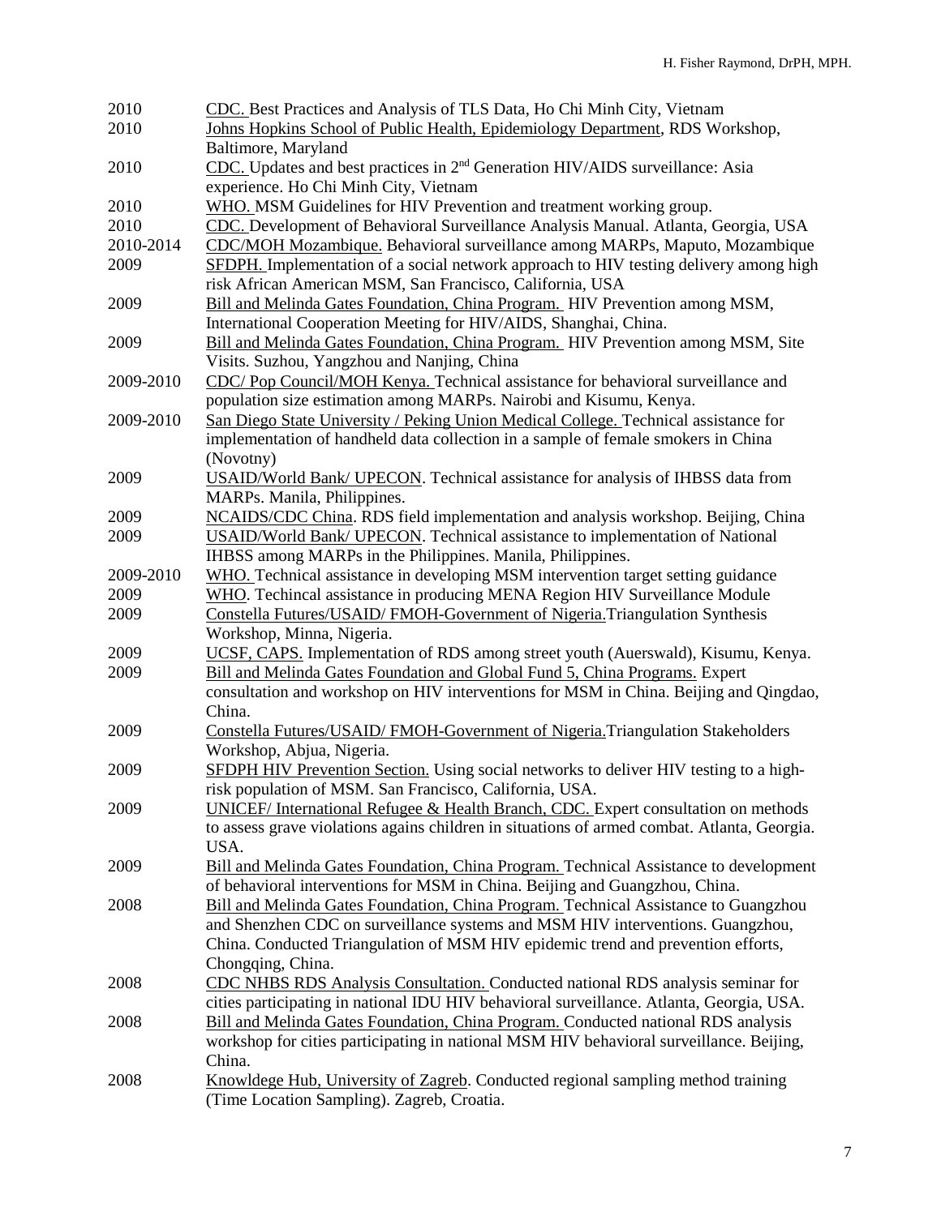| | |
|---|---|
| 2010 | <u>CDC.</u> Best Practices and Analysis of TLS Data, Ho Chi Minh City, Vietnam |
| 2010 | <u>Johns Hopkins School of Public Health, Epidemiology Department</u>, RDS Workshop, Baltimore, Maryland |
| 2010 | <u>CDC.</u> Updates and best practices in 2nd Generation HIV/AIDS surveillance: Asia experience. Ho Chi Minh City, Vietnam |
| 2010 | <u>WHO.</u> MSM Guidelines for HIV Prevention and treatment working group. |
| 2010 | <u>CDC.</u> Development of Behavioral Surveillance Analysis Manual. Atlanta, Georgia, USA |
| 2010-2014 | <u>CDC/MOH Mozambique.</u> Behavioral surveillance among MARPs, Maputo, Mozambique |
| 2009 | <u>SFDPH.</u> Implementation of a social network approach to HIV testing delivery among high risk African American MSM, San Francisco, California, USA |
| 2009 | <u>Bill and Melinda Gates Foundation, China Program.</u> HIV Prevention among MSM, International Cooperation Meeting for HIV/AIDS, Shanghai, China. |
| 2009 | <u>Bill and Melinda Gates Foundation, China Program.</u> HIV Prevention among MSM, Site Visits. Suzhou, Yangzhou and Nanjing, China |
| 2009-2010 | <u>CDC/ Pop Council/MOH Kenya.</u> Technical assistance for behavioral surveillance and population size estimation among MARPs. Nairobi and Kisumu, Kenya. |
| 2009-2010 | <u>San Diego State University / Peking Union Medical College.</u> Technical assistance for implementation of handheld data collection in a sample of female smokers in China (Novotny) |
| 2009 | <u>USAID/World Bank/ UPECON</u>. Technical assistance for analysis of IHBSS data from MARPs. Manila, Philippines. |
| 2009 | <u>NCAIDS/CDC China</u>. RDS field implementation and analysis workshop. Beijing, China |
| 2009 | <u>USAID/World Bank/ UPECON</u>. Technical assistance to implementation of National IHBSS among MARPs in the Philippines. Manila, Philippines. |
| 2009-2010 | <u>WHO.</u> Technical assistance in developing MSM intervention target setting guidance |
| 2009 | <u>WHO</u>. Techincal assistance in producing MENA Region HIV Surveillance Module |
| 2009 | <u>Constella Futures/USAID/ FMOH-Government of Nigeria.</u>Triangulation Synthesis Workshop, Minna, Nigeria. |
| 2009 | <u>UCSF, CAPS.</u> Implementation of RDS among street youth (Auerswald), Kisumu, Kenya. |
| 2009 | <u>Bill and Melinda Gates Foundation and Global Fund 5, China Programs.</u> Expert consultation and workshop on HIV interventions for MSM in China. Beijing and Qingdao, China. |
| 2009 | <u>Constella Futures/USAID/ FMOH-Government of Nigeria.</u>Triangulation Stakeholders Workshop, Abjua, Nigeria. |
| 2009 | <u>SFDPH HIV Prevention Section.</u> Using social networks to deliver HIV testing to a high-risk population of MSM. San Francisco, California, USA. |
| 2009 | <u>UNICEF/ International Refugee & Health Branch, CDC.</u> Expert consultation on methods to assess grave violations agains children in situations of armed combat. Atlanta, Georgia. USA. |
| 2009 | <u>Bill and Melinda Gates Foundation, China Program.</u> Technical Assistance to development of behavioral interventions for MSM in China. Beijing and Guangzhou, China. |
| 2008 | <u>Bill and Melinda Gates Foundation, China Program.</u> Technical Assistance to Guangzhou and Shenzhen CDC on surveillance systems and MSM HIV interventions. Guangzhou, China. Conducted Triangulation of MSM HIV epidemic trend and prevention efforts, Chongqing, China. |
| 2008 | <u>CDC NHBS RDS Analysis Consultation.</u> Conducted national RDS analysis seminar for cities participating in national IDU HIV behavioral surveillance. Atlanta, Georgia, USA. |
| 2008 | <u>Bill and Melinda Gates Foundation, China Program.</u> Conducted national RDS analysis workshop for cities participating in national MSM HIV behavioral surveillance. Beijing, China. |
| 2008 | <u>Knowldege Hub, University of Zagreb</u>. Conducted regional sampling method training (Time Location Sampling). Zagreb, Croatia. |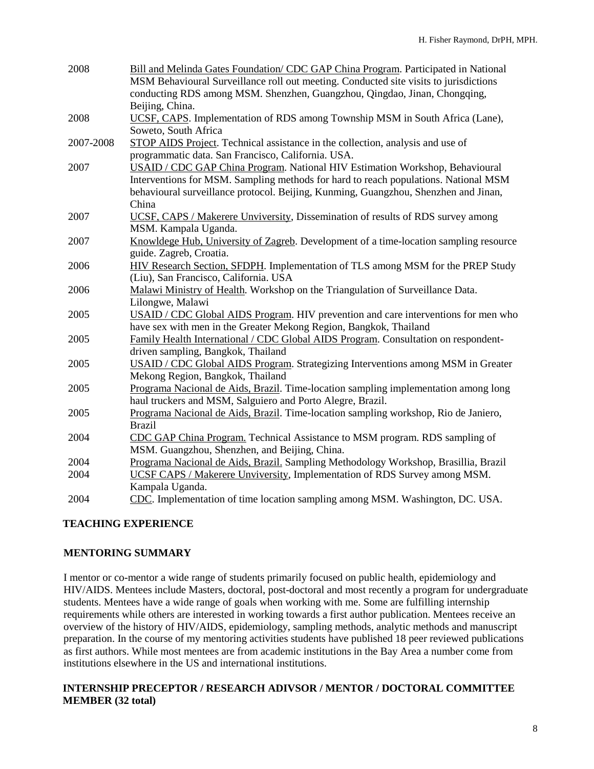| | |
|---|---|
| 2008 | <u>Bill and Melinda Gates Foundation/ CDC GAP China Program</u>. Participated in National MSM Behavioural Surveillance roll out meeting. Conducted site visits to jurisdictions conducting RDS among MSM. Shenzhen, Guangzhou, Qingdao, Jinan, Chongqing, Beijing, China. |
| 2008 | <u>UCSF, CAPS</u>. Implementation of RDS among Township MSM in South Africa (Lane), Soweto, South Africa |
| 2007-2008 | <u>STOP AIDS Project</u>. Technical assistance in the collection, analysis and use of programmatic data. San Francisco, California. USA. |
| 2007 | <u>USAID / CDC GAP China Program</u>. National HIV Estimation Workshop, Behavioural Interventions for MSM. Sampling methods for hard to reach populations. National MSM behavioural surveillance protocol. Beijing, Kunming, Guangzhou, Shenzhen and Jinan, China |
| 2007 | <u>UCSF, CAPS / Makerere Unviversity</u>, Dissemination of results of RDS survey among MSM. Kampala Uganda. |
| 2007 | <u>Knowldege Hub, University of Zagreb</u>. Development of a time-location sampling resource guide. Zagreb, Croatia. |
| 2006 | <u>HIV Research Section, SFDPH</u>. Implementation of TLS among MSM for the PREP Study (Liu), San Francisco, California. USA |
| 2006 | <u>Malawi Ministry of Health</u>. Workshop on the Triangulation of Surveillance Data. Lilongwe, Malawi |
| 2005 | <u>USAID / CDC Global AIDS Program</u>. HIV prevention and care interventions for men who have sex with men in the Greater Mekong Region, Bangkok, Thailand |
| 2005 | <u>Family Health International / CDC Global AIDS Program</u>. Consultation on respondent-driven sampling, Bangkok, Thailand |
| 2005 | <u>USAID / CDC Global AIDS Program</u>. Strategizing Interventions among MSM in Greater Mekong Region, Bangkok, Thailand |
| 2005 | <u>Programa Nacional de Aids, Brazil</u>. Time-location sampling implementation among long haul truckers and MSM, Salguiero and Porto Alegre, Brazil. |
| 2005 | <u>Programa Nacional de Aids, Brazil</u>. Time-location sampling workshop, Rio de Janiero, Brazil |
| 2004 | <u>CDC GAP China Program.</u> Technical Assistance to MSM program. RDS sampling of MSM. Guangzhou, Shenzhen, and Beijing, China. |
| 2004 | <u>Programa Nacional de Aids, Brazil.</u> Sampling Methodology Workshop, Brasillia, Brazil |
| 2004 | <u>UCSF CAPS / Makerere Unviversity</u>, Implementation of RDS Survey among MSM. Kampala Uganda. |
| 2004 | <u>CDC</u>. Implementation of time location sampling among MSM. Washington, DC. USA. |

## TEACHING EXPERIENCE

## MENTORING SUMMARY

I mentor or co-mentor a wide range of students primarily focused on public health, epidemiology and HIV/AIDS. Mentees include Masters, doctoral, post-doctoral and most recently a program for undergraduate students. Mentees have a wide range of goals when working with me. Some are fulfilling internship requirements while others are interested in working towards a first author publication. Mentees receive an overview of the history of HIV/AIDS, epidemiology, sampling methods, analytic methods and manuscript preparation. In the course of my mentoring activities students have published 18 peer reviewed publications as first authors. While most mentees are from academic institutions in the Bay Area a number come from institutions elsewhere in the US and international institutions.

## INTERNSHIP PRECEPTOR / RESEARCH ADIVSOR / MENTOR / DOCTORAL COMMITTEE MEMBER (32 total)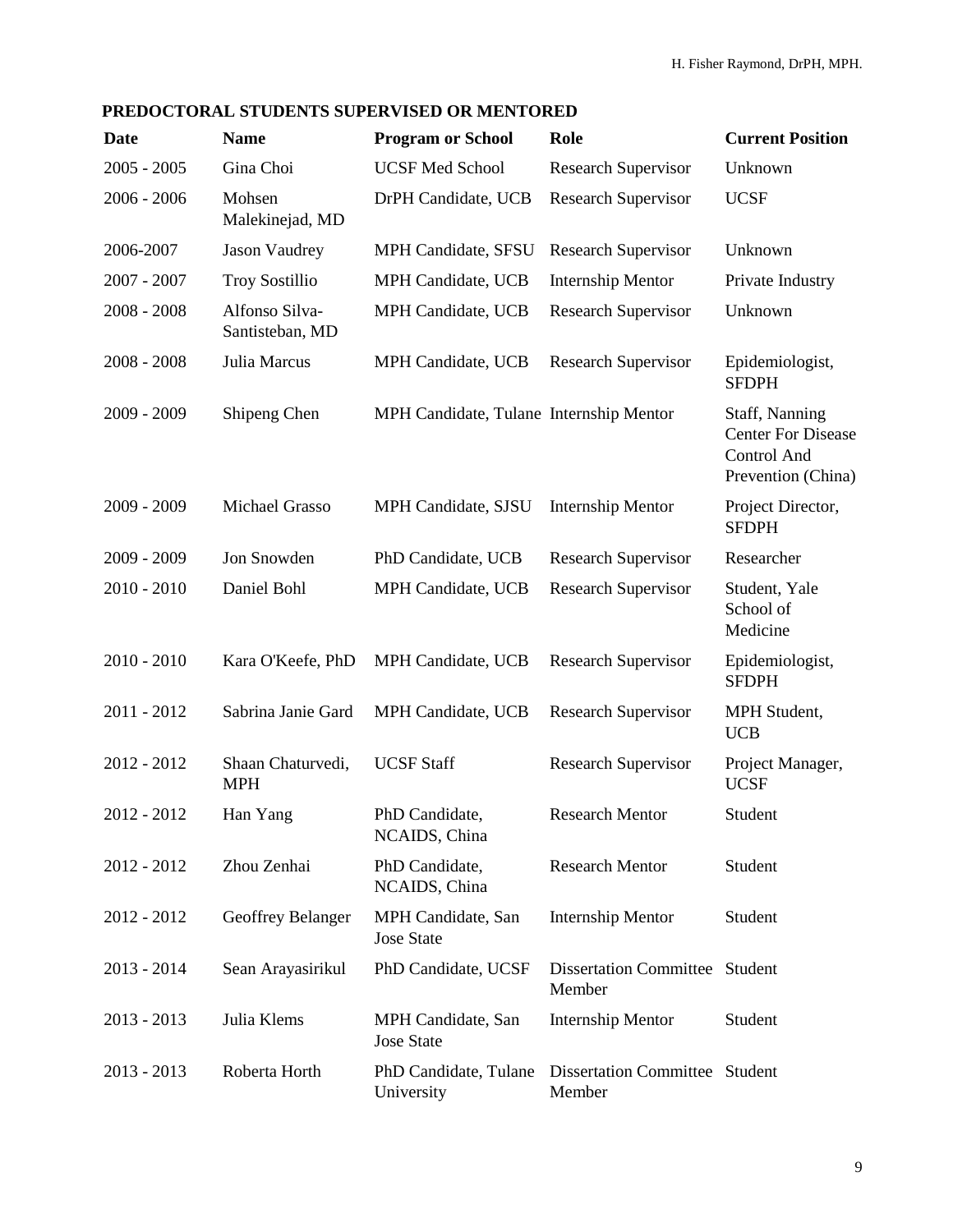## PREDOCTORAL STUDENTS SUPERVISED OR MENTORED

| Date | Name | Program or School | Role | Current Position |
|---|---|---|---|---|
| 2005 - 2005 | Gina Choi | UCSF Med School | Research Supervisor | Unknown |
| 2006 - 2006 | Mohsen Malekinejad, MD | DrPH Candidate, UCB | Research Supervisor | UCSF |
| 2006-2007 | Jason Vaudrey | MPH Candidate, SFSU | Research Supervisor | Unknown |
| 2007 - 2007 | Troy Sostillio | MPH Candidate, UCB | Internship Mentor | Private Industry |
| 2008 - 2008 | Alfonso Silva-Santisteban, MD | MPH Candidate, UCB | Research Supervisor | Unknown |
| 2008 - 2008 | Julia Marcus | MPH Candidate, UCB | Research Supervisor | Epidemiologist, SFDPH |
| 2009 - 2009 | Shipeng Chen | MPH Candidate, Tulane | Internship Mentor | Staff, Nanning Center For Disease Control And Prevention (China) |
| 2009 - 2009 | Michael Grasso | MPH Candidate, SJSU | Internship Mentor | Project Director, SFDPH |
| 2009 - 2009 | Jon Snowden | PhD Candidate, UCB | Research Supervisor | Researcher |
| 2010 - 2010 | Daniel Bohl | MPH Candidate, UCB | Research Supervisor | Student, Yale School of Medicine |
| 2010 - 2010 | Kara O'Keefe, PhD | MPH Candidate, UCB | Research Supervisor | Epidemiologist, SFDPH |
| 2011 - 2012 | Sabrina Janie Gard | MPH Candidate, UCB | Research Supervisor | MPH Student, UCB |
| 2012 - 2012 | Shaan Chaturvedi, MPH | UCSF Staff | Research Supervisor | Project Manager, UCSF |
| 2012 - 2012 | Han Yang | PhD Candidate, NCAIDS, China | Research Mentor | Student |
| 2012 - 2012 | Zhou Zenhai | PhD Candidate, NCAIDS, China | Research Mentor | Student |
| 2012 - 2012 | Geoffrey Belanger | MPH Candidate, San Jose State | Internship Mentor | Student |
| 2013 - 2014 | Sean Arayasirikul | PhD Candidate, UCSF | Dissertation Committee Member | Student |
| 2013 - 2013 | Julia Klems | MPH Candidate, San Jose State | Internship Mentor | Student |
| 2013 - 2013 | Roberta Horth | PhD Candidate, Tulane University | Dissertation Committee Member | Student |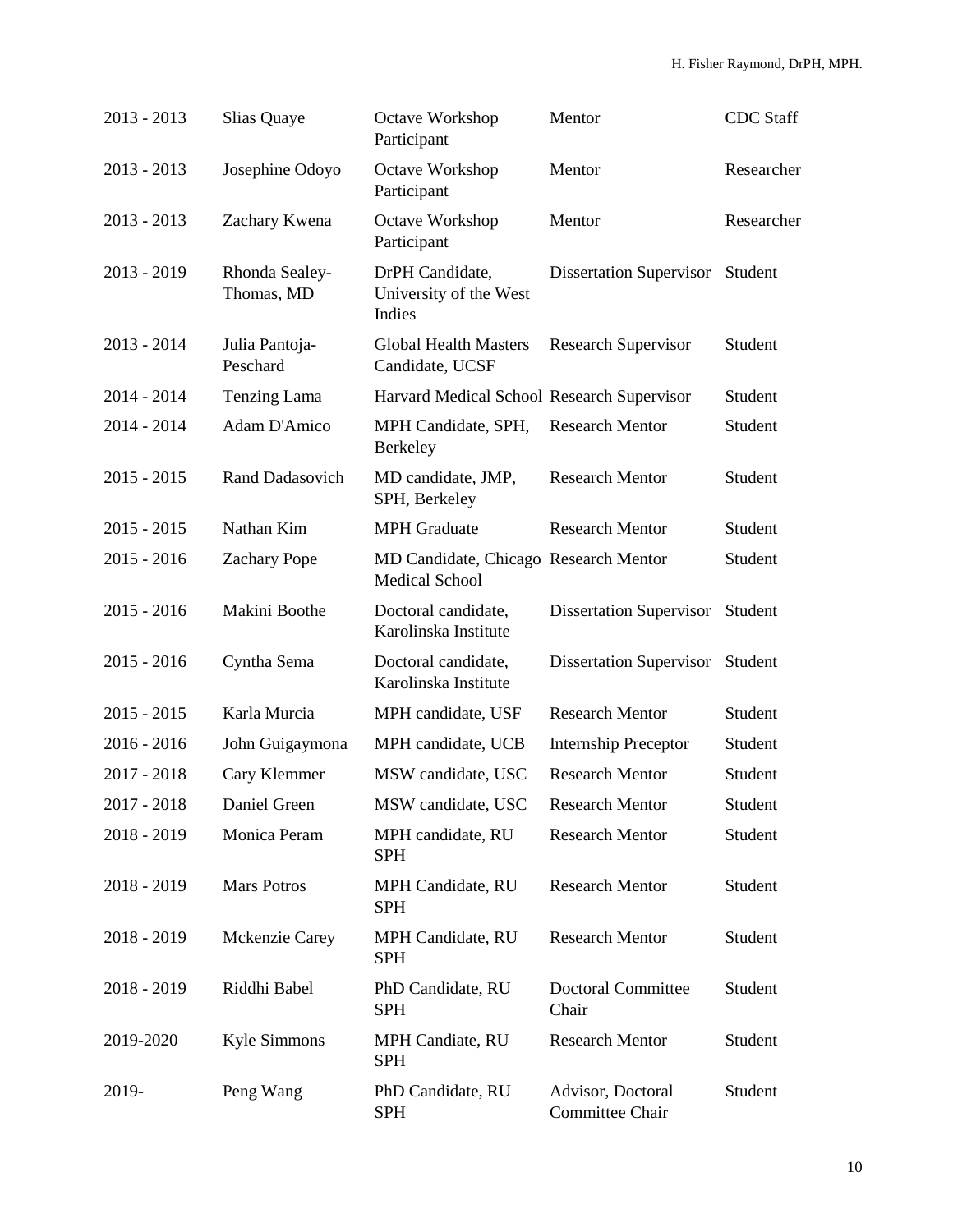| | | | | |
|---|---|---|---|---|
| 2013 - 2013 | Slias Quaye | Octave Workshop Participant | Mentor | CDC Staff |
| 2013 - 2013 | Josephine Odoyo | Octave Workshop Participant | Mentor | Researcher |
| 2013 - 2013 | Zachary Kwena | Octave Workshop Participant | Mentor | Researcher |
| 2013 - 2019 | Rhonda Sealey-Thomas, MD | DrPH Candidate, University of the West Indies | Dissertation Supervisor | Student |
| 2013 - 2014 | Julia Pantoja-Peschard | Global Health Masters Candidate, UCSF | Research Supervisor | Student |
| 2014 - 2014 | Tenzing Lama | Harvard Medical School | Research Supervisor | Student |
| 2014 - 2014 | Adam D'Amico | MPH Candidate, SPH, Berkeley | Research Mentor | Student |
| 2015 - 2015 | Rand Dadasovich | MD candidate, JMP, SPH, Berkeley | Research Mentor | Student |
| 2015 - 2015 | Nathan Kim | MPH Graduate | Research Mentor | Student |
| 2015 - 2016 | Zachary Pope | MD Candidate, Chicago Medical School | Research Mentor | Student |
| 2015 - 2016 | Makini Boothe | Doctoral candidate, Karolinska Institute | Dissertation Supervisor | Student |
| 2015 - 2016 | Cyntha Sema | Doctoral candidate, Karolinska Institute | Dissertation Supervisor | Student |
| 2015 - 2015 | Karla Murcia | MPH candidate, USF | Research Mentor | Student |
| 2016 - 2016 | John Guigaymona | MPH candidate, UCB | Internship Preceptor | Student |
| 2017 - 2018 | Cary Klemmer | MSW candidate, USC | Research Mentor | Student |
| 2017 - 2018 | Daniel Green | MSW candidate, USC | Research Mentor | Student |
| 2018 - 2019 | Monica Peram | MPH candidate, RU SPH | Research Mentor | Student |
| 2018 - 2019 | Mars Potros | MPH Candidate, RU SPH | Research Mentor | Student |
| 2018 - 2019 | Mckenzie Carey | MPH Candidate, RU SPH | Research Mentor | Student |
| 2018 - 2019 | Riddhi Babel | PhD Candidate, RU SPH | Doctoral Committee Chair | Student |
| 2019-2020 | Kyle Simmons | MPH Candiate, RU SPH | Research Mentor | Student |
| 2019- | Peng Wang | PhD Candidate, RU SPH | Advisor, Doctoral Committee Chair | Student |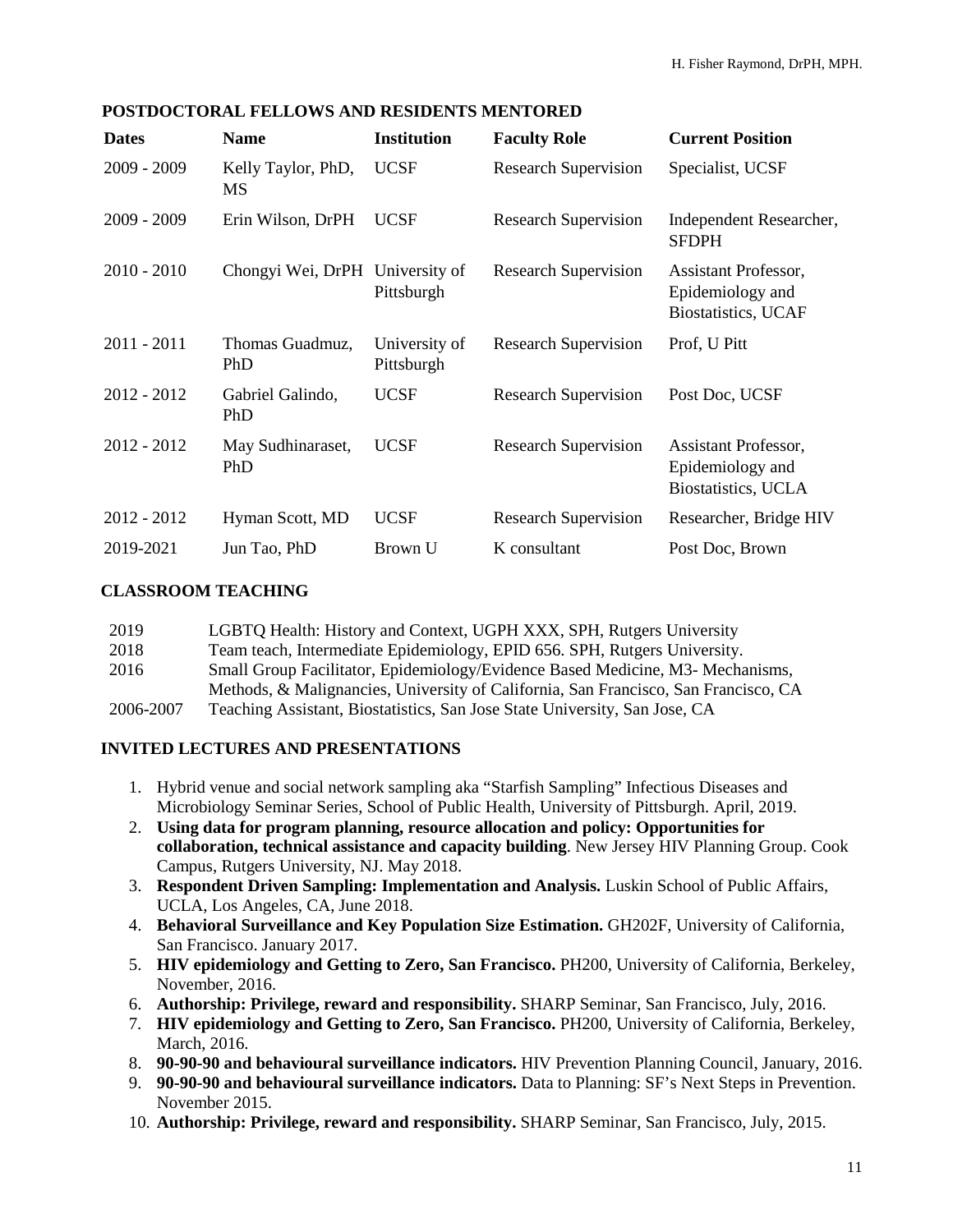## POSTDOCTORAL FELLOWS AND RESIDENTS MENTORED

| Dates | Name | Institution | Faculty Role | Current Position |
|---|---|---|---|---|
| 2009 - 2009 | Kelly Taylor, PhD, MS | UCSF | Research Supervision | Specialist, UCSF |
| 2009 - 2009 | Erin Wilson, DrPH | UCSF | Research Supervision | Independent Researcher, SFDPH |
| 2010 - 2010 | Chongyi Wei, DrPH | University of Pittsburgh | Research Supervision | Assistant Professor, Epidemiology and Biostatistics, UCAF |
| 2011 - 2011 | Thomas Guadmuz, PhD | University of Pittsburgh | Research Supervision | Prof, U Pitt |
| 2012 - 2012 | Gabriel Galindo, PhD | UCSF | Research Supervision | Post Doc, UCSF |
| 2012 - 2012 | May Sudhinaraset, PhD | UCSF | Research Supervision | Assistant Professor, Epidemiology and Biostatistics, UCLA |
| 2012 - 2012 | Hyman Scott, MD | UCSF | Research Supervision | Researcher, Bridge HIV |
| 2019-2021 | Jun Tao, PhD | Brown U | K consultant | Post Doc, Brown |

## CLASSROOM TEACHING

| | |
|---|---|
| 2019 | LGBTQ Health: History and Context, UGPH XXX, SPH, Rutgers University |
| 2018 | Team teach, Intermediate Epidemiology, EPID 656. SPH, Rutgers University. |
| 2016 | Small Group Facilitator, Epidemiology/Evidence Based Medicine, M3- Mechanisms, Methods, & Malignancies, University of California, San Francisco, San Francisco, CA |
| 2006-2007 | Teaching Assistant, Biostatistics, San Jose State University, San Jose, CA |

## INVITED LECTURES AND PRESENTATIONS

1. Hybrid venue and social network sampling aka "Starfish Sampling" Infectious Diseases and Microbiology Seminar Series, School of Public Health, University of Pittsburgh. April, 2019.
2. **Using data for program planning, resource allocation and policy: Opportunities for collaboration, technical assistance and capacity building**. New Jersey HIV Planning Group. Cook Campus, Rutgers University, NJ. May 2018.
3. **Respondent Driven Sampling: Implementation and Analysis.** Luskin School of Public Affairs, UCLA, Los Angeles, CA, June 2018.
4. **Behavioral Surveillance and Key Population Size Estimation.** GH202F, University of California, San Francisco. January 2017.
5. **HIV epidemiology and Getting to Zero, San Francisco.** PH200, University of California, Berkeley, November, 2016.
6. **Authorship: Privilege, reward and responsibility.** SHARP Seminar, San Francisco, July, 2016.
7. **HIV epidemiology and Getting to Zero, San Francisco.** PH200, University of California, Berkeley, March, 2016.
8. **90-90-90 and behavioural surveillance indicators.** HIV Prevention Planning Council, January, 2016.
9. **90-90-90 and behavioural surveillance indicators.** Data to Planning: SF's Next Steps in Prevention. November 2015.
10. **Authorship: Privilege, reward and responsibility.** SHARP Seminar, San Francisco, July, 2015.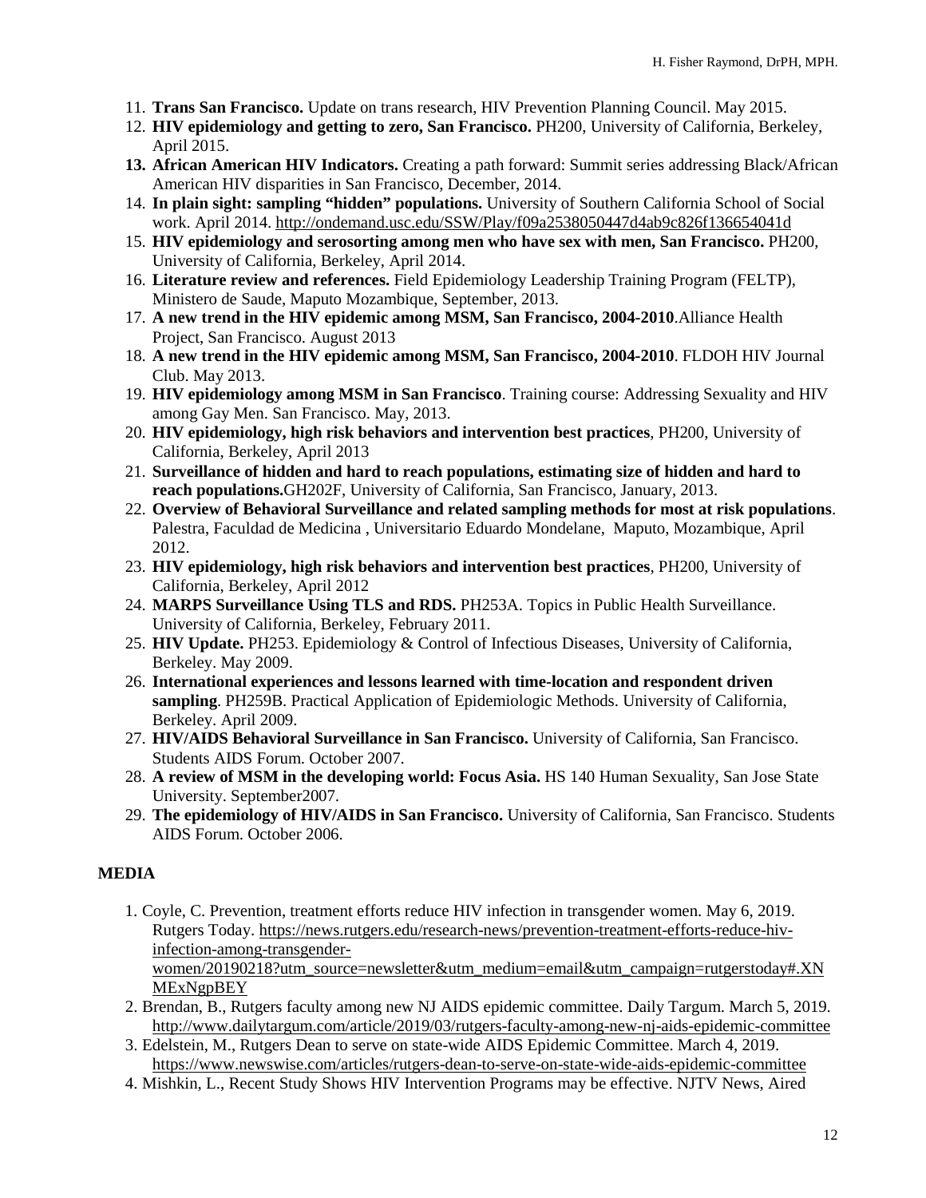11. **Trans San Francisco.** Update on trans research, HIV Prevention Planning Council. May 2015.
12. **HIV epidemiology and getting to zero, San Francisco.** PH200, University of California, Berkeley, April 2015.
13. **African American HIV Indicators.** Creating a path forward: Summit series addressing Black/African American HIV disparities in San Francisco, December, 2014.
14. **In plain sight: sampling "hidden" populations.** University of Southern California School of Social work. April 2014. http://ondemand.usc.edu/SSW/Play/f09a2538050447d4ab9c826f136654041d
15. **HIV epidemiology and serosorting among men who have sex with men, San Francisco.** PH200, University of California, Berkeley, April 2014.
16. **Literature review and references.** Field Epidemiology Leadership Training Program (FELTP), Ministero de Saude, Maputo Mozambique, September, 2013.
17. **A new trend in the HIV epidemic among MSM, San Francisco, 2004-2010**.Alliance Health Project, San Francisco. August 2013
18. **A new trend in the HIV epidemic among MSM, San Francisco, 2004-2010**. FLDOH HIV Journal Club. May 2013.
19. **HIV epidemiology among MSM in San Francisco**. Training course: Addressing Sexuality and HIV among Gay Men. San Francisco. May, 2013.
20. **HIV epidemiology, high risk behaviors and intervention best practices**, PH200, University of California, Berkeley, April 2013
21. **Surveillance of hidden and hard to reach populations, estimating size of hidden and hard to reach populations.**GH202F, University of California, San Francisco, January, 2013.
22. **Overview of Behavioral Surveillance and related sampling methods for most at risk populations**. Palestra, Faculdad de Medicina , Universitario Eduardo Mondelane, Maputo, Mozambique, April 2012.
23. **HIV epidemiology, high risk behaviors and intervention best practices**, PH200, University of California, Berkeley, April 2012
24. **MARPS Surveillance Using TLS and RDS.** PH253A. Topics in Public Health Surveillance. University of California, Berkeley, February 2011.
25. **HIV Update.** PH253. Epidemiology & Control of Infectious Diseases, University of California, Berkeley. May 2009.
26. **International experiences and lessons learned with time-location and respondent driven sampling**. PH259B. Practical Application of Epidemiologic Methods. University of California, Berkeley. April 2009.
27. **HIV/AIDS Behavioral Surveillance in San Francisco.** University of California, San Francisco. Students AIDS Forum. October 2007.
28. **A review of MSM in the developing world: Focus Asia.** HS 140 Human Sexuality, San Jose State University. September2007.
29. **The epidemiology of HIV/AIDS in San Francisco.** University of California, San Francisco. Students AIDS Forum. October 2006.

## MEDIA

1. Coyle, C. Prevention, treatment efforts reduce HIV infection in transgender women. May 6, 2019. Rutgers Today. https://news.rutgers.edu/research-news/prevention-treatment-efforts-reduce-hiv-infection-among-transgender-women/20190218?utm_source=newsletter&utm_medium=email&utm_campaign=rutgerstoday#.XNMExNgpBEY
2. Brendan, B., Rutgers faculty among new NJ AIDS epidemic committee. Daily Targum. March 5, 2019. http://www.dailytargum.com/article/2019/03/rutgers-faculty-among-new-nj-aids-epidemic-committee
3. Edelstein, M., Rutgers Dean to serve on state-wide AIDS Epidemic Committee. March 4, 2019. https://www.newswise.com/articles/rutgers-dean-to-serve-on-state-wide-aids-epidemic-committee
4. Mishkin, L., Recent Study Shows HIV Intervention Programs may be effective. NJTV News, Aired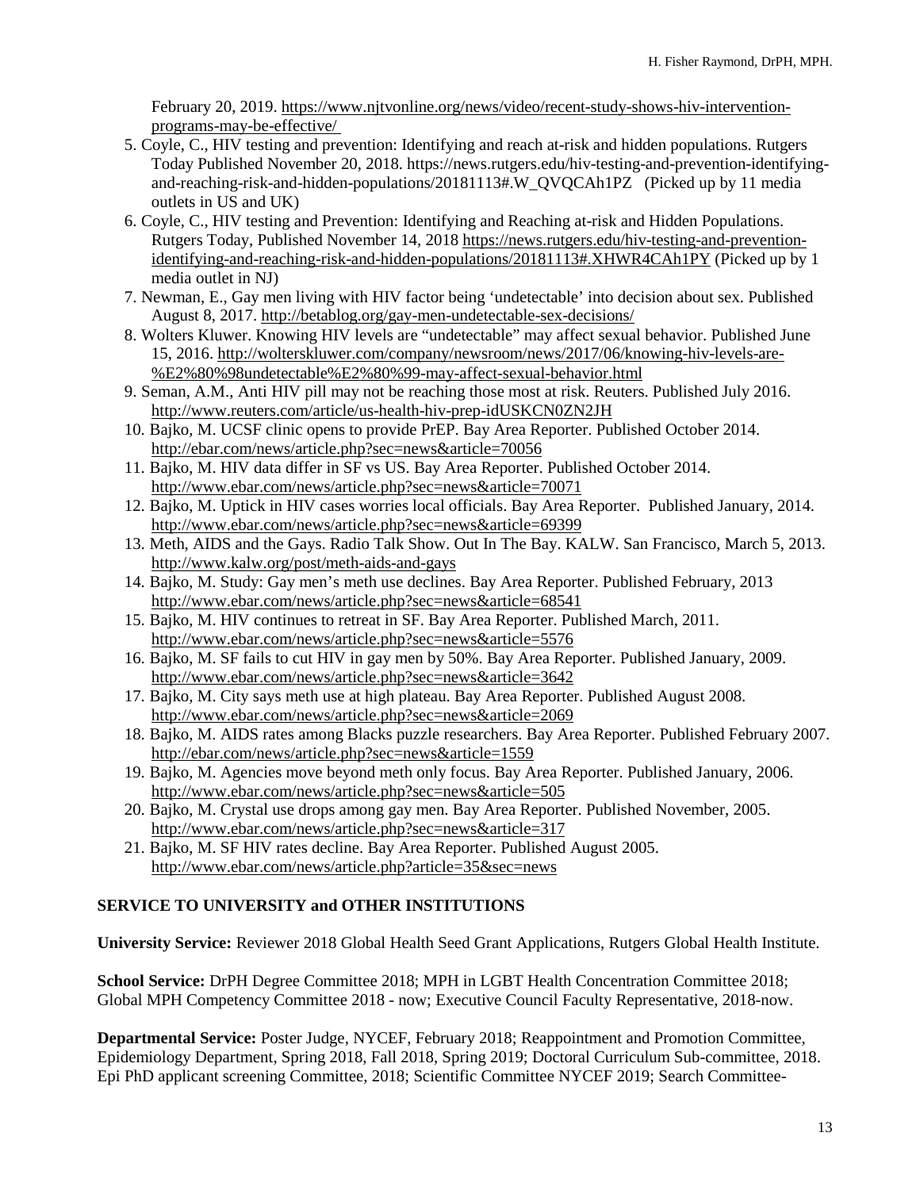February 20, 2019. https://www.njtvonline.org/news/video/recent-study-shows-hiv-intervention-programs-may-be-effective/

5. Coyle, C., HIV testing and prevention: Identifying and reach at-risk and hidden populations. Rutgers Today Published November 20, 2018. https://news.rutgers.edu/hiv-testing-and-prevention-identifying-and-reaching-risk-and-hidden-populations/20181113#.W_QVQCAh1PZ (Picked up by 11 media outlets in US and UK)
6. Coyle, C., HIV testing and Prevention: Identifying and Reaching at-risk and Hidden Populations. Rutgers Today, Published November 14, 2018 https://news.rutgers.edu/hiv-testing-and-prevention-identifying-and-reaching-risk-and-hidden-populations/20181113#.XHWR4CAh1PY (Picked up by 1 media outlet in NJ)
7. Newman, E., Gay men living with HIV factor being 'undetectable' into decision about sex. Published August 8, 2017. http://betablog.org/gay-men-undetectable-sex-decisions/
8. Wolters Kluwer. Knowing HIV levels are "undetectable" may affect sexual behavior. Published June 15, 2016. http://wolterskluwer.com/company/newsroom/news/2017/06/knowing-hiv-levels-are-%E2%80%98undetectable%E2%80%99-may-affect-sexual-behavior.html
9. Seman, A.M., Anti HIV pill may not be reaching those most at risk. Reuters. Published July 2016. http://www.reuters.com/article/us-health-hiv-prep-idUSKCN0ZN2JH
10. Bajko, M. UCSF clinic opens to provide PrEP. Bay Area Reporter. Published October 2014. http://ebar.com/news/article.php?sec=news&article=70056
11. Bajko, M. HIV data differ in SF vs US. Bay Area Reporter. Published October 2014. http://www.ebar.com/news/article.php?sec=news&article=70071
12. Bajko, M. Uptick in HIV cases worries local officials. Bay Area Reporter. Published January, 2014. http://www.ebar.com/news/article.php?sec=news&article=69399
13. Meth, AIDS and the Gays. Radio Talk Show. Out In The Bay. KALW. San Francisco, March 5, 2013. http://www.kalw.org/post/meth-aids-and-gays
14. Bajko, M. Study: Gay men's meth use declines. Bay Area Reporter. Published February, 2013 http://www.ebar.com/news/article.php?sec=news&article=68541
15. Bajko, M. HIV continues to retreat in SF. Bay Area Reporter. Published March, 2011. http://www.ebar.com/news/article.php?sec=news&article=5576
16. Bajko, M. SF fails to cut HIV in gay men by 50%. Bay Area Reporter. Published January, 2009. http://www.ebar.com/news/article.php?sec=news&article=3642
17. Bajko, M. City says meth use at high plateau. Bay Area Reporter. Published August 2008. http://www.ebar.com/news/article.php?sec=news&article=2069
18. Bajko, M. AIDS rates among Blacks puzzle researchers. Bay Area Reporter. Published February 2007. http://ebar.com/news/article.php?sec=news&article=1559
19. Bajko, M. Agencies move beyond meth only focus. Bay Area Reporter. Published January, 2006. http://www.ebar.com/news/article.php?sec=news&article=505
20. Bajko, M. Crystal use drops among gay men. Bay Area Reporter. Published November, 2005. http://www.ebar.com/news/article.php?sec=news&article=317
21. Bajko, M. SF HIV rates decline. Bay Area Reporter. Published August 2005. http://www.ebar.com/news/article.php?article=35&sec=news

## SERVICE TO UNIVERSITY and OTHER INSTITUTIONS

**University Service:** Reviewer 2018 Global Health Seed Grant Applications, Rutgers Global Health Institute.

**School Service:** DrPH Degree Committee 2018; MPH in LGBT Health Concentration Committee 2018; Global MPH Competency Committee 2018 - now; Executive Council Faculty Representative, 2018-now.

**Departmental Service:** Poster Judge, NYCEF, February 2018; Reappointment and Promotion Committee, Epidemiology Department, Spring 2018, Fall 2018, Spring 2019; Doctoral Curriculum Sub-committee, 2018. Epi PhD applicant screening Committee, 2018; Scientific Committee NYCEF 2019; Search Committee-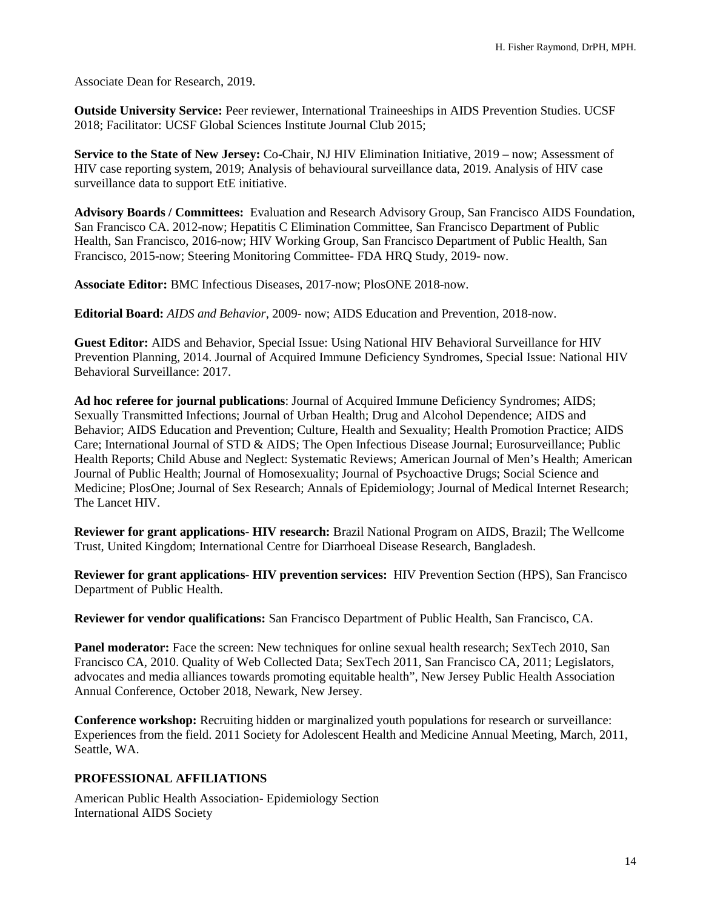Associate Dean for Research, 2019.

**Outside University Service:** Peer reviewer, International Traineeships in AIDS Prevention Studies. UCSF 2018; Facilitator: UCSF Global Sciences Institute Journal Club 2015;

**Service to the State of New Jersey:** Co-Chair, NJ HIV Elimination Initiative, 2019 – now; Assessment of HIV case reporting system, 2019; Analysis of behavioural surveillance data, 2019. Analysis of HIV case surveillance data to support EtE initiative.

**Advisory Boards / Committees:** Evaluation and Research Advisory Group, San Francisco AIDS Foundation, San Francisco CA. 2012-now; Hepatitis C Elimination Committee, San Francisco Department of Public Health, San Francisco, 2016-now; HIV Working Group, San Francisco Department of Public Health, San Francisco, 2015-now; Steering Monitoring Committee- FDA HRQ Study, 2019- now.

**Associate Editor:** BMC Infectious Diseases, 2017-now; PlosONE 2018-now.

**Editorial Board:** *AIDS and Behavior*, 2009- now; AIDS Education and Prevention, 2018-now.

**Guest Editor:** AIDS and Behavior, Special Issue: Using National HIV Behavioral Surveillance for HIV Prevention Planning, 2014. Journal of Acquired Immune Deficiency Syndromes, Special Issue: National HIV Behavioral Surveillance: 2017.

**Ad hoc referee for journal publications**: Journal of Acquired Immune Deficiency Syndromes; AIDS; Sexually Transmitted Infections; Journal of Urban Health; Drug and Alcohol Dependence; AIDS and Behavior; AIDS Education and Prevention; Culture, Health and Sexuality; Health Promotion Practice; AIDS Care; International Journal of STD & AIDS; The Open Infectious Disease Journal; Eurosurveillance; Public Health Reports; Child Abuse and Neglect: Systematic Reviews; American Journal of Men's Health; American Journal of Public Health; Journal of Homosexuality; Journal of Psychoactive Drugs; Social Science and Medicine; PlosOne; Journal of Sex Research; Annals of Epidemiology; Journal of Medical Internet Research; The Lancet HIV.

**Reviewer for grant applications- HIV research:** Brazil National Program on AIDS, Brazil; The Wellcome Trust, United Kingdom; International Centre for Diarrhoeal Disease Research, Bangladesh.

**Reviewer for grant applications- HIV prevention services:** HIV Prevention Section (HPS), San Francisco Department of Public Health.

**Reviewer for vendor qualifications:** San Francisco Department of Public Health, San Francisco, CA.

**Panel moderator:** Face the screen: New techniques for online sexual health research; SexTech 2010, San Francisco CA, 2010. Quality of Web Collected Data; SexTech 2011, San Francisco CA, 2011; Legislators, advocates and media alliances towards promoting equitable health", New Jersey Public Health Association Annual Conference, October 2018, Newark, New Jersey.

**Conference workshop:** Recruiting hidden or marginalized youth populations for research or surveillance: Experiences from the field. 2011 Society for Adolescent Health and Medicine Annual Meeting, March, 2011, Seattle, WA.

## PROFESSIONAL AFFILIATIONS

American Public Health Association- Epidemiology Section
International AIDS Society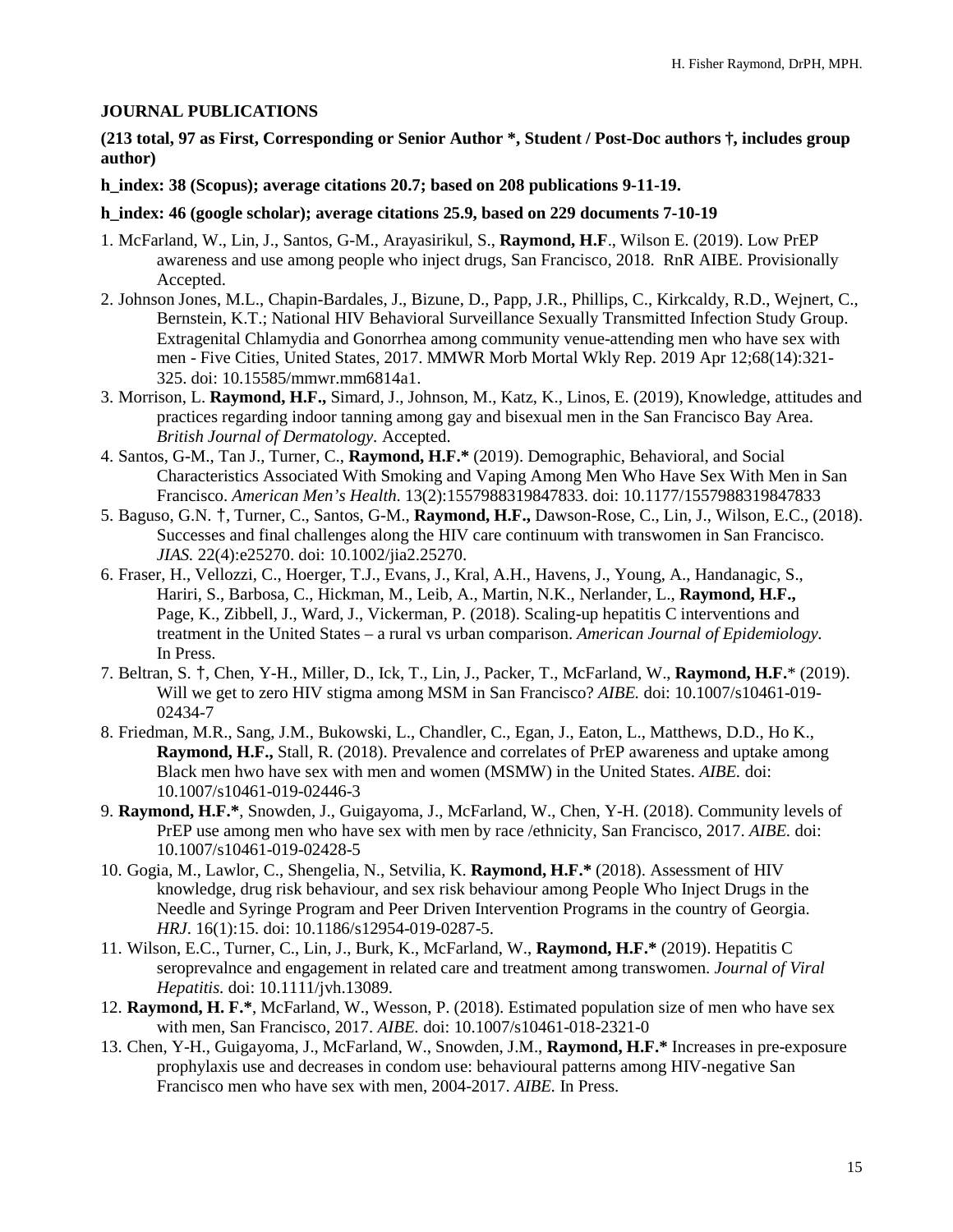**JOURNAL PUBLICATIONS**

**(213 total, 97 as First, Corresponding or Senior Author *, Student / Post-Doc authors †, includes group author)**

**h_index: 38 (Scopus); average citations 20.7; based on 208 publications 9-11-19.**

**h_index: 46 (google scholar); average citations 25.9, based on 229 documents 7-10-19**

1. McFarland, W., Lin, J., Santos, G-M., Arayasirikul, S., **Raymond, H.F**., Wilson E. (2019). Low PrEP awareness and use among people who inject drugs, San Francisco, 2018. RnR AIBE. Provisionally Accepted.
2. Johnson Jones, M.L., Chapin-Bardales, J., Bizune, D., Papp, J.R., Phillips, C., Kirkcaldy, R.D., Wejnert, C., Bernstein, K.T.; National HIV Behavioral Surveillance Sexually Transmitted Infection Study Group. Extragenital Chlamydia and Gonorrhea among community venue-attending men who have sex with men - Five Cities, United States, 2017. MMWR Morb Mortal Wkly Rep. 2019 Apr 12;68(14):321-325. doi: 10.15585/mmwr.mm6814a1.
3. Morrison, L. **Raymond, H.F.,** Simard, J., Johnson, M., Katz, K., Linos, E. (2019), Knowledge, attitudes and practices regarding indoor tanning among gay and bisexual men in the San Francisco Bay Area. *British Journal of Dermatology*. Accepted.
4. Santos, G-M., Tan J., Turner, C., **Raymond, H.F.*** (2019). Demographic, Behavioral, and Social Characteristics Associated With Smoking and Vaping Among Men Who Have Sex With Men in San Francisco. *American Men's Health*. 13(2):1557988319847833. doi: 10.1177/1557988319847833
5. Baguso, G.N. †, Turner, C., Santos, G-M., **Raymond, H.F.,** Dawson-Rose, C., Lin, J., Wilson, E.C., (2018). Successes and final challenges along the HIV care continuum with transwomen in San Francisco. *JIAS.* 22(4):e25270. doi: 10.1002/jia2.25270.
6. Fraser, H., Vellozzi, C., Hoerger, T.J., Evans, J., Kral, A.H., Havens, J., Young, A., Handanagic, S., Hariri, S., Barbosa, C., Hickman, M., Leib, A., Martin, N.K., Nerlander, L., **Raymond, H.F.,** Page, K., Zibbell, J., Ward, J., Vickerman, P. (2018). Scaling-up hepatitis C interventions and treatment in the United States – a rural vs urban comparison. *American Journal of Epidemiology.* In Press.
7. Beltran, S. †, Chen, Y-H., Miller, D., Ick, T., Lin, J., Packer, T., McFarland, W., **Raymond, H.F.*** (2019). Will we get to zero HIV stigma among MSM in San Francisco? *AIBE.* doi: 10.1007/s10461-019-02434-7
8. Friedman, M.R., Sang, J.M., Bukowski, L., Chandler, C., Egan, J., Eaton, L., Matthews, D.D., Ho K., **Raymond, H.F.,** Stall, R. (2018). Prevalence and correlates of PrEP awareness and uptake among Black men hwo have sex with men and women (MSMW) in the United States. *AIBE.* doi: 10.1007/s10461-019-02446-3
9. **Raymond, H.F.***, Snowden, J., Guigayoma, J., McFarland, W., Chen, Y-H. (2018). Community levels of PrEP use among men who have sex with men by race /ethnicity, San Francisco, 2017. *AIBE.* doi: 10.1007/s10461-019-02428-5
10. Gogia, M., Lawlor, C., Shengelia, N., Setvilia, K. **Raymond, H.F.*** (2018). Assessment of HIV knowledge, drug risk behaviour, and sex risk behaviour among People Who Inject Drugs in the Needle and Syringe Program and Peer Driven Intervention Programs in the country of Georgia. *HRJ*. 16(1):15. doi: 10.1186/s12954-019-0287-5.
11. Wilson, E.C., Turner, C., Lin, J., Burk, K., McFarland, W., **Raymond, H.F.*** (2019). Hepatitis C seroprevalnce and engagement in related care and treatment among transwomen. *Journal of Viral Hepatitis.* doi: 10.1111/jvh.13089.
12. **Raymond, H. F.***, McFarland, W., Wesson, P. (2018). Estimated population size of men who have sex with men, San Francisco, 2017. *AIBE.* doi: 10.1007/s10461-018-2321-0
13. Chen, Y-H., Guigayoma, J., McFarland, W., Snowden, J.M., **Raymond, H.F.*** Increases in pre-exposure prophylaxis use and decreases in condom use: behavioural patterns among HIV-negative San Francisco men who have sex with men, 2004-2017. *AIBE.* In Press.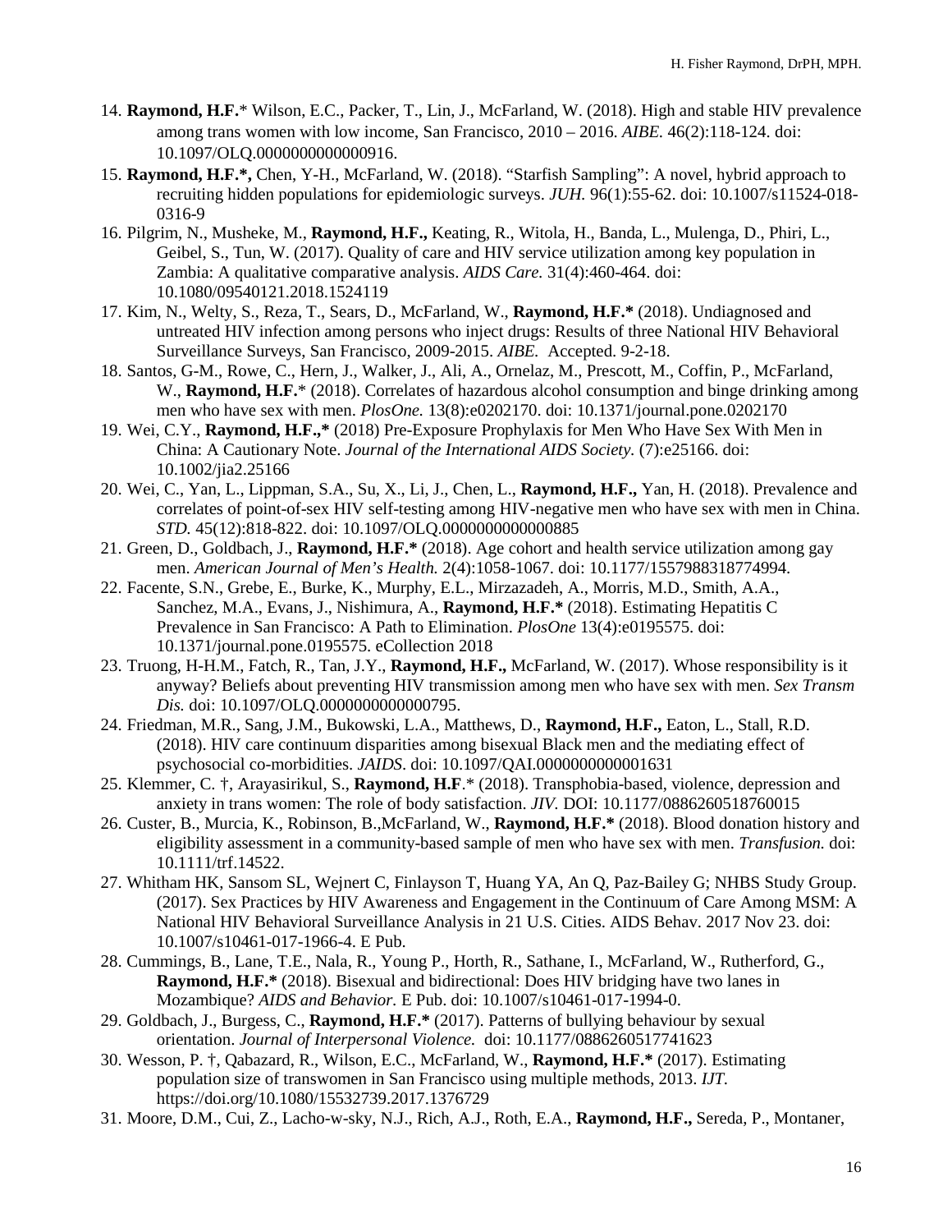14. **Raymond, H.F.**\* Wilson, E.C., Packer, T., Lin, J., McFarland, W. (2018). High and stable HIV prevalence among trans women with low income, San Francisco, 2010 – 2016. *AIBE.* 46(2):118-124. doi: 10.1097/OLQ.0000000000000916.
15. **Raymond, H.F.\*,** Chen, Y-H., McFarland, W. (2018). "Starfish Sampling": A novel, hybrid approach to recruiting hidden populations for epidemiologic surveys. *JUH.* 96(1):55-62. doi: 10.1007/s11524-018-0316-9
16. Pilgrim, N., Musheke, M., **Raymond, H.F.,** Keating, R., Witola, H., Banda, L., Mulenga, D., Phiri, L., Geibel, S., Tun, W. (2017). Quality of care and HIV service utilization among key population in Zambia: A qualitative comparative analysis. *AIDS Care.* 31(4):460-464. doi: 10.1080/09540121.2018.1524119
17. Kim, N., Welty, S., Reza, T., Sears, D., McFarland, W., **Raymond, H.F.\*** (2018). Undiagnosed and untreated HIV infection among persons who inject drugs: Results of three National HIV Behavioral Surveillance Surveys, San Francisco, 2009-2015. *AIBE.* Accepted. 9-2-18.
18. Santos, G-M., Rowe, C., Hern, J., Walker, J., Ali, A., Ornelaz, M., Prescott, M., Coffin, P., McFarland, W., **Raymond, H.F.**\* (2018). Correlates of hazardous alcohol consumption and binge drinking among men who have sex with men. *PlosOne.* 13(8):e0202170. doi: 10.1371/journal.pone.0202170
19. Wei, C.Y., **Raymond, H.F.,\*** (2018) Pre-Exposure Prophylaxis for Men Who Have Sex With Men in China: A Cautionary Note. *Journal of the International AIDS Society.* (7):e25166. doi: 10.1002/jia2.25166
20. Wei, C., Yan, L., Lippman, S.A., Su, X., Li, J., Chen, L., **Raymond, H.F.,** Yan, H. (2018). Prevalence and correlates of point-of-sex HIV self-testing among HIV-negative men who have sex with men in China. *STD.* 45(12):818-822. doi: 10.1097/OLQ.0000000000000885
21. Green, D., Goldbach, J., **Raymond, H.F.\*** (2018). Age cohort and health service utilization among gay men. *American Journal of Men's Health.* 2(4):1058-1067. doi: 10.1177/1557988318774994.
22. Facente, S.N., Grebe, E., Burke, K., Murphy, E.L., Mirzazadeh, A., Morris, M.D., Smith, A.A., Sanchez, M.A., Evans, J., Nishimura, A., **Raymond, H.F.\*** (2018). Estimating Hepatitis C Prevalence in San Francisco: A Path to Elimination. *PlosOne* 13(4):e0195575. doi: 10.1371/journal.pone.0195575. eCollection 2018
23. Truong, H-H.M., Fatch, R., Tan, J.Y., **Raymond, H.F.,** McFarland, W. (2017). Whose responsibility is it anyway? Beliefs about preventing HIV transmission among men who have sex with men. *Sex Transm Dis.* doi: 10.1097/OLQ.0000000000000795.
24. Friedman, M.R., Sang, J.M., Bukowski, L.A., Matthews, D., **Raymond, H.F.,** Eaton, L., Stall, R.D. (2018). HIV care continuum disparities among bisexual Black men and the mediating effect of psychosocial co-morbidities. *JAIDS.* doi: 10.1097/QAI.0000000000001631
25. Klemmer, C. †, Arayasirikul, S., **Raymond, H.F**.\* (2018). Transphobia-based, violence, depression and anxiety in trans women: The role of body satisfaction. *JIV.* DOI: 10.1177/0886260518760015
26. Custer, B., Murcia, K., Robinson, B.,McFarland, W., **Raymond, H.F.\*** (2018). Blood donation history and eligibility assessment in a community-based sample of men who have sex with men. *Transfusion.* doi: 10.1111/trf.14522.
27. Whitham HK, Sansom SL, Wejnert C, Finlayson T, Huang YA, An Q, Paz-Bailey G; NHBS Study Group. (2017). Sex Practices by HIV Awareness and Engagement in the Continuum of Care Among MSM: A National HIV Behavioral Surveillance Analysis in 21 U.S. Cities. AIDS Behav. 2017 Nov 23. doi: 10.1007/s10461-017-1966-4. E Pub.
28. Cummings, B., Lane, T.E., Nala, R., Young P., Horth, R., Sathane, I., McFarland, W., Rutherford, G., **Raymond, H.F.\*** (2018). Bisexual and bidirectional: Does HIV bridging have two lanes in Mozambique? *AIDS and Behavior.* E Pub. doi: 10.1007/s10461-017-1994-0.
29. Goldbach, J., Burgess, C., **Raymond, H.F.\*** (2017). Patterns of bullying behaviour by sexual orientation. *Journal of Interpersonal Violence.* doi: 10.1177/0886260517741623
30. Wesson, P. †, Qabazard, R., Wilson, E.C., McFarland, W., **Raymond, H.F.\*** (2017). Estimating population size of transwomen in San Francisco using multiple methods, 2013. *IJT.* https://doi.org/10.1080/15532739.2017.1376729
31. Moore, D.M., Cui, Z., Lacho-w-sky, N.J., Rich, A.J., Roth, E.A., **Raymond, H.F.,** Sereda, P., Montaner,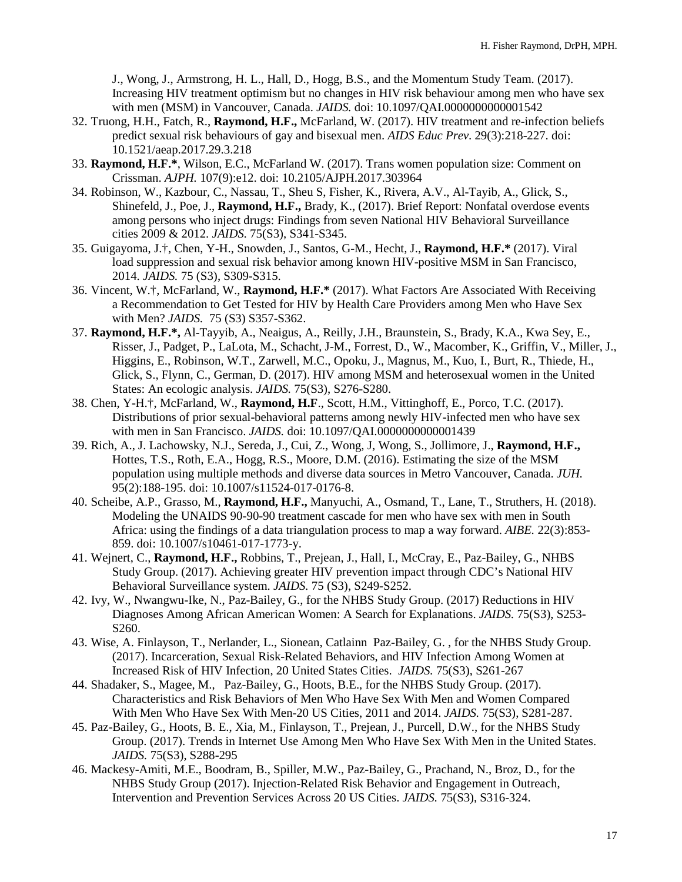J., Wong, J., Armstrong, H. L., Hall, D., Hogg, B.S., and the Momentum Study Team. (2017). Increasing HIV treatment optimism but no changes in HIV risk behaviour among men who have sex with men (MSM) in Vancouver, Canada. *JAIDS.* doi: 10.1097/QAI.0000000000001542

32. Truong, H.H., Fatch, R., **Raymond, H.F.,** McFarland, W. (2017). HIV treatment and re-infection beliefs predict sexual risk behaviours of gay and bisexual men. *AIDS Educ Prev*. 29(3):218-227. doi: 10.1521/aeap.2017.29.3.218
33. **Raymond, H.F.***, Wilson, E.C., McFarland W. (2017). Trans women population size: Comment on Crissman. *AJPH.* 107(9):e12. doi: 10.2105/AJPH.2017.303964
34. Robinson, W., Kazbour, C., Nassau, T., Sheu S, Fisher, K., Rivera, A.V., Al-Tayib, A., Glick, S., Shinefeld, J., Poe, J., **Raymond, H.F.,** Brady, K., (2017). Brief Report: Nonfatal overdose events among persons who inject drugs: Findings from seven National HIV Behavioral Surveillance cities 2009 & 2012. *JAIDS.* 75(S3), S341-S345.
35. Guigayoma, J.†, Chen, Y-H., Snowden, J., Santos, G-M., Hecht, J., **Raymond, H.F.*** (2017). Viral load suppression and sexual risk behavior among known HIV-positive MSM in San Francisco, 2014. *JAIDS.* 75 (S3), S309-S315.
36. Vincent, W.†, McFarland, W., **Raymond, H.F.*** (2017). What Factors Are Associated With Receiving a Recommendation to Get Tested for HIV by Health Care Providers among Men who Have Sex with Men? *JAIDS.* 75 (S3) S357-S362.
37. **Raymond, H.F.*,** Al-Tayyib, A., Neaigus, A., Reilly, J.H., Braunstein, S., Brady, K.A., Kwa Sey, E., Risser, J., Padget, P., LaLota, M., Schacht, J-M., Forrest, D., W., Macomber, K., Griffin, V., Miller, J., Higgins, E., Robinson, W.T., Zarwell, M.C., Opoku, J., Magnus, M., Kuo, I., Burt, R., Thiede, H., Glick, S., Flynn, C., German, D. (2017). HIV among MSM and heterosexual women in the United States: An ecologic analysis. *JAIDS.* 75(S3), S276-S280.
38. Chen, Y-H.†, McFarland, W., **Raymond, H.F**., Scott, H.M., Vittinghoff, E., Porco, T.C. (2017). Distributions of prior sexual-behavioral patterns among newly HIV-infected men who have sex with men in San Francisco. *JAIDS.* doi: 10.1097/QAI.0000000000001439
39. Rich, A., J. Lachowsky, N.J., Sereda, J., Cui, Z., Wong, J, Wong, S., Jollimore, J., **Raymond, H.F.,** Hottes, T.S., Roth, E.A., Hogg, R.S., Moore, D.M. (2016). Estimating the size of the MSM population using multiple methods and diverse data sources in Metro Vancouver, Canada. *JUH.* 95(2):188-195. doi: 10.1007/s11524-017-0176-8.
40. Scheibe, A.P., Grasso, M., **Raymond, H.F.,** Manyuchi, A., Osmand, T., Lane, T., Struthers, H. (2018). Modeling the UNAIDS 90-90-90 treatment cascade for men who have sex with men in South Africa: using the findings of a data triangulation process to map a way forward. *AIBE.* 22(3):853-859. doi: 10.1007/s10461-017-1773-y.
41. Wejnert, C., **Raymond, H.F.,** Robbins, T., Prejean, J., Hall, I., McCray, E., Paz-Bailey, G., NHBS Study Group. (2017). Achieving greater HIV prevention impact through CDC's National HIV Behavioral Surveillance system. *JAIDS.* 75 (S3), S249-S252.
42. Ivy, W., Nwangwu-Ike, N., Paz-Bailey, G., for the NHBS Study Group. (2017) Reductions in HIV Diagnoses Among African American Women: A Search for Explanations. *JAIDS.* 75(S3), S253-S260.
43. Wise, A. Finlayson, T., Nerlander, L., Sionean, Catlainn Paz-Bailey, G. , for the NHBS Study Group. (2017). Incarceration, Sexual Risk-Related Behaviors, and HIV Infection Among Women at Increased Risk of HIV Infection, 20 United States Cities. *JAIDS.* 75(S3), S261-267
44. Shadaker, S., Magee, M., Paz-Bailey, G., Hoots, B.E., for the NHBS Study Group. (2017). Characteristics and Risk Behaviors of Men Who Have Sex With Men and Women Compared With Men Who Have Sex With Men-20 US Cities, 2011 and 2014. *JAIDS.* 75(S3), S281-287.
45. Paz-Bailey, G., Hoots, B. E., Xia, M., Finlayson, T., Prejean, J., Purcell, D.W., for the NHBS Study Group. (2017). Trends in Internet Use Among Men Who Have Sex With Men in the United States. *JAIDS.* 75(S3), S288-295
46. Mackesy-Amiti, M.E., Boodram, B., Spiller, M.W., Paz-Bailey, G., Prachand, N., Broz, D., for the NHBS Study Group (2017). Injection-Related Risk Behavior and Engagement in Outreach, Intervention and Prevention Services Across 20 US Cities. *JAIDS.* 75(S3), S316-324.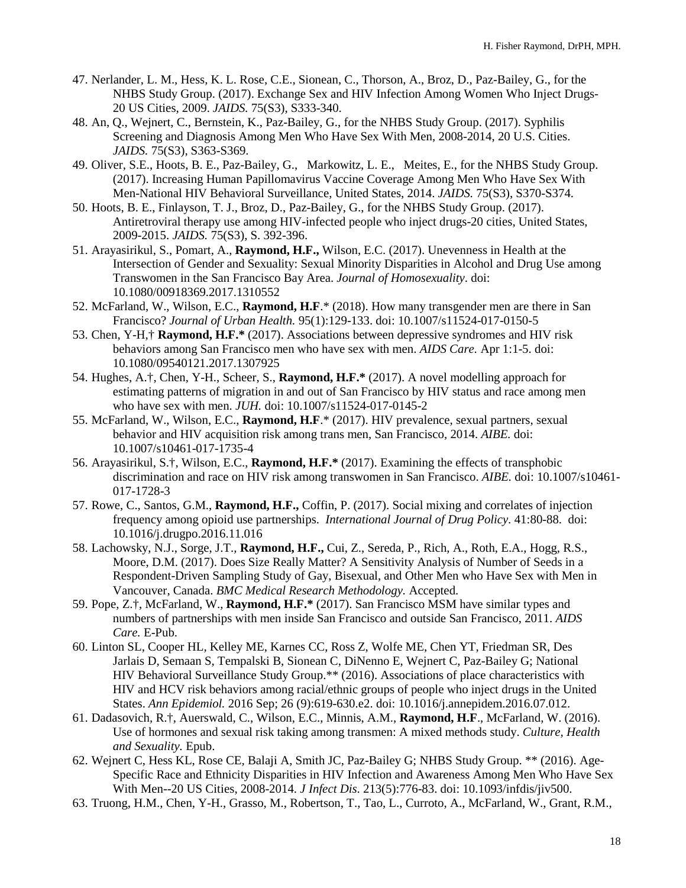47. Nerlander, L. M., Hess, K. L. Rose, C.E., Sionean, C., Thorson, A., Broz, D., Paz-Bailey, G., for the NHBS Study Group. (2017). Exchange Sex and HIV Infection Among Women Who Inject Drugs-20 US Cities, 2009. *JAIDS.* 75(S3), S333-340.
48. An, Q., Wejnert, C., Bernstein, K., Paz-Bailey, G., for the NHBS Study Group. (2017). Syphilis Screening and Diagnosis Among Men Who Have Sex With Men, 2008-2014, 20 U.S. Cities. *JAIDS.* 75(S3), S363-S369.
49. Oliver, S.E., Hoots, B. E., Paz-Bailey, G., Markowitz, L. E., Meites, E., for the NHBS Study Group. (2017). Increasing Human Papillomavirus Vaccine Coverage Among Men Who Have Sex With Men-National HIV Behavioral Surveillance, United States, 2014. *JAIDS.* 75(S3), S370-S374.
50. Hoots, B. E., Finlayson, T. J., Broz, D., Paz-Bailey, G., for the NHBS Study Group. (2017). Antiretroviral therapy use among HIV-infected people who inject drugs-20 cities, United States, 2009-2015. *JAIDS.* 75(S3), S. 392-396.
51. Arayasirikul, S., Pomart, A., **Raymond, H.F.,** Wilson, E.C. (2017). Unevenness in Health at the Intersection of Gender and Sexuality: Sexual Minority Disparities in Alcohol and Drug Use among Transwomen in the San Francisco Bay Area. *Journal of Homosexuality*. doi: 10.1080/00918369.2017.1310552
52. McFarland, W., Wilson, E.C., **Raymond, H.F**.* (2018). How many transgender men are there in San Francisco? *Journal of Urban Health.* 95(1):129-133. doi: 10.1007/s11524-017-0150-5
53. Chen, Y-H,† **Raymond, H.F.*** (2017). Associations between depressive syndromes and HIV risk behaviors among San Francisco men who have sex with men. *AIDS Care*. Apr 1:1-5. doi: 10.1080/09540121.2017.1307925
54. Hughes, A.†, Chen, Y-H., Scheer, S., **Raymond, H.F.*** (2017). A novel modelling approach for estimating patterns of migration in and out of San Francisco by HIV status and race among men who have sex with men. *JUH.* doi: 10.1007/s11524-017-0145-2
55. McFarland, W., Wilson, E.C., **Raymond, H.F**.* (2017). HIV prevalence, sexual partners, sexual behavior and HIV acquisition risk among trans men, San Francisco, 2014. *AIBE.* doi: 10.1007/s10461-017-1735-4
56. Arayasirikul, S.†, Wilson, E.C., **Raymond, H.F.*** (2017). Examining the effects of transphobic discrimination and race on HIV risk among transwomen in San Francisco. *AIBE.* doi: 10.1007/s10461-017-1728-3
57. Rowe, C., Santos, G.M., **Raymond, H.F.,** Coffin, P. (2017). Social mixing and correlates of injection frequency among opioid use partnerships. *International Journal of Drug Policy*. 41:80-88. doi: 10.1016/j.drugpo.2016.11.016
58. Lachowsky, N.J., Sorge, J.T., **Raymond, H.F.,** Cui, Z., Sereda, P., Rich, A., Roth, E.A., Hogg, R.S., Moore, D.M. (2017). Does Size Really Matter? A Sensitivity Analysis of Number of Seeds in a Respondent-Driven Sampling Study of Gay, Bisexual, and Other Men who Have Sex with Men in Vancouver, Canada. *BMC Medical Research Methodology.* Accepted.
59. Pope, Z.†, McFarland, W., **Raymond, H.F.*** (2017). San Francisco MSM have similar types and numbers of partnerships with men inside San Francisco and outside San Francisco, 2011. *AIDS Care.* E-Pub.
60. Linton SL, Cooper HL, Kelley ME, Karnes CC, Ross Z, Wolfe ME, Chen YT, Friedman SR, Des Jarlais D, Semaan S, Tempalski B, Sionean C, DiNenno E, Wejnert C, Paz-Bailey G; National HIV Behavioral Surveillance Study Group.** (2016). Associations of place characteristics with HIV and HCV risk behaviors among racial/ethnic groups of people who inject drugs in the United States. *Ann Epidemiol.* 2016 Sep; 26 (9):619-630.e2. doi: 10.1016/j.annepidem.2016.07.012.
61. Dadasovich, R.†, Auerswald, C., Wilson, E.C., Minnis, A.M., **Raymond, H.F**., McFarland, W. (2016). Use of hormones and sexual risk taking among transmen: A mixed methods study. *Culture, Health and Sexuality.* Epub.
62. Wejnert C, Hess KL, Rose CE, Balaji A, Smith JC, Paz-Bailey G; NHBS Study Group. ** (2016). Age-Specific Race and Ethnicity Disparities in HIV Infection and Awareness Among Men Who Have Sex With Men--20 US Cities, 2008-2014. *J Infect Dis.* 213(5):776-83. doi: 10.1093/infdis/jiv500.
63. Truong, H.M., Chen, Y-H., Grasso, M., Robertson, T., Tao, L., Curroto, A., McFarland, W., Grant, R.M.,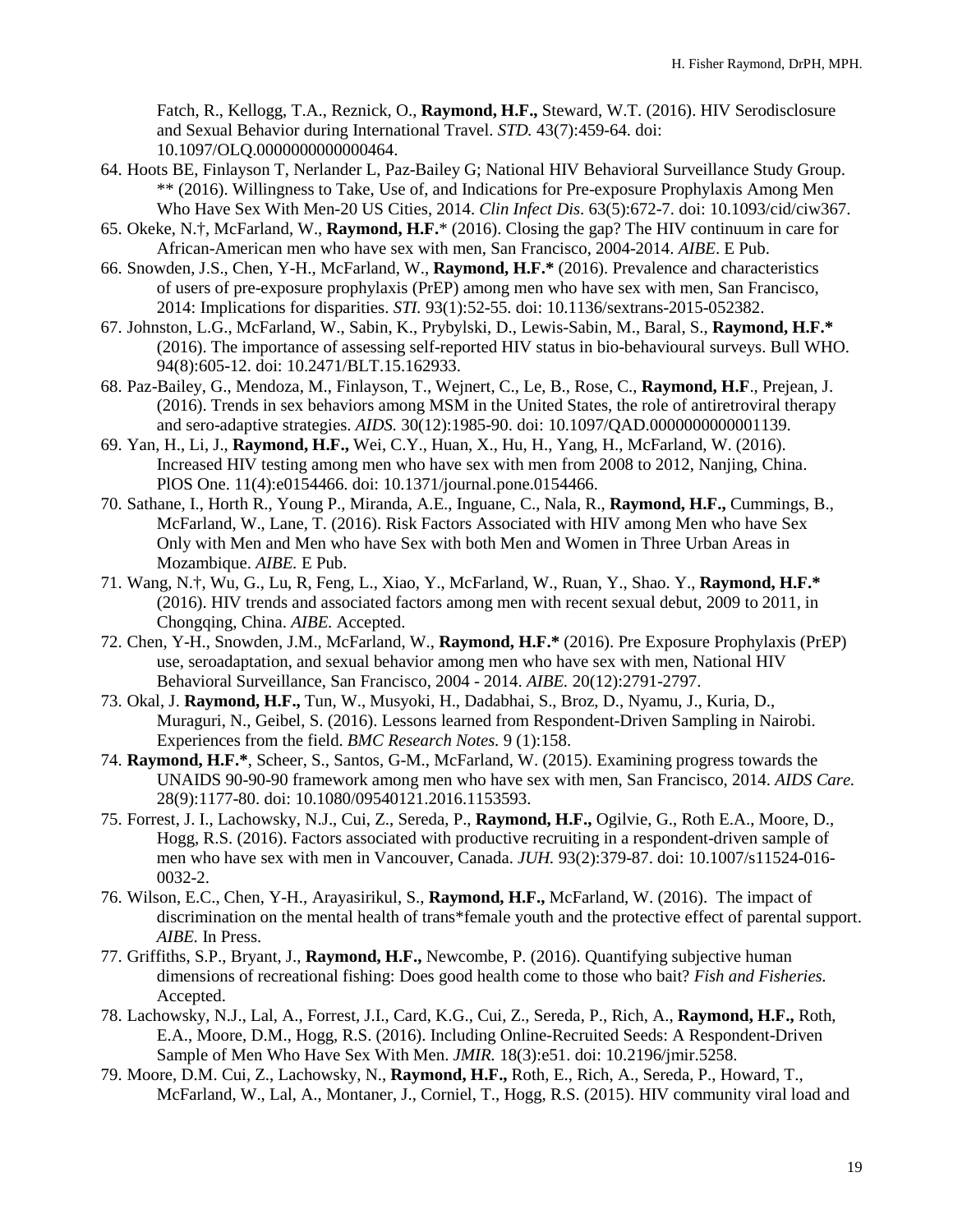Fatch, R., Kellogg, T.A., Reznick, O., **Raymond, H.F.,** Steward, W.T. (2016). HIV Serodisclosure and Sexual Behavior during International Travel. *STD.* 43(7):459-64. doi: 10.1097/OLQ.0000000000000464.

64. Hoots BE, Finlayson T, Nerlander L, Paz-Bailey G; National HIV Behavioral Surveillance Study Group. ** (2016). Willingness to Take, Use of, and Indications for Pre-exposure Prophylaxis Among Men Who Have Sex With Men-20 US Cities, 2014. *Clin Infect Dis*. 63(5):672-7. doi: 10.1093/cid/ciw367.
65. Okeke, N.†, McFarland, W., **Raymond, H.F.*** (2016). Closing the gap? The HIV continuum in care for African-American men who have sex with men, San Francisco, 2004-2014. *AIBE*. E Pub.
66. Snowden, J.S., Chen, Y-H., McFarland, W., **Raymond, H.F.*** (2016). Prevalence and characteristics of users of pre-exposure prophylaxis (PrEP) among men who have sex with men, San Francisco, 2014: Implications for disparities. *STI.* 93(1):52-55. doi: 10.1136/sextrans-2015-052382.
67. Johnston, L.G., McFarland, W., Sabin, K., Prybylski, D., Lewis-Sabin, M., Baral, S., **Raymond, H.F.*** (2016). The importance of assessing self-reported HIV status in bio-behavioural surveys. Bull WHO. 94(8):605-12. doi: 10.2471/BLT.15.162933.
68. Paz-Bailey, G., Mendoza, M., Finlayson, T., Wejnert, C., Le, B., Rose, C., **Raymond, H.F**., Prejean, J. (2016). Trends in sex behaviors among MSM in the United States, the role of antiretroviral therapy and sero-adaptive strategies. *AIDS.* 30(12):1985-90. doi: 10.1097/QAD.0000000000001139.
69. Yan, H., Li, J., **Raymond, H.F.,** Wei, C.Y., Huan, X., Hu, H., Yang, H., McFarland, W. (2016). Increased HIV testing among men who have sex with men from 2008 to 2012, Nanjing, China. PlOS One. 11(4):e0154466. doi: 10.1371/journal.pone.0154466.
70. Sathane, I., Horth R., Young P., Miranda, A.E., Inguane, C., Nala, R., **Raymond, H.F.,** Cummings, B., McFarland, W., Lane, T. (2016). Risk Factors Associated with HIV among Men who have Sex Only with Men and Men who have Sex with both Men and Women in Three Urban Areas in Mozambique. *AIBE.* E Pub.
71. Wang, N.†, Wu, G., Lu, R, Feng, L., Xiao, Y., McFarland, W., Ruan, Y., Shao. Y., **Raymond, H.F.*** (2016). HIV trends and associated factors among men with recent sexual debut, 2009 to 2011, in Chongqing, China. *AIBE.* Accepted.
72. Chen, Y-H., Snowden, J.M., McFarland, W., **Raymond, H.F.*** (2016). Pre Exposure Prophylaxis (PrEP) use, seroadaptation, and sexual behavior among men who have sex with men, National HIV Behavioral Surveillance, San Francisco, 2004 - 2014. *AIBE.* 20(12):2791-2797.
73. Okal, J. **Raymond, H.F.,** Tun, W., Musyoki, H., Dadabhai, S., Broz, D., Nyamu, J., Kuria, D., Muraguri, N., Geibel, S. (2016). Lessons learned from Respondent-Driven Sampling in Nairobi. Experiences from the field. *BMC Research Notes.* 9 (1):158.
74. **Raymond, H.F.***, Scheer, S., Santos, G-M., McFarland, W. (2015). Examining progress towards the UNAIDS 90-90-90 framework among men who have sex with men, San Francisco, 2014. *AIDS Care.* 28(9):1177-80. doi: 10.1080/09540121.2016.1153593.
75. Forrest, J. I., Lachowsky, N.J., Cui, Z., Sereda, P., **Raymond, H.F.,** Ogilvie, G., Roth E.A., Moore, D., Hogg, R.S. (2016). Factors associated with productive recruiting in a respondent-driven sample of men who have sex with men in Vancouver, Canada. *JUH.* 93(2):379-87. doi: 10.1007/s11524-016-0032-2.
76. Wilson, E.C., Chen, Y-H., Arayasirikul, S., **Raymond, H.F.,** McFarland, W. (2016). The impact of discrimination on the mental health of trans*female youth and the protective effect of parental support. *AIBE.* In Press.
77. Griffiths, S.P., Bryant, J., **Raymond, H.F.,** Newcombe, P. (2016). Quantifying subjective human dimensions of recreational fishing: Does good health come to those who bait? *Fish and Fisheries.* Accepted.
78. Lachowsky, N.J., Lal, A., Forrest, J.I., Card, K.G., Cui, Z., Sereda, P., Rich, A., **Raymond, H.F.,** Roth, E.A., Moore, D.M., Hogg, R.S. (2016). Including Online-Recruited Seeds: A Respondent-Driven Sample of Men Who Have Sex With Men. *JMIR.* 18(3):e51. doi: 10.2196/jmir.5258.
79. Moore, D.M. Cui, Z., Lachowsky, N., **Raymond, H.F.,** Roth, E., Rich, A., Sereda, P., Howard, T., McFarland, W., Lal, A., Montaner, J., Corniel, T., Hogg, R.S. (2015). HIV community viral load and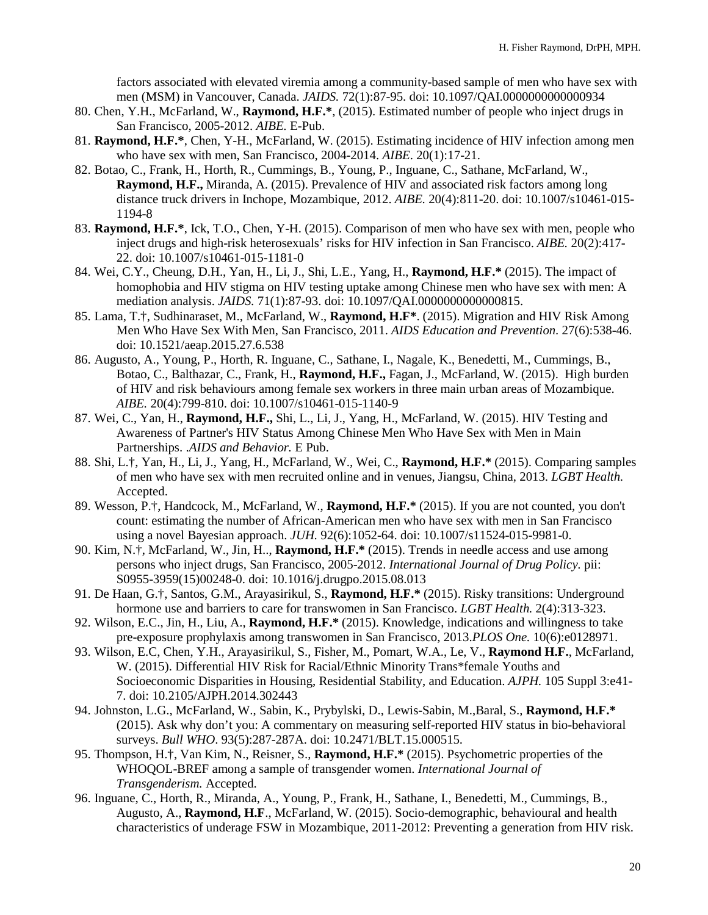factors associated with elevated viremia among a community-based sample of men who have sex with men (MSM) in Vancouver, Canada. *JAIDS.* 72(1):87-95. doi: 10.1097/QAI.0000000000000934

80. Chen, Y.H., McFarland, W., **Raymond, H.F.***, (2015). Estimated number of people who inject drugs in San Francisco, 2005-2012. *AIBE.* E-Pub.
81. **Raymond, H.F.***, Chen, Y-H., McFarland, W. (2015). Estimating incidence of HIV infection among men who have sex with men, San Francisco, 2004-2014. *AIBE*. 20(1):17-21.
82. Botao, C., Frank, H., Horth, R., Cummings, B., Young, P., Inguane, C., Sathane, McFarland, W., **Raymond, H.F.,** Miranda, A. (2015). Prevalence of HIV and associated risk factors among long distance truck drivers in Inchope, Mozambique, 2012. *AIBE.* 20(4):811-20. doi: 10.1007/s10461-015-1194-8
83. **Raymond, H.F.***, Ick, T.O., Chen, Y-H. (2015). Comparison of men who have sex with men, people who inject drugs and high-risk heterosexuals' risks for HIV infection in San Francisco. *AIBE.* 20(2):417-22. doi: 10.1007/s10461-015-1181-0
84. Wei, C.Y., Cheung, D.H., Yan, H., Li, J., Shi, L.E., Yang, H., **Raymond, H.F.*** (2015). The impact of homophobia and HIV stigma on HIV testing uptake among Chinese men who have sex with men: A mediation analysis. *JAIDS.* 71(1):87-93. doi: 10.1097/QAI.0000000000000815.
85. Lama, T.†, Sudhinaraset, M., McFarland, W., **Raymond, H.F***. (2015). Migration and HIV Risk Among Men Who Have Sex With Men, San Francisco, 2011. *AIDS Education and Prevention.* 27(6):538-46. doi: 10.1521/aeap.2015.27.6.538
86. Augusto, A., Young, P., Horth, R. Inguane, C., Sathane, I., Nagale, K., Benedetti, M., Cummings, B., Botao, C., Balthazar, C., Frank, H., **Raymond, H.F.,** Fagan, J., McFarland, W. (2015). High burden of HIV and risk behaviours among female sex workers in three main urban areas of Mozambique. *AIBE.* 20(4):799-810. doi: 10.1007/s10461-015-1140-9
87. Wei, C., Yan, H., **Raymond, H.F.,** Shi, L., Li, J., Yang, H., McFarland, W. (2015). HIV Testing and Awareness of Partner's HIV Status Among Chinese Men Who Have Sex with Men in Main Partnerships. *.AIDS and Behavior.* E Pub.
88. Shi, L.†, Yan, H., Li, J., Yang, H., McFarland, W., Wei, C., **Raymond, H.F.*** (2015). Comparing samples of men who have sex with men recruited online and in venues, Jiangsu, China, 2013. *LGBT Health.* Accepted.
89. Wesson, P.†, Handcock, M., McFarland, W., **Raymond, H.F.*** (2015). If you are not counted, you don't count: estimating the number of African-American men who have sex with men in San Francisco using a novel Bayesian approach. *JUH.* 92(6):1052-64. doi: 10.1007/s11524-015-9981-0.
90. Kim, N.†, McFarland, W., Jin, H.., **Raymond, H.F.*** (2015). Trends in needle access and use among persons who inject drugs, San Francisco, 2005-2012. *International Journal of Drug Policy.* pii: S0955-3959(15)00248-0. doi: 10.1016/j.drugpo.2015.08.013
91. De Haan, G.†, Santos, G.M., Arayasirikul, S., **Raymond, H.F.*** (2015). Risky transitions: Underground hormone use and barriers to care for transwomen in San Francisco. *LGBT Health.* 2(4):313-323.
92. Wilson, E.C., Jin, H., Liu, A., **Raymond, H.F.*** (2015). Knowledge, indications and willingness to take pre-exposure prophylaxis among transwomen in San Francisco, 2013.*PLOS One.* 10(6):e0128971.
93. Wilson, E.C, Chen, Y.H., Arayasirikul, S., Fisher, M., Pomart, W.A., Le, V., **Raymond H.F.**, McFarland, W. (2015). Differential HIV Risk for Racial/Ethnic Minority Trans*female Youths and Socioeconomic Disparities in Housing, Residential Stability, and Education. *AJPH.* 105 Suppl 3:e41-7. doi: 10.2105/AJPH.2014.302443
94. Johnston, L.G., McFarland, W., Sabin, K., Prybylski, D., Lewis-Sabin, M.,Baral, S., **Raymond, H.F.*** (2015). Ask why don't you: A commentary on measuring self-reported HIV status in bio-behavioral surveys. *Bull WHO*. 93(5):287-287A. doi: 10.2471/BLT.15.000515.
95. Thompson, H.†, Van Kim, N., Reisner, S., **Raymond, H.F.*** (2015). Psychometric properties of the WHOQOL-BREF among a sample of transgender women. *International Journal of Transgenderism.* Accepted.
96. Inguane, C., Horth, R., Miranda, A., Young, P., Frank, H., Sathane, I., Benedetti, M., Cummings, B., Augusto, A., **Raymond, H.F**., McFarland, W. (2015). Socio-demographic, behavioural and health characteristics of underage FSW in Mozambique, 2011-2012: Preventing a generation from HIV risk.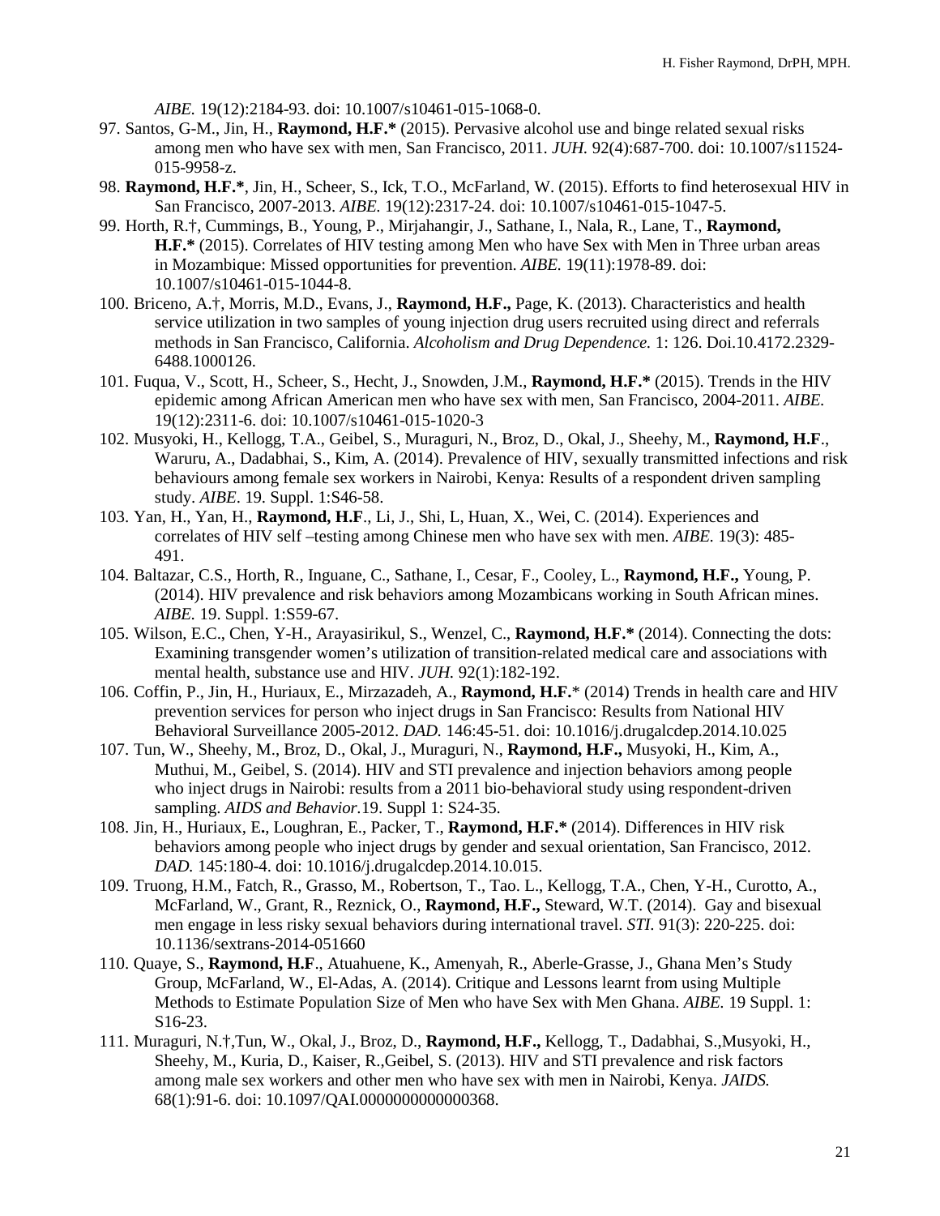*AIBE.* 19(12):2184-93. doi: 10.1007/s10461-015-1068-0.

97. Santos, G-M., Jin, H., **Raymond, H.F.*** (2015). Pervasive alcohol use and binge related sexual risks among men who have sex with men, San Francisco, 2011. *JUH.* 92(4):687-700. doi: 10.1007/s11524-015-9958-z.
98. **Raymond, H.F.***, Jin, H., Scheer, S., Ick, T.O., McFarland, W. (2015). Efforts to find heterosexual HIV in San Francisco, 2007-2013. *AIBE.* 19(12):2317-24. doi: 10.1007/s10461-015-1047-5.
99. Horth, R.†, Cummings, B., Young, P., Mirjahangir, J., Sathane, I., Nala, R., Lane, T., **Raymond, H.F.*** (2015). Correlates of HIV testing among Men who have Sex with Men in Three urban areas in Mozambique: Missed opportunities for prevention. *AIBE.* 19(11):1978-89. doi: 10.1007/s10461-015-1044-8.
100. Briceno, A.†, Morris, M.D., Evans, J., **Raymond, H.F.,** Page, K. (2013). Characteristics and health service utilization in two samples of young injection drug users recruited using direct and referrals methods in San Francisco, California. *Alcoholism and Drug Dependence.* 1: 126. Doi.10.4172.2329-6488.1000126.
101. Fuqua, V., Scott, H., Scheer, S., Hecht, J., Snowden, J.M., **Raymond, H.F.*** (2015). Trends in the HIV epidemic among African American men who have sex with men, San Francisco, 2004-2011. *AIBE.* 19(12):2311-6. doi: 10.1007/s10461-015-1020-3
102. Musyoki, H., Kellogg, T.A., Geibel, S., Muraguri, N., Broz, D., Okal, J., Sheehy, M., **Raymond, H.F**., Waruru, A., Dadabhai, S., Kim, A. (2014). Prevalence of HIV, sexually transmitted infections and risk behaviours among female sex workers in Nairobi, Kenya: Results of a respondent driven sampling study. *AIBE*. 19. Suppl. 1:S46-58.
103. Yan, H., Yan, H., **Raymond, H.F**., Li, J., Shi, L, Huan, X., Wei, C. (2014). Experiences and correlates of HIV self –testing among Chinese men who have sex with men. *AIBE.* 19(3): 485-491.
104. Baltazar, C.S., Horth, R., Inguane, C., Sathane, I., Cesar, F., Cooley, L., **Raymond, H.F.,** Young, P. (2014). HIV prevalence and risk behaviors among Mozambicans working in South African mines. *AIBE.* 19. Suppl. 1:S59-67.
105. Wilson, E.C., Chen, Y-H., Arayasirikul, S., Wenzel, C., **Raymond, H.F.*** (2014). Connecting the dots: Examining transgender women's utilization of transition-related medical care and associations with mental health, substance use and HIV. *JUH.* 92(1):182-192.
106. Coffin, P., Jin, H., Huriaux, E., Mirzazadeh, A., **Raymond, H.F.*** (2014) Trends in health care and HIV prevention services for person who inject drugs in San Francisco: Results from National HIV Behavioral Surveillance 2005-2012. *DAD.* 146:45-51. doi: 10.1016/j.drugalcdep.2014.10.025
107. Tun, W., Sheehy, M., Broz, D., Okal, J., Muraguri, N., **Raymond, H.F.,** Musyoki, H., Kim, A., Muthui, M., Geibel, S. (2014). HIV and STI prevalence and injection behaviors among people who inject drugs in Nairobi: results from a 2011 bio-behavioral study using respondent-driven sampling. *AIDS and Behavior*.19. Suppl 1: S24-35.
108. Jin, H., Huriaux, E**.**, Loughran, E., Packer, T., **Raymond, H.F.*** (2014). Differences in HIV risk behaviors among people who inject drugs by gender and sexual orientation, San Francisco, 2012. *DAD.* 145:180-4. doi: 10.1016/j.drugalcdep.2014.10.015.
109. Truong, H.M., Fatch, R., Grasso, M., Robertson, T., Tao. L., Kellogg, T.A., Chen, Y-H., Curotto, A., McFarland, W., Grant, R., Reznick, O., **Raymond, H.F.,** Steward, W.T. (2014). Gay and bisexual men engage in less risky sexual behaviors during international travel. *STI.* 91(3): 220-225. doi: 10.1136/sextrans-2014-051660
110. Quaye, S., **Raymond, H.F**., Atuahuene, K., Amenyah, R., Aberle-Grasse, J., Ghana Men's Study Group, McFarland, W., El-Adas, A. (2014). Critique and Lessons learnt from using Multiple Methods to Estimate Population Size of Men who have Sex with Men Ghana. *AIBE.* 19 Suppl. 1: S16-23.
111. Muraguri, N.†,Tun, W., Okal, J., Broz, D., **Raymond, H.F.,** Kellogg, T., Dadabhai, S.,Musyoki, H., Sheehy, M., Kuria, D., Kaiser, R.,Geibel, S. (2013). HIV and STI prevalence and risk factors among male sex workers and other men who have sex with men in Nairobi, Kenya. *JAIDS.* 68(1):91-6. doi: 10.1097/QAI.0000000000000368.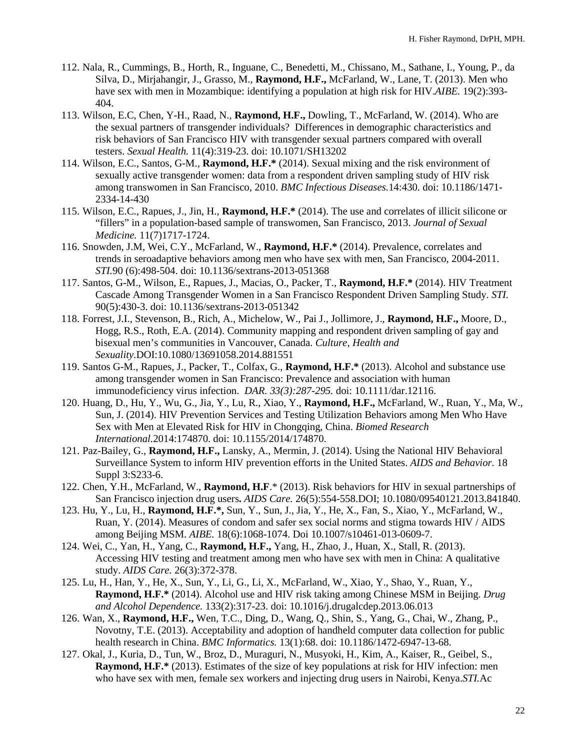112. Nala, R., Cummings, B., Horth, R., Inguane, C., Benedetti, M., Chissano, M., Sathane, I., Young, P., da Silva, D., Mirjahangir, J., Grasso, M., **Raymond, H.F.,** McFarland, W., Lane, T. (2013). Men who have sex with men in Mozambique: identifying a population at high risk for HIV.*AIBE.* 19(2):393-404.
113. Wilson, E.C, Chen, Y-H., Raad, N., **Raymond, H.F.,** Dowling, T., McFarland, W. (2014). Who are the sexual partners of transgender individuals? Differences in demographic characteristics and risk behaviors of San Francisco HIV with transgender sexual partners compared with overall testers. *Sexual Health.* 11(4):319-23. doi: 10.1071/SH13202
114. Wilson, E.C., Santos, G-M., **Raymond, H.F.*** (2014). Sexual mixing and the risk environment of sexually active transgender women: data from a respondent driven sampling study of HIV risk among transwomen in San Francisco, 2010. *BMC Infectious Diseases.*14:430. doi: 10.1186/1471-2334-14-430
115. Wilson, E.C., Rapues, J., Jin, H., **Raymond, H.F.*** (2014). The use and correlates of illicit silicone or "fillers" in a population-based sample of transwomen, San Francisco, 2013. *Journal of Sexual Medicine.* 11(7)1717-1724.
116. Snowden, J.M, Wei, C.Y., McFarland, W., **Raymond, H.F.*** (2014). Prevalence, correlates and trends in seroadaptive behaviors among men who have sex with men, San Francisco, 2004-2011. *STI.*90 (6):498-504. doi: 10.1136/sextrans-2013-051368
117. Santos, G-M., Wilson, E., Rapues, J., Macias, O., Packer, T., **Raymond, H.F.*** (2014). HIV Treatment Cascade Among Transgender Women in a San Francisco Respondent Driven Sampling Study. *STI.* 90(5):430-3. doi: 10.1136/sextrans-2013-051342
118. Forrest, J.I., Stevenson, B., Rich, A., Michelow, W., Pai J., Jollimore, J., **Raymond, H.F.,** Moore, D., Hogg, R.S., Roth, E.A. (2014). Community mapping and respondent driven sampling of gay and bisexual men's communities in Vancouver, Canada. *Culture, Health and Sexuality.*DOI:10.1080/13691058.2014.881551
119. Santos G-M., Rapues, J., Packer, T., Colfax, G., **Raymond, H.F.*** (2013). Alcohol and substance use among transgender women in San Francisco: Prevalence and association with human immunodeficiency virus infection. *DAR. 33(3):287-295.* doi: 10.1111/dar.12116.
120. Huang, D., Hu, Y., Wu, G., Jia, Y., Lu, R., Xiao, Y., **Raymond, H.F.,** McFarland, W., Ruan, Y., Ma, W., Sun, J. (2014). HIV Prevention Services and Testing Utilization Behaviors among Men Who Have Sex with Men at Elevated Risk for HIV in Chongqing, China. *Biomed Research International.*2014:174870. doi: 10.1155/2014/174870.
121. Paz-Bailey, G., **Raymond, H.F.,** Lansky, A., Mermin, J. (2014). Using the National HIV Behavioral Surveillance System to inform HIV prevention efforts in the United States. *AIDS and Behavior.* 18 Suppl 3:S233-6.
122. Chen, Y.H., McFarland, W., **Raymond, H.F**.* (2013). Risk behaviors for HIV in sexual partnerships of San Francisco injection drug users**.** *AIDS Care.* 26(5):554-558.DOI; 10.1080/09540121.2013.841840.
123. Hu, Y., Lu, H., **Raymond, H.F.*,** Sun, Y., Sun, J., Jia, Y., He, X., Fan, S., Xiao, Y., McFarland, W., Ruan, Y. (2014). Measures of condom and safer sex social norms and stigma towards HIV / AIDS among Beijing MSM. *AIBE.* 18(6):1068-1074. Doi 10.1007/s10461-013-0609-7.
124. Wei, C., Yan, H., Yang, C., **Raymond, H.F.,** Yang, H., Zhao, J., Huan, X., Stall, R. (2013). Accessing HIV testing and treatment among men who have sex with men in China: A qualitative study. *AIDS Care.* 26(3):372-378.
125. Lu, H., Han, Y., He, X., Sun, Y., Li, G., Li, X., McFarland, W., Xiao, Y., Shao, Y., Ruan, Y., **Raymond, H.F.*** (2014). Alcohol use and HIV risk taking among Chinese MSM in Beijing. *Drug and Alcohol Dependence.* 133(2):317-23. doi: 10.1016/j.drugalcdep.2013.06.013
126. Wan, X., **Raymond, H.F.,** Wen, T.C., Ding, D., Wang, Q., Shin, S., Yang, G., Chai, W., Zhang, P., Novotny, T.E. (2013). Acceptability and adoption of handheld computer data collection for public health research in China. *BMC Informatics.* 13(1):68. doi: 10.1186/1472-6947-13-68.
127. Okal, J., Kuria, D., Tun, W., Broz, D., Muraguri, N., Musyoki, H., Kim, A., Kaiser, R., Geibel, S., **Raymond, H.F.*** (2013). Estimates of the size of key populations at risk for HIV infection: men who have sex with men, female sex workers and injecting drug users in Nairobi, Kenya.*STI.*Ac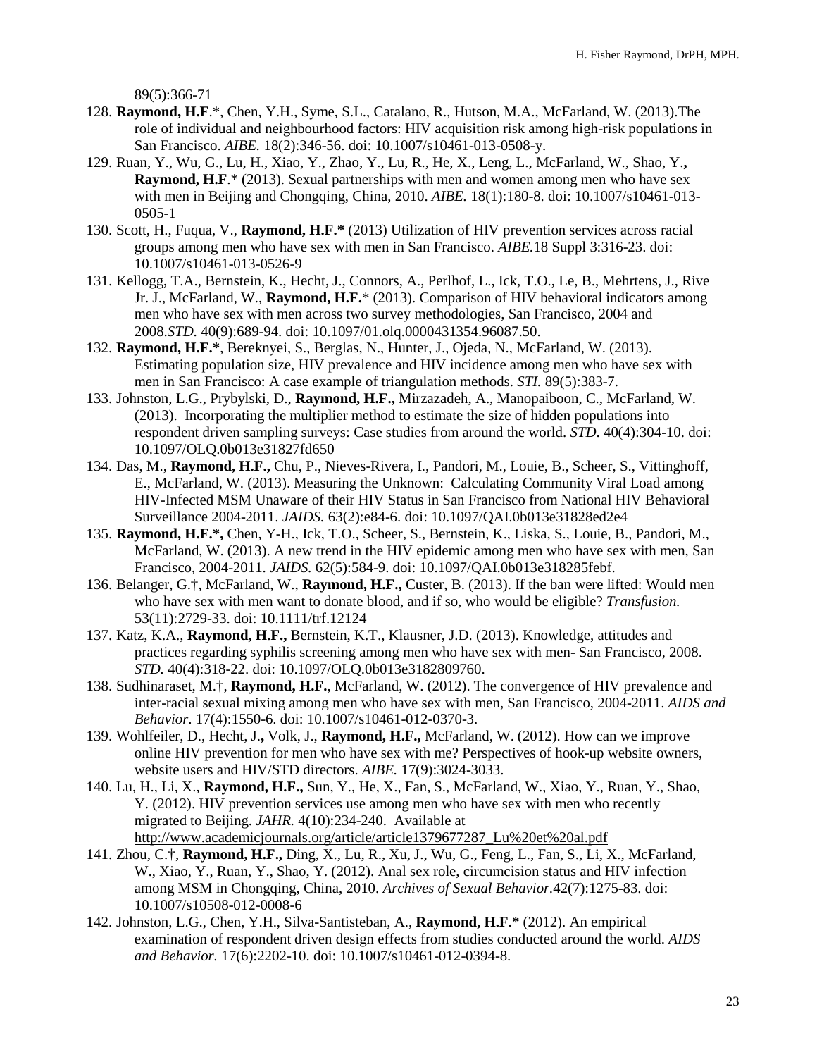89(5):366-71

128. **Raymond, H.F**.*, Chen, Y.H., Syme, S.L., Catalano, R., Hutson, M.A., McFarland, W. (2013).The role of individual and neighbourhood factors: HIV acquisition risk among high-risk populations in San Francisco. *AIBE.* 18(2):346-56. doi: 10.1007/s10461-013-0508-y.
129. Ruan, Y., Wu, G., Lu, H., Xiao, Y., Zhao, Y., Lu, R., He, X., Leng, L., McFarland, W., Shao, Y.**,** **Raymond, H.F**.* (2013). Sexual partnerships with men and women among men who have sex with men in Beijing and Chongqing, China, 2010. *AIBE.* 18(1):180-8. doi: 10.1007/s10461-013-0505-1
130. Scott, H., Fuqua, V., **Raymond, H.F.*** (2013) Utilization of HIV prevention services across racial groups among men who have sex with men in San Francisco. *AIBE.*18 Suppl 3:316-23. doi: 10.1007/s10461-013-0526-9
131. Kellogg, T.A., Bernstein, K., Hecht, J., Connors, A., Perlhof, L., Ick, T.O., Le, B., Mehrtens, J., Rive Jr. J., McFarland, W., **Raymond, H.F.*** (2013). Comparison of HIV behavioral indicators among men who have sex with men across two survey methodologies, San Francisco, 2004 and 2008.*STD.* 40(9):689-94. doi: 10.1097/01.olq.0000431354.96087.50.
132. **Raymond, H.F.***, Bereknyei, S., Berglas, N., Hunter, J., Ojeda, N., McFarland, W. (2013). Estimating population size, HIV prevalence and HIV incidence among men who have sex with men in San Francisco: A case example of triangulation methods. *STI.* 89(5):383-7.
133. Johnston, L.G., Prybylski, D., **Raymond, H.F.,** Mirzazadeh, A., Manopaiboon, C., McFarland, W. (2013). Incorporating the multiplier method to estimate the size of hidden populations into respondent driven sampling surveys: Case studies from around the world. *STD*. 40(4):304-10. doi: 10.1097/OLQ.0b013e31827fd650
134. Das, M., **Raymond, H.F.,** Chu, P., Nieves-Rivera, I., Pandori, M., Louie, B., Scheer, S., Vittinghoff, E., McFarland, W. (2013). Measuring the Unknown: Calculating Community Viral Load among HIV-Infected MSM Unaware of their HIV Status in San Francisco from National HIV Behavioral Surveillance 2004-2011. *JAIDS.* 63(2):e84-6. doi: 10.1097/QAI.0b013e31828ed2e4
135. **Raymond, H.F.*,** Chen, Y-H., Ick, T.O., Scheer, S., Bernstein, K., Liska, S., Louie, B., Pandori, M., McFarland, W. (2013). A new trend in the HIV epidemic among men who have sex with men, San Francisco, 2004-2011. *JAIDS.* 62(5):584-9. doi: 10.1097/QAI.0b013e318285febf.
136. Belanger, G.†, McFarland, W., **Raymond, H.F.,** Custer, B. (2013). If the ban were lifted: Would men who have sex with men want to donate blood, and if so, who would be eligible? *Transfusion.* 53(11):2729-33. doi: 10.1111/trf.12124
137. Katz, K.A., **Raymond, H.F.,** Bernstein, K.T., Klausner, J.D. (2013). Knowledge, attitudes and practices regarding syphilis screening among men who have sex with men- San Francisco, 2008. *STD.* 40(4):318-22. doi: 10.1097/OLQ.0b013e3182809760.
138. Sudhinaraset, M.†, **Raymond, H.F.**, McFarland, W. (2012). The convergence of HIV prevalence and inter-racial sexual mixing among men who have sex with men, San Francisco, 2004-2011. *AIDS and Behavior*. 17(4):1550-6. doi: 10.1007/s10461-012-0370-3.
139. Wohlfeiler, D., Hecht, J.**,** Volk, J., **Raymond, H.F.,** McFarland, W. (2012). How can we improve online HIV prevention for men who have sex with me? Perspectives of hook-up website owners, website users and HIV/STD directors. *AIBE.* 17(9):3024-3033.
140. Lu, H., Li, X., **Raymond, H.F.,** Sun, Y., He, X., Fan, S., McFarland, W., Xiao, Y., Ruan, Y., Shao, Y. (2012). HIV prevention services use among men who have sex with men who recently migrated to Beijing. *JAHR.* 4(10):234-240. Available at http://www.academicjournals.org/article/article1379677287_Lu%20et%20al.pdf
141. Zhou, C.†, **Raymond, H.F.,** Ding, X., Lu, R., Xu, J., Wu, G., Feng, L., Fan, S., Li, X., McFarland, W., Xiao, Y., Ruan, Y., Shao, Y. (2012). Anal sex role, circumcision status and HIV infection among MSM in Chongqing, China, 2010. *Archives of Sexual Behavior.*42(7):1275-83. doi: 10.1007/s10508-012-0008-6
142. Johnston, L.G., Chen, Y.H., Silva-Santisteban, A., **Raymond, H.F.*** (2012). An empirical examination of respondent driven design effects from studies conducted around the world. *AIDS and Behavior.* 17(6):2202-10. doi: 10.1007/s10461-012-0394-8.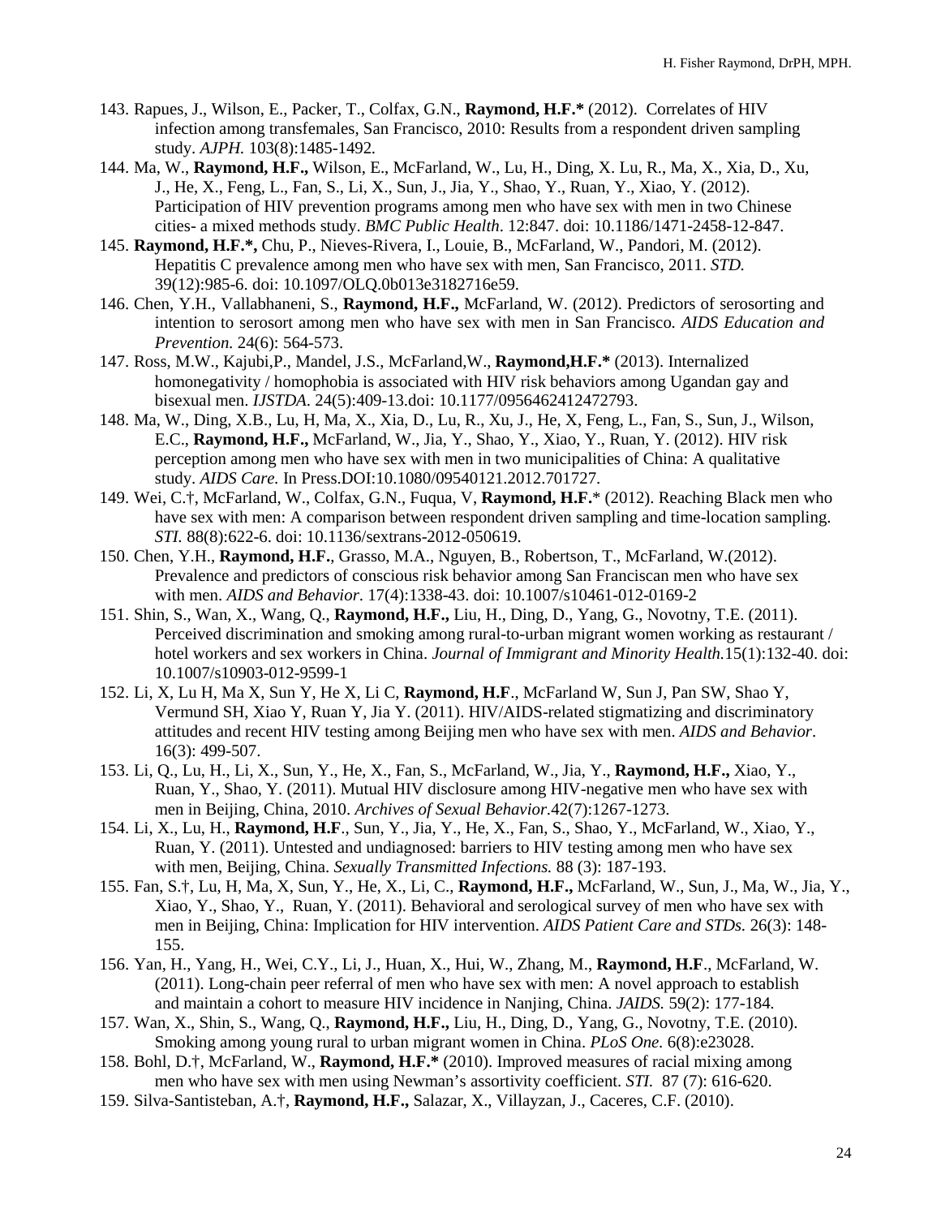143. Rapues, J., Wilson, E., Packer, T., Colfax, G.N., **Raymond, H.F.*** (2012). Correlates of HIV infection among transfemales, San Francisco, 2010: Results from a respondent driven sampling study. *AJPH.* 103(8):1485-1492.

144. Ma, W., **Raymond, H.F.,** Wilson, E., McFarland, W., Lu, H., Ding, X. Lu, R., Ma, X., Xia, D., Xu, J., He, X., Feng, L., Fan, S., Li, X., Sun, J., Jia, Y., Shao, Y., Ruan, Y., Xiao, Y. (2012). Participation of HIV prevention programs among men who have sex with men in two Chinese cities- a mixed methods study. *BMC Public Health*. 12:847. doi: 10.1186/1471-2458-12-847.

145. **Raymond, H.F.*,** Chu, P., Nieves-Rivera, I., Louie, B., McFarland, W., Pandori, M. (2012). Hepatitis C prevalence among men who have sex with men, San Francisco, 2011. *STD.* 39(12):985-6. doi: 10.1097/OLQ.0b013e3182716e59.

146. Chen, Y.H., Vallabhaneni, S., **Raymond, H.F.,** McFarland, W. (2012). Predictors of serosorting and intention to serosort among men who have sex with men in San Francisco. *AIDS Education and Prevention.* 24(6): 564-573.

147. Ross, M.W., Kajubi,P., Mandel, J.S., McFarland,W., **Raymond,H.F.*** (2013). Internalized homonegativity / homophobia is associated with HIV risk behaviors among Ugandan gay and bisexual men. *IJSTDA*. 24(5):409-13.doi: 10.1177/0956462412472793.

148. Ma, W., Ding, X.B., Lu, H, Ma, X., Xia, D., Lu, R., Xu, J., He, X, Feng, L., Fan, S., Sun, J., Wilson, E.C., **Raymond, H.F.,** McFarland, W., Jia, Y., Shao, Y., Xiao, Y., Ruan, Y. (2012). HIV risk perception among men who have sex with men in two municipalities of China: A qualitative study. *AIDS Care.* In Press.DOI:10.1080/09540121.2012.701727.

149. Wei, C.†, McFarland, W., Colfax, G.N., Fuqua, V, **Raymond, H.F.*** (2012). Reaching Black men who have sex with men: A comparison between respondent driven sampling and time-location sampling. *STI.* 88(8):622-6. doi: 10.1136/sextrans-2012-050619.

150. Chen, Y.H., **Raymond, H.F.**, Grasso, M.A., Nguyen, B., Robertson, T., McFarland, W.(2012). Prevalence and predictors of conscious risk behavior among San Franciscan men who have sex with men. *AIDS and Behavior*. 17(4):1338-43. doi: 10.1007/s10461-012-0169-2

151. Shin, S., Wan, X., Wang, Q., **Raymond, H.F.,** Liu, H., Ding, D., Yang, G., Novotny, T.E. (2011). Perceived discrimination and smoking among rural-to-urban migrant women working as restaurant / hotel workers and sex workers in China. *Journal of Immigrant and Minority Health.*15(1):132-40. doi: 10.1007/s10903-012-9599-1

152. Li, X, Lu H, Ma X, Sun Y, He X, Li C, **Raymond, H.F**., McFarland W, Sun J, Pan SW, Shao Y, Vermund SH, Xiao Y, Ruan Y, Jia Y. (2011). HIV/AIDS-related stigmatizing and discriminatory attitudes and recent HIV testing among Beijing men who have sex with men. *AIDS and Behavior*. 16(3): 499-507.

153. Li, Q., Lu, H., Li, X., Sun, Y., He, X., Fan, S., McFarland, W., Jia, Y., **Raymond, H.F.,** Xiao, Y., Ruan, Y., Shao, Y. (2011). Mutual HIV disclosure among HIV-negative men who have sex with men in Beijing, China, 2010. *Archives of Sexual Behavior*.42(7):1267-1273.

154. Li, X., Lu, H., **Raymond, H.F**., Sun, Y., Jia, Y., He, X., Fan, S., Shao, Y., McFarland, W., Xiao, Y., Ruan, Y. (2011). Untested and undiagnosed: barriers to HIV testing among men who have sex with men, Beijing, China. *Sexually Transmitted Infections.* 88 (3): 187-193.

155. Fan, S.†, Lu, H, Ma, X, Sun, Y., He, X., Li, C., **Raymond, H.F.,** McFarland, W., Sun, J., Ma, W., Jia, Y., Xiao, Y., Shao, Y., Ruan, Y. (2011). Behavioral and serological survey of men who have sex with men in Beijing, China: Implication for HIV intervention. *AIDS Patient Care and STDs.* 26(3): 148-155.

156. Yan, H., Yang, H., Wei, C.Y., Li, J., Huan, X., Hui, W., Zhang, M., **Raymond, H.F**., McFarland, W. (2011). Long-chain peer referral of men who have sex with men: A novel approach to establish and maintain a cohort to measure HIV incidence in Nanjing, China. *JAIDS.* 59(2): 177-184.

157. Wan, X., Shin, S., Wang, Q., **Raymond, H.F.,** Liu, H., Ding, D., Yang, G., Novotny, T.E. (2010). Smoking among young rural to urban migrant women in China. *PLoS One.* 6(8):e23028.

158. Bohl, D.†, McFarland, W., **Raymond, H.F.*** (2010). Improved measures of racial mixing among men who have sex with men using Newman's assortivity coefficient. *STI.* 87 (7): 616-620.

159. Silva-Santisteban, A.†, **Raymond, H.F.,** Salazar, X., Villayzan, J., Caceres, C.F. (2010).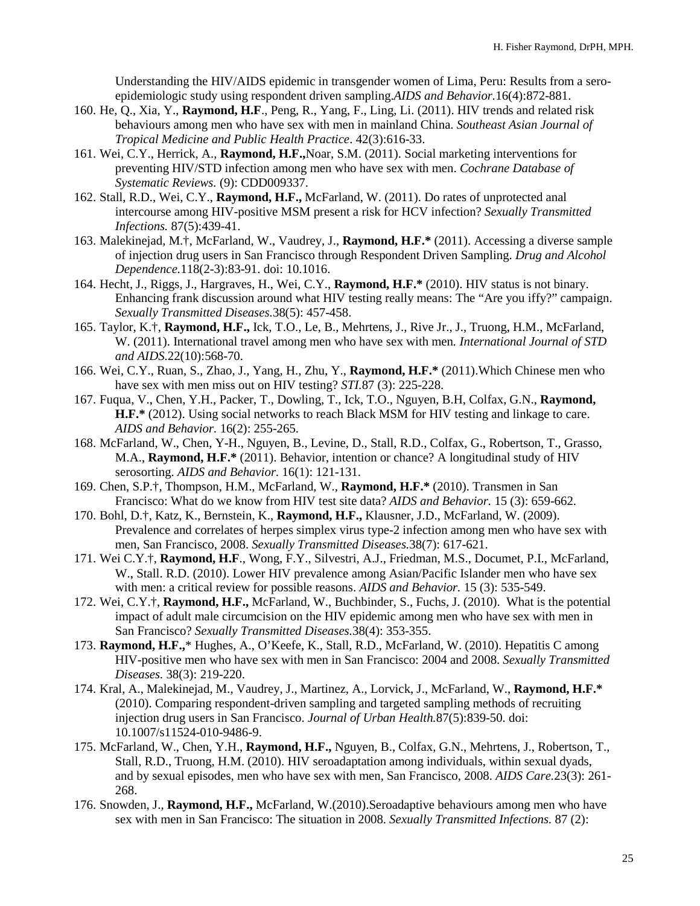Understanding the HIV/AIDS epidemic in transgender women of Lima, Peru: Results from a sero-epidemiologic study using respondent driven sampling.*AIDS and Behavior.*16(4):872-881.

160. He, Q., Xia, Y., **Raymond, H.F**., Peng, R., Yang, F., Ling, Li. (2011). HIV trends and related risk behaviours among men who have sex with men in mainland China. *Southeast Asian Journal of Tropical Medicine and Public Health Practice*. 42(3):616-33.
161. Wei, C.Y., Herrick, A., **Raymond, H.F.,**Noar, S.M. (2011). Social marketing interventions for preventing HIV/STD infection among men who have sex with men. *Cochrane Database of Systematic Reviews.* (9): CDD009337.
162. Stall, R.D., Wei, C.Y., **Raymond, H.F.,** McFarland, W. (2011). Do rates of unprotected anal intercourse among HIV-positive MSM present a risk for HCV infection? *Sexually Transmitted Infections.* 87(5):439-41.
163. Malekinejad, M.†, McFarland, W., Vaudrey, J., **Raymond, H.F.\*** (2011). Accessing a diverse sample of injection drug users in San Francisco through Respondent Driven Sampling. *Drug and Alcohol Dependence.*118(2-3):83-91. doi: 10.1016.
164. Hecht, J., Riggs, J., Hargraves, H., Wei, C.Y., **Raymond, H.F.\*** (2010). HIV status is not binary. Enhancing frank discussion around what HIV testing really means: The "Are you iffy?" campaign. *Sexually Transmitted Diseases.*38(5): 457-458.
165. Taylor, K.†, **Raymond, H.F.,** Ick, T.O., Le, B., Mehrtens, J., Rive Jr., J., Truong, H.M., McFarland, W. (2011). International travel among men who have sex with men. *International Journal of STD and AIDS.*22(10):568-70.
166. Wei, C.Y., Ruan, S., Zhao, J., Yang, H., Zhu, Y., **Raymond, H.F.\*** (2011).Which Chinese men who have sex with men miss out on HIV testing? *STI.*87 (3): 225-228.
167. Fuqua, V., Chen, Y.H., Packer, T., Dowling, T., Ick, T.O., Nguyen, B.H, Colfax, G.N., **Raymond, H.F.\*** (2012). Using social networks to reach Black MSM for HIV testing and linkage to care. *AIDS and Behavior.* 16(2): 255-265.
168. McFarland, W., Chen, Y-H., Nguyen, B., Levine, D., Stall, R.D., Colfax, G., Robertson, T., Grasso, M.A., **Raymond, H.F.\*** (2011). Behavior, intention or chance? A longitudinal study of HIV serosorting. *AIDS and Behavior.* 16(1): 121-131.
169. Chen, S.P.†, Thompson, H.M., McFarland, W., **Raymond, H.F.\*** (2010). Transmen in San Francisco: What do we know from HIV test site data? *AIDS and Behavior.* 15 (3): 659-662.
170. Bohl, D.†, Katz, K., Bernstein, K., **Raymond, H.F.,** Klausner, J.D., McFarland, W. (2009). Prevalence and correlates of herpes simplex virus type-2 infection among men who have sex with men, San Francisco, 2008. *Sexually Transmitted Diseases.*38(7): 617-621.
171. Wei C.Y.†, **Raymond, H.F**., Wong, F.Y., Silvestri, A.J., Friedman, M.S., Documet, P.I., McFarland, W., Stall. R.D. (2010). Lower HIV prevalence among Asian/Pacific Islander men who have sex with men: a critical review for possible reasons. *AIDS and Behavior.* 15 (3): 535-549.
172. Wei, C.Y.†, **Raymond, H.F.,** McFarland, W., Buchbinder, S., Fuchs, J. (2010). What is the potential impact of adult male circumcision on the HIV epidemic among men who have sex with men in San Francisco? *Sexually Transmitted Diseases.*38(4): 353-355.
173. **Raymond, H.F.,**\* Hughes, A., O'Keefe, K., Stall, R.D., McFarland, W. (2010). Hepatitis C among HIV-positive men who have sex with men in San Francisco: 2004 and 2008. *Sexually Transmitted Diseases.* 38(3): 219-220.
174. Kral, A., Malekinejad, M., Vaudrey, J., Martinez, A., Lorvick, J., McFarland, W., **Raymond, H.F.\*** (2010). Comparing respondent-driven sampling and targeted sampling methods of recruiting injection drug users in San Francisco. *Journal of Urban Health.*87(5):839-50. doi: 10.1007/s11524-010-9486-9.
175. McFarland, W., Chen, Y.H., **Raymond, H.F.,** Nguyen, B., Colfax, G.N., Mehrtens, J., Robertson, T., Stall, R.D., Truong, H.M. (2010). HIV seroadaptation among individuals, within sexual dyads, and by sexual episodes, men who have sex with men, San Francisco, 2008. *AIDS Care.*23(3): 261-268.
176. Snowden, J., **Raymond, H.F.,** McFarland, W.(2010).Seroadaptive behaviours among men who have sex with men in San Francisco: The situation in 2008. *Sexually Transmitted Infections.* 87 (2):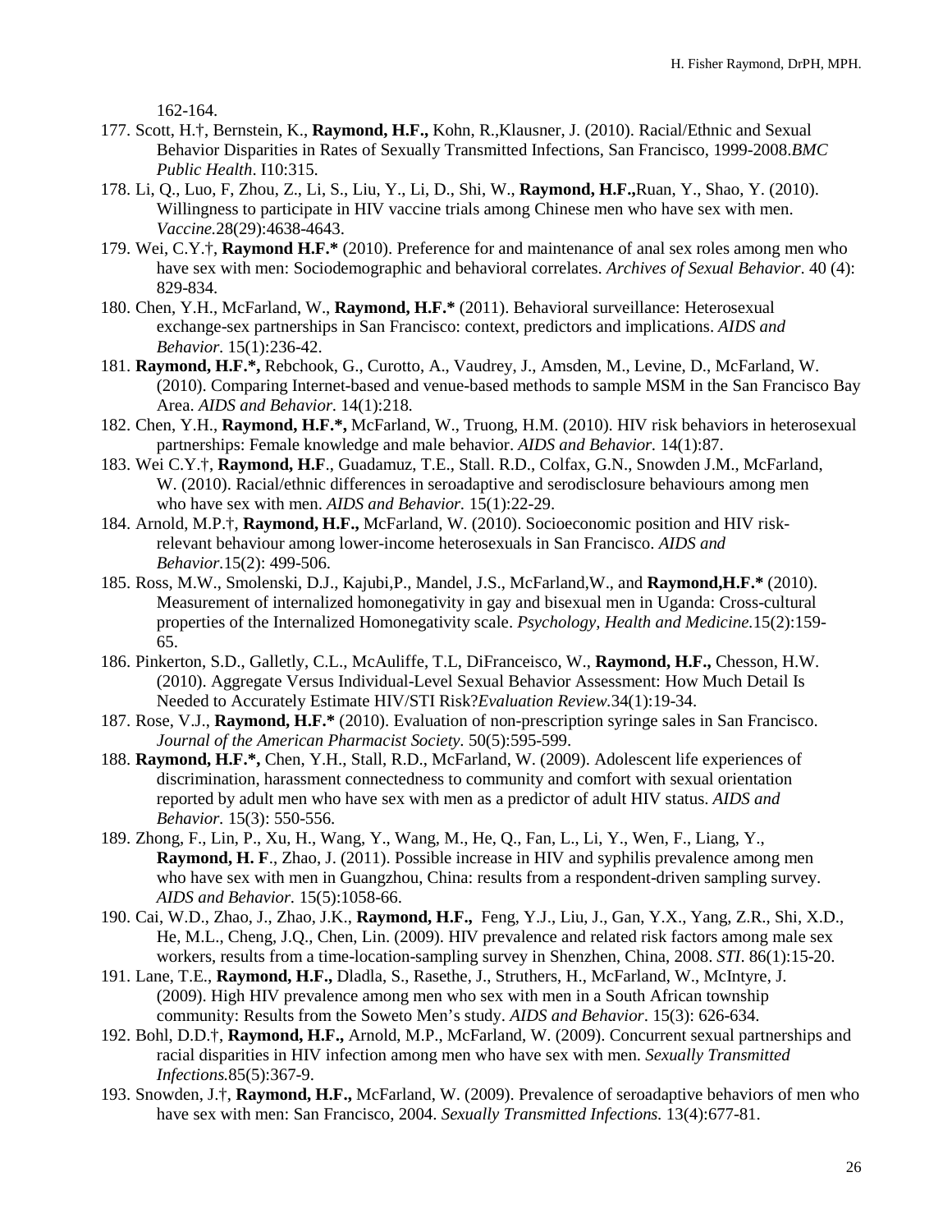162-164.

177. Scott, H.†, Bernstein, K., **Raymond, H.F.,** Kohn, R.,Klausner, J. (2010). Racial/Ethnic and Sexual Behavior Disparities in Rates of Sexually Transmitted Infections, San Francisco, 1999-2008.*BMC Public Health*. I10:315.
178. Li, Q., Luo, F, Zhou, Z., Li, S., Liu, Y., Li, D., Shi, W., **Raymond, H.F.,**Ruan, Y., Shao, Y. (2010). Willingness to participate in HIV vaccine trials among Chinese men who have sex with men. *Vaccine.*28(29):4638-4643.
179. Wei, C.Y.†, **Raymond H.F.*** (2010). Preference for and maintenance of anal sex roles among men who have sex with men: Sociodemographic and behavioral correlates. *Archives of Sexual Behavior*. 40 (4): 829-834.
180. Chen, Y.H., McFarland, W., **Raymond, H.F.*** (2011). Behavioral surveillance: Heterosexual exchange-sex partnerships in San Francisco: context, predictors and implications. *AIDS and Behavior*. 15(1):236-42.
181. **Raymond, H.F.*,** Rebchook, G., Curotto, A., Vaudrey, J., Amsden, M., Levine, D., McFarland, W. (2010). Comparing Internet-based and venue-based methods to sample MSM in the San Francisco Bay Area. *AIDS and Behavior.* 14(1):218.
182. Chen, Y.H., **Raymond, H.F.*,** McFarland, W., Truong, H.M. (2010). HIV risk behaviors in heterosexual partnerships: Female knowledge and male behavior. *AIDS and Behavior.* 14(1):87.
183. Wei C.Y.†, **Raymond, H.F**., Guadamuz, T.E., Stall. R.D., Colfax, G.N., Snowden J.M., McFarland, W. (2010). Racial/ethnic differences in seroadaptive and serodisclosure behaviours among men who have sex with men. *AIDS and Behavior.* 15(1):22-29.
184. Arnold, M.P.†, **Raymond, H.F.,** McFarland, W. (2010). Socioeconomic position and HIV risk-relevant behaviour among lower-income heterosexuals in San Francisco. *AIDS and Behavior.*15(2): 499-506.
185. Ross, M.W., Smolenski, D.J., Kajubi,P., Mandel, J.S., McFarland,W., and **Raymond,H.F.*** (2010). Measurement of internalized homonegativity in gay and bisexual men in Uganda: Cross-cultural properties of the Internalized Homonegativity scale. *Psychology, Health and Medicine.*15(2):159-65.
186. Pinkerton, S.D., Galletly, C.L., McAuliffe, T.L, DiFranceisco, W., **Raymond, H.F.,** Chesson, H.W. (2010). Aggregate Versus Individual-Level Sexual Behavior Assessment: How Much Detail Is Needed to Accurately Estimate HIV/STI Risk?*Evaluation Review.*34(1):19-34.
187. Rose, V.J., **Raymond, H.F.*** (2010). Evaluation of non-prescription syringe sales in San Francisco. *Journal of the American Pharmacist Society.* 50(5):595-599.
188. **Raymond, H.F.*,** Chen, Y.H., Stall, R.D., McFarland, W. (2009). Adolescent life experiences of discrimination, harassment connectedness to community and comfort with sexual orientation reported by adult men who have sex with men as a predictor of adult HIV status. *AIDS and Behavior.* 15(3): 550-556.
189. Zhong, F., Lin, P., Xu, H., Wang, Y., Wang, M., He, Q., Fan, L., Li, Y., Wen, F., Liang, Y., **Raymond, H. F**., Zhao, J. (2011). Possible increase in HIV and syphilis prevalence among men who have sex with men in Guangzhou, China: results from a respondent-driven sampling survey. *AIDS and Behavior.* 15(5):1058-66.
190. Cai, W.D., Zhao, J., Zhao, J.K., **Raymond, H.F.,** Feng, Y.J., Liu, J., Gan, Y.X., Yang, Z.R., Shi, X.D., He, M.L., Cheng, J.Q., Chen, Lin. (2009). HIV prevalence and related risk factors among male sex workers, results from a time-location-sampling survey in Shenzhen, China, 2008. *STI*. 86(1):15-20.
191. Lane, T.E., **Raymond, H.F.,** Dladla, S., Rasethe, J., Struthers, H., McFarland, W., McIntyre, J. (2009). High HIV prevalence among men who sex with men in a South African township community: Results from the Soweto Men's study. *AIDS and Behavior*. 15(3): 626-634.
192. Bohl, D.D.†, **Raymond, H.F.,** Arnold, M.P., McFarland, W. (2009). Concurrent sexual partnerships and racial disparities in HIV infection among men who have sex with men. *Sexually Transmitted Infections.*85(5):367-9.
193. Snowden, J.†, **Raymond, H.F.,** McFarland, W. (2009). Prevalence of seroadaptive behaviors of men who have sex with men: San Francisco, 2004. *Sexually Transmitted Infections.* 13(4):677-81.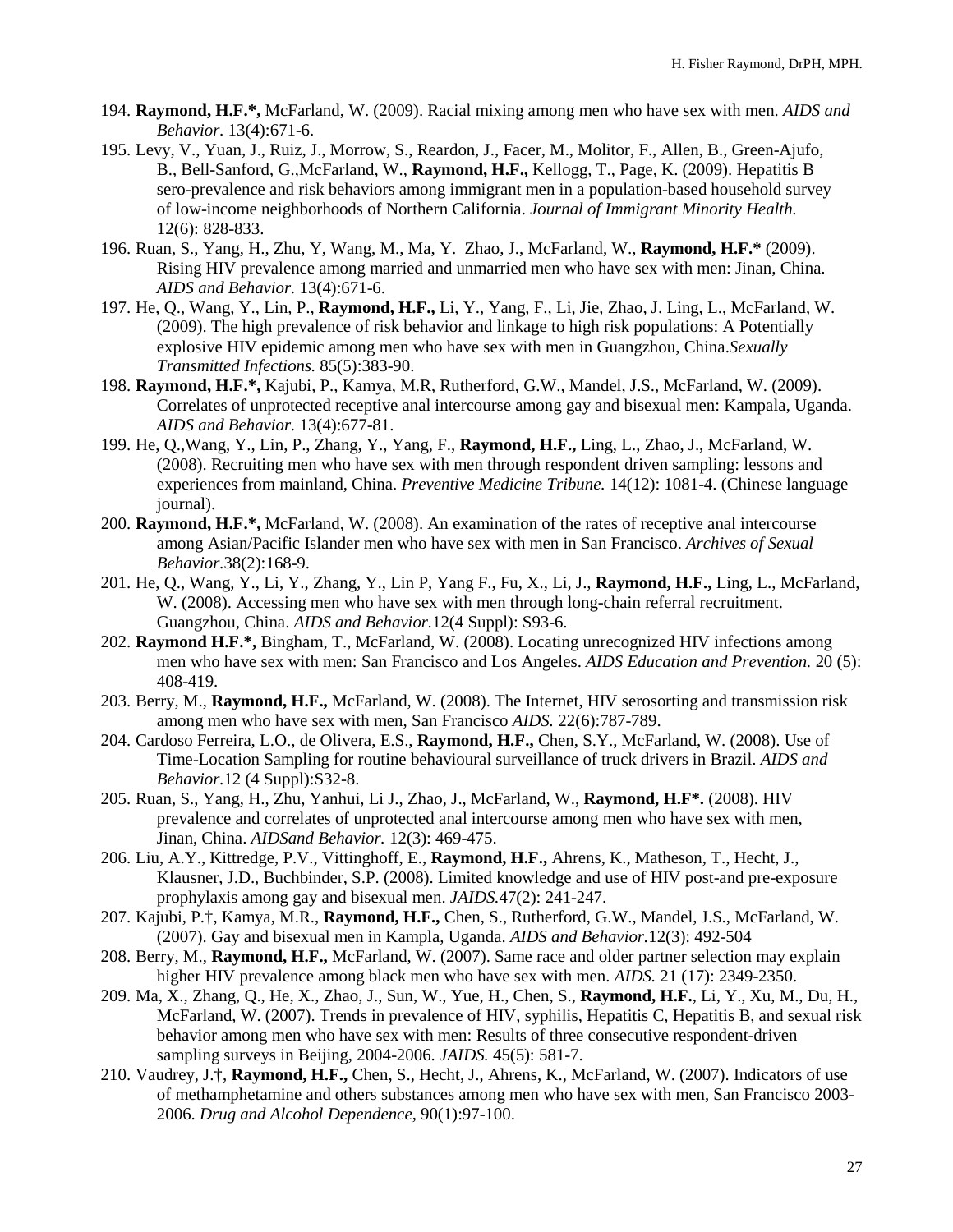194. **Raymond, H.F.*,** McFarland, W. (2009). Racial mixing among men who have sex with men. *AIDS and Behavior.* 13(4):671-6.
195. Levy, V., Yuan, J., Ruiz, J., Morrow, S., Reardon, J., Facer, M., Molitor, F., Allen, B., Green-Ajufo, B., Bell-Sanford, G.,McFarland, W., **Raymond, H.F.,** Kellogg, T., Page, K. (2009). Hepatitis B sero-prevalence and risk behaviors among immigrant men in a population-based household survey of low-income neighborhoods of Northern California. *Journal of Immigrant Minority Health.* 12(6): 828-833.
196. Ruan, S., Yang, H., Zhu, Y, Wang, M., Ma, Y. Zhao, J., McFarland, W., **Raymond, H.F.*** (2009). Rising HIV prevalence among married and unmarried men who have sex with men: Jinan, China. *AIDS and Behavior.* 13(4):671-6.
197. He, Q., Wang, Y., Lin, P., **Raymond, H.F.,** Li, Y., Yang, F., Li, Jie, Zhao, J. Ling, L., McFarland, W. (2009). The high prevalence of risk behavior and linkage to high risk populations: A Potentially explosive HIV epidemic among men who have sex with men in Guangzhou, China.*Sexually Transmitted Infections.* 85(5):383-90.
198. **Raymond, H.F.*,** Kajubi, P., Kamya, M.R, Rutherford, G.W., Mandel, J.S., McFarland, W. (2009). Correlates of unprotected receptive anal intercourse among gay and bisexual men: Kampala, Uganda. *AIDS and Behavior.* 13(4):677-81.
199. He, Q.,Wang, Y., Lin, P., Zhang, Y., Yang, F., **Raymond, H.F.,** Ling, L., Zhao, J., McFarland, W. (2008). Recruiting men who have sex with men through respondent driven sampling: lessons and experiences from mainland, China. *Preventive Medicine Tribune.* 14(12): 1081-4. (Chinese language journal).
200. **Raymond, H.F.*,** McFarland, W. (2008). An examination of the rates of receptive anal intercourse among Asian/Pacific Islander men who have sex with men in San Francisco. *Archives of Sexual Behavior.*38(2):168-9.
201. He, Q., Wang, Y., Li, Y., Zhang, Y., Lin P, Yang F., Fu, X., Li, J., **Raymond, H.F.,** Ling, L., McFarland, W. (2008). Accessing men who have sex with men through long-chain referral recruitment. Guangzhou, China. *AIDS and Behavior.*12(4 Suppl): S93-6.
202. **Raymond H.F.*,** Bingham, T., McFarland, W. (2008). Locating unrecognized HIV infections among men who have sex with men: San Francisco and Los Angeles. *AIDS Education and Prevention.* 20 (5): 408-419.
203. Berry, M., **Raymond, H.F.,** McFarland, W. (2008). The Internet, HIV serosorting and transmission risk among men who have sex with men, San Francisco *AIDS.* 22(6):787-789.
204. Cardoso Ferreira, L.O., de Olivera, E.S., **Raymond, H.F.,** Chen, S.Y., McFarland, W. (2008). Use of Time-Location Sampling for routine behavioural surveillance of truck drivers in Brazil. *AIDS and Behavior.*12 (4 Suppl):S32-8.
205. Ruan, S., Yang, H., Zhu, Yanhui, Li J., Zhao, J., McFarland, W., **Raymond, H.F*.** (2008). HIV prevalence and correlates of unprotected anal intercourse among men who have sex with men, Jinan, China. *AIDSand Behavior.* 12(3): 469-475.
206. Liu, A.Y., Kittredge, P.V., Vittinghoff, E., **Raymond, H.F.,** Ahrens, K., Matheson, T., Hecht, J., Klausner, J.D., Buchbinder, S.P. (2008). Limited knowledge and use of HIV post-and pre-exposure prophylaxis among gay and bisexual men. *JAIDS.*47(2): 241-247.
207. Kajubi, P.†, Kamya, M.R., **Raymond, H.F.,** Chen, S., Rutherford, G.W., Mandel, J.S., McFarland, W. (2007). Gay and bisexual men in Kampla, Uganda. *AIDS and Behavior.*12(3): 492-504
208. Berry, M., **Raymond, H.F.,** McFarland, W. (2007). Same race and older partner selection may explain higher HIV prevalence among black men who have sex with men. *AIDS.* 21 (17): 2349-2350.
209. Ma, X., Zhang, Q., He, X., Zhao, J., Sun, W., Yue, H., Chen, S., **Raymond, H.F.**, Li, Y., Xu, M., Du, H., McFarland, W. (2007). Trends in prevalence of HIV, syphilis, Hepatitis C, Hepatitis B, and sexual risk behavior among men who have sex with men: Results of three consecutive respondent-driven sampling surveys in Beijing, 2004-2006. *JAIDS.* 45(5): 581-7.
210. Vaudrey, J.†, **Raymond, H.F.,** Chen, S., Hecht, J., Ahrens, K., McFarland, W. (2007). Indicators of use of methamphetamine and others substances among men who have sex with men, San Francisco 2003-2006. *Drug and Alcohol Dependence*, 90(1):97-100.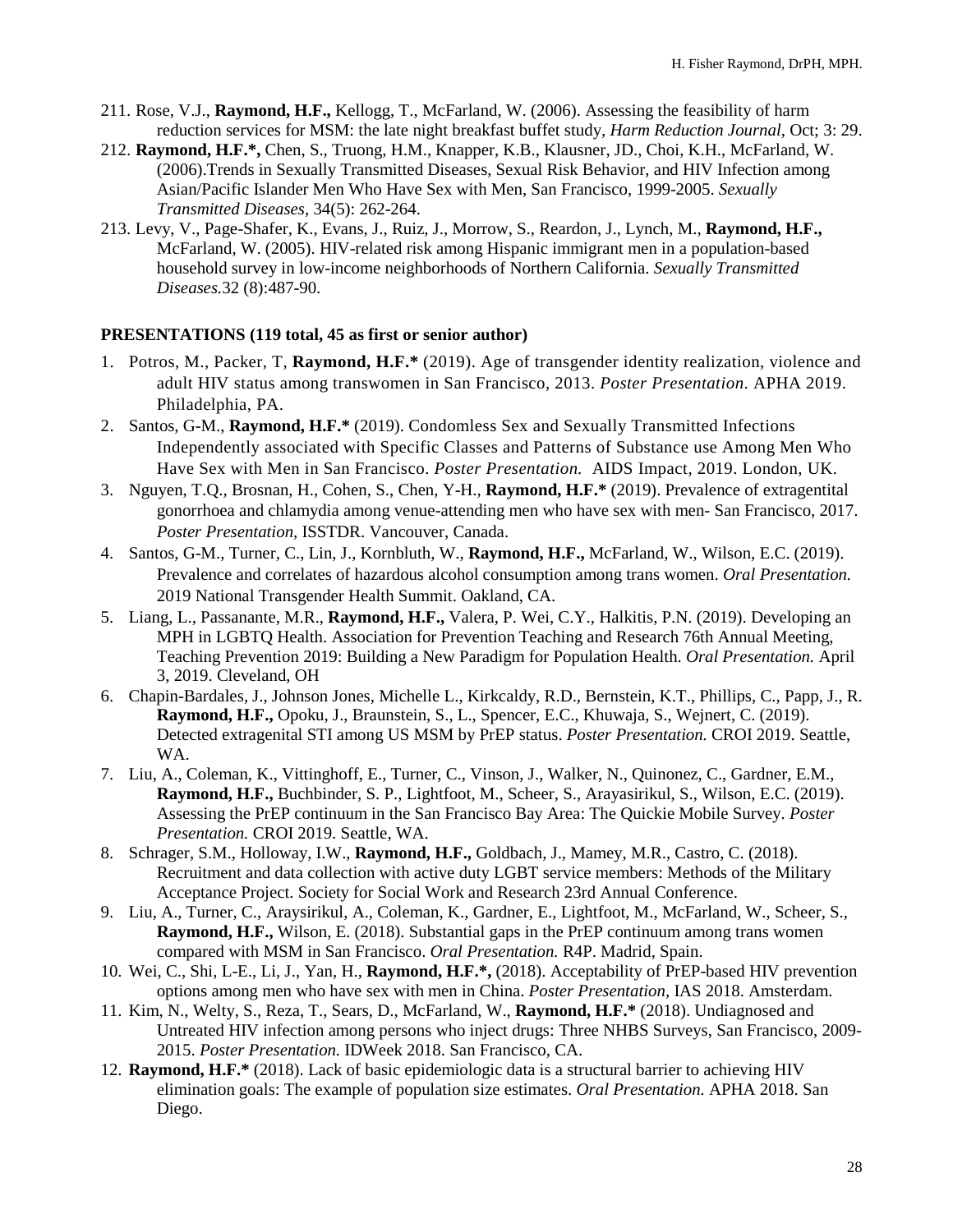211. Rose, V.J., **Raymond, H.F.,** Kellogg, T., McFarland, W. (2006). Assessing the feasibility of harm reduction services for MSM: the late night breakfast buffet study, *Harm Reduction Journal*, Oct; 3: 29.

212. **Raymond, H.F.*,** Chen, S., Truong, H.M., Knapper, K.B., Klausner, JD., Choi, K.H., McFarland, W. (2006).Trends in Sexually Transmitted Diseases, Sexual Risk Behavior, and HIV Infection among Asian/Pacific Islander Men Who Have Sex with Men, San Francisco, 1999-2005. *Sexually Transmitted Diseases*, 34(5): 262-264.

213. Levy, V., Page-Shafer, K., Evans, J., Ruiz, J., Morrow, S., Reardon, J., Lynch, M., **Raymond, H.F.,** McFarland, W. (2005). HIV-related risk among Hispanic immigrant men in a population-based household survey in low-income neighborhoods of Northern California. *Sexually Transmitted Diseases.*32 (8):487-90.

**PRESENTATIONS (119 total, 45 as first or senior author)**

1. Potros, M., Packer, T, **Raymond, H.F.*** (2019). Age of transgender identity realization, violence and adult HIV status among transwomen in San Francisco, 2013. *Poster Presentation*. APHA 2019. Philadelphia, PA.
2. Santos, G-M., **Raymond, H.F.*** (2019). Condomless Sex and Sexually Transmitted Infections Independently associated with Specific Classes and Patterns of Substance use Among Men Who Have Sex with Men in San Francisco. *Poster Presentation.* AIDS Impact, 2019. London, UK.
3. Nguyen, T.Q., Brosnan, H., Cohen, S., Chen, Y-H., **Raymond, H.F.*** (2019). Prevalence of extragentital gonorrhoea and chlamydia among venue-attending men who have sex with men- San Francisco, 2017. *Poster Presentation,* ISSTDR. Vancouver, Canada.
4. Santos, G-M., Turner, C., Lin, J., Kornbluth, W., **Raymond, H.F.,** McFarland, W., Wilson, E.C. (2019). Prevalence and correlates of hazardous alcohol consumption among trans women. *Oral Presentation.* 2019 National Transgender Health Summit. Oakland, CA.
5. Liang, L., Passanante, M.R., **Raymond, H.F.,** Valera, P. Wei, C.Y., Halkitis, P.N. (2019). Developing an MPH in LGBTQ Health. Association for Prevention Teaching and Research 76th Annual Meeting, Teaching Prevention 2019: Building a New Paradigm for Population Health. *Oral Presentation.* April 3, 2019. Cleveland, OH
6. Chapin-Bardales, J., Johnson Jones, Michelle L., Kirkcaldy, R.D., Bernstein, K.T., Phillips, C., Papp, J., R. **Raymond, H.F.,** Opoku, J., Braunstein, S., L., Spencer, E.C., Khuwaja, S., Wejnert, C. (2019). Detected extragenital STI among US MSM by PrEP status. *Poster Presentation.* CROI 2019. Seattle, WA.
7. Liu, A., Coleman, K., Vittinghoff, E., Turner, C., Vinson, J., Walker, N., Quinonez, C., Gardner, E.M., **Raymond, H.F.,** Buchbinder, S. P., Lightfoot, M., Scheer, S., Arayasirikul, S., Wilson, E.C. (2019). Assessing the PrEP continuum in the San Francisco Bay Area: The Quickie Mobile Survey. *Poster Presentation.* CROI 2019. Seattle, WA.
8. Schrager, S.M., Holloway, I.W., **Raymond, H.F.,** Goldbach, J., Mamey, M.R., Castro, C. (2018). Recruitment and data collection with active duty LGBT service members: Methods of the Military Acceptance Project. Society for Social Work and Research 23rd Annual Conference.
9. Liu, A., Turner, C., Araysirikul, A., Coleman, K., Gardner, E., Lightfoot, M., McFarland, W., Scheer, S., **Raymond, H.F.,** Wilson, E. (2018). Substantial gaps in the PrEP continuum among trans women compared with MSM in San Francisco. *Oral Presentation.* R4P. Madrid, Spain.
10. Wei, C., Shi, L-E., Li, J., Yan, H., **Raymond, H.F.*,** (2018). Acceptability of PrEP-based HIV prevention options among men who have sex with men in China. *Poster Presentation,* IAS 2018. Amsterdam.
11. Kim, N., Welty, S., Reza, T., Sears, D., McFarland, W., **Raymond, H.F.*** (2018). Undiagnosed and Untreated HIV infection among persons who inject drugs: Three NHBS Surveys, San Francisco, 2009-2015. *Poster Presentation.* IDWeek 2018. San Francisco, CA.
12. **Raymond, H.F.*** (2018). Lack of basic epidemiologic data is a structural barrier to achieving HIV elimination goals: The example of population size estimates. *Oral Presentation.* APHA 2018. San Diego.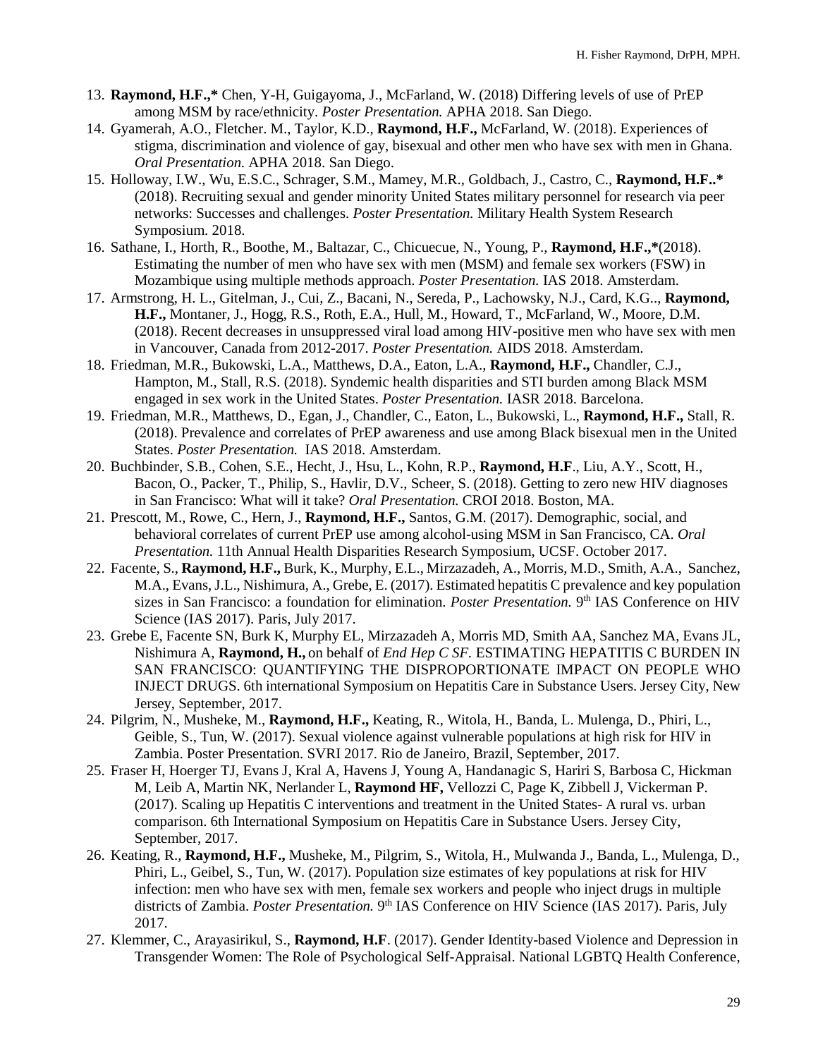13. **Raymond, H.F.,*** Chen, Y-H, Guigayoma, J., McFarland, W. (2018) Differing levels of use of PrEP among MSM by race/ethnicity. *Poster Presentation.* APHA 2018. San Diego.
14. Gyamerah, A.O., Fletcher. M., Taylor, K.D., **Raymond, H.F.,** McFarland, W. (2018). Experiences of stigma, discrimination and violence of gay, bisexual and other men who have sex with men in Ghana. *Oral Presentation.* APHA 2018. San Diego.
15. Holloway, I.W., Wu, E.S.C., Schrager, S.M., Mamey, M.R., Goldbach, J., Castro, C., **Raymond, H.F..*** (2018). Recruiting sexual and gender minority United States military personnel for research via peer networks: Successes and challenges. *Poster Presentation.* Military Health System Research Symposium. 2018.
16. Sathane, I., Horth, R., Boothe, M., Baltazar, C., Chicuecue, N., Young, P., **Raymond, H.F.,***(2018). Estimating the number of men who have sex with men (MSM) and female sex workers (FSW) in Mozambique using multiple methods approach. *Poster Presentation.* IAS 2018. Amsterdam.
17. Armstrong, H. L., Gitelman, J., Cui, Z., Bacani, N., Sereda, P., Lachowsky, N.J., Card, K.G.., **Raymond, H.F.,** Montaner, J., Hogg, R.S., Roth, E.A., Hull, M., Howard, T., McFarland, W., Moore, D.M. (2018). Recent decreases in unsuppressed viral load among HIV-positive men who have sex with men in Vancouver, Canada from 2012-2017. *Poster Presentation.* AIDS 2018. Amsterdam.
18. Friedman, M.R., Bukowski, L.A., Matthews, D.A., Eaton, L.A., **Raymond, H.F.,** Chandler, C.J., Hampton, M., Stall, R.S. (2018). Syndemic health disparities and STI burden among Black MSM engaged in sex work in the United States. *Poster Presentation.* IASR 2018. Barcelona.
19. Friedman, M.R., Matthews, D., Egan, J., Chandler, C., Eaton, L., Bukowski, L., **Raymond, H.F.,** Stall, R. (2018). Prevalence and correlates of PrEP awareness and use among Black bisexual men in the United States. *Poster Presentation.* IAS 2018. Amsterdam.
20. Buchbinder, S.B., Cohen, S.E., Hecht, J., Hsu, L., Kohn, R.P., **Raymond, H.F**., Liu, A.Y., Scott, H., Bacon, O., Packer, T., Philip, S., Havlir, D.V., Scheer, S. (2018). Getting to zero new HIV diagnoses in San Francisco: What will it take? *Oral Presentation.* CROI 2018. Boston, MA.
21. Prescott, M., Rowe, C., Hern, J., **Raymond, H.F.,** Santos, G.M. (2017). Demographic, social, and behavioral correlates of current PrEP use among alcohol-using MSM in San Francisco, CA. *Oral Presentation.* 11th Annual Health Disparities Research Symposium, UCSF. October 2017.
22. Facente, S., **Raymond, H.F.,** Burk, K., Murphy, E.L., Mirzazadeh, A., Morris, M.D., Smith, A.A., Sanchez, M.A., Evans, J.L., Nishimura, A., Grebe, E. (2017). Estimated hepatitis C prevalence and key population sizes in San Francisco: a foundation for elimination. *Poster Presentation.* 9th IAS Conference on HIV Science (IAS 2017). Paris, July 2017.
23. Grebe E, Facente SN, Burk K, Murphy EL, Mirzazadeh A, Morris MD, Smith AA, Sanchez MA, Evans JL, Nishimura A, **Raymond, H.,** on behalf of *End Hep C SF.* ESTIMATING HEPATITIS C BURDEN IN SAN FRANCISCO: QUANTIFYING THE DISPROPORTIONATE IMPACT ON PEOPLE WHO INJECT DRUGS. 6th international Symposium on Hepatitis Care in Substance Users. Jersey City, New Jersey, September, 2017.
24. Pilgrim, N., Musheke, M., **Raymond, H.F.,** Keating, R., Witola, H., Banda, L. Mulenga, D., Phiri, L., Geible, S., Tun, W. (2017). Sexual violence against vulnerable populations at high risk for HIV in Zambia. Poster Presentation. SVRI 2017. Rio de Janeiro, Brazil, September, 2017.
25. Fraser H, Hoerger TJ, Evans J, Kral A, Havens J, Young A, Handanagic S, Hariri S, Barbosa C, Hickman M, Leib A, Martin NK, Nerlander L, **Raymond HF,** Vellozzi C, Page K, Zibbell J, Vickerman P. (2017). Scaling up Hepatitis C interventions and treatment in the United States- A rural vs. urban comparison. 6th International Symposium on Hepatitis Care in Substance Users. Jersey City, September, 2017.
26. Keating, R., **Raymond, H.F.,** Musheke, M., Pilgrim, S., Witola, H., Mulwanda J., Banda, L., Mulenga, D., Phiri, L., Geibel, S., Tun, W. (2017). Population size estimates of key populations at risk for HIV infection: men who have sex with men, female sex workers and people who inject drugs in multiple districts of Zambia. *Poster Presentation.* 9th IAS Conference on HIV Science (IAS 2017). Paris, July 2017.
27. Klemmer, C., Arayasirikul, S., **Raymond, H.F**. (2017). Gender Identity-based Violence and Depression in Transgender Women: The Role of Psychological Self-Appraisal. National LGBTQ Health Conference,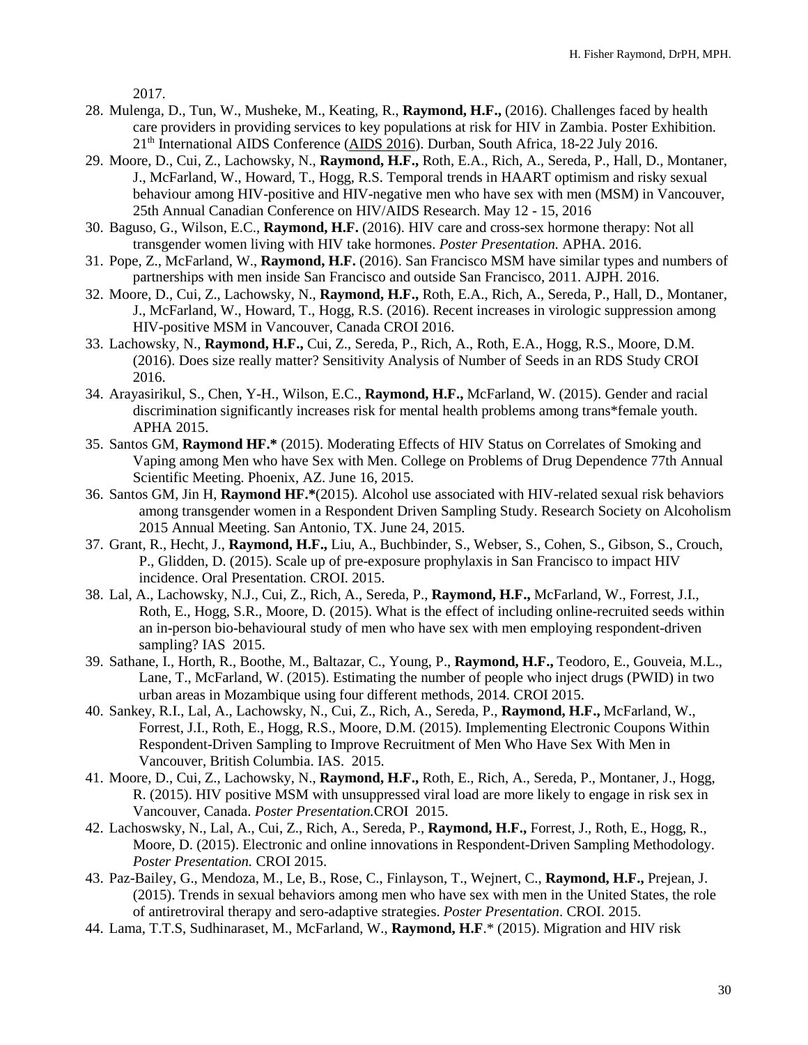2017.

28. Mulenga, D., Tun, W., Musheke, M., Keating, R., **Raymond, H.F.,** (2016). Challenges faced by health care providers in providing services to key populations at risk for HIV in Zambia. Poster Exhibition. 21st International AIDS Conference (AIDS 2016). Durban, South Africa, 18-22 July 2016.
29. Moore, D., Cui, Z., Lachowsky, N., **Raymond, H.F.,** Roth, E.A., Rich, A., Sereda, P., Hall, D., Montaner, J., McFarland, W., Howard, T., Hogg, R.S. Temporal trends in HAART optimism and risky sexual behaviour among HIV-positive and HIV-negative men who have sex with men (MSM) in Vancouver, 25th Annual Canadian Conference on HIV/AIDS Research. May 12 - 15, 2016
30. Baguso, G., Wilson, E.C., **Raymond, H.F.** (2016). HIV care and cross-sex hormone therapy: Not all transgender women living with HIV take hormones. *Poster Presentation.* APHA. 2016.
31. Pope, Z., McFarland, W., **Raymond, H.F.** (2016). San Francisco MSM have similar types and numbers of partnerships with men inside San Francisco and outside San Francisco, 2011. AJPH. 2016.
32. Moore, D., Cui, Z., Lachowsky, N., **Raymond, H.F.,** Roth, E.A., Rich, A., Sereda, P., Hall, D., Montaner, J., McFarland, W., Howard, T., Hogg, R.S. (2016). Recent increases in virologic suppression among HIV-positive MSM in Vancouver, Canada CROI 2016.
33. Lachowsky, N., **Raymond, H.F.,** Cui, Z., Sereda, P., Rich, A., Roth, E.A., Hogg, R.S., Moore, D.M. (2016). Does size really matter? Sensitivity Analysis of Number of Seeds in an RDS Study CROI 2016.
34. Arayasirikul, S., Chen, Y-H., Wilson, E.C., **Raymond, H.F.,** McFarland, W. (2015). Gender and racial discrimination significantly increases risk for mental health problems among trans*female youth. APHA 2015.
35. Santos GM, **Raymond HF.*** (2015). Moderating Effects of HIV Status on Correlates of Smoking and Vaping among Men who have Sex with Men. College on Problems of Drug Dependence 77th Annual Scientific Meeting. Phoenix, AZ. June 16, 2015.
36. Santos GM, Jin H, **Raymond HF.***(2015). Alcohol use associated with HIV-related sexual risk behaviors among transgender women in a Respondent Driven Sampling Study. Research Society on Alcoholism 2015 Annual Meeting. San Antonio, TX. June 24, 2015.
37. Grant, R., Hecht, J., **Raymond, H.F.,** Liu, A., Buchbinder, S., Webser, S., Cohen, S., Gibson, S., Crouch, P., Glidden, D. (2015). Scale up of pre-exposure prophylaxis in San Francisco to impact HIV incidence. Oral Presentation. CROI. 2015.
38. Lal, A., Lachowsky, N.J., Cui, Z., Rich, A., Sereda, P., **Raymond, H.F.,** McFarland, W., Forrest, J.I., Roth, E., Hogg, S.R., Moore, D. (2015). What is the effect of including online-recruited seeds within an in-person bio-behavioural study of men who have sex with men employing respondent-driven sampling? IAS 2015.
39. Sathane, I., Horth, R., Boothe, M., Baltazar, C., Young, P., **Raymond, H.F.,** Teodoro, E., Gouveia, M.L., Lane, T., McFarland, W. (2015). Estimating the number of people who inject drugs (PWID) in two urban areas in Mozambique using four different methods, 2014. CROI 2015.
40. Sankey, R.I., Lal, A., Lachowsky, N., Cui, Z., Rich, A., Sereda, P., **Raymond, H.F.,** McFarland, W., Forrest, J.I., Roth, E., Hogg, R.S., Moore, D.M. (2015). Implementing Electronic Coupons Within Respondent-Driven Sampling to Improve Recruitment of Men Who Have Sex With Men in Vancouver, British Columbia. IAS. 2015.
41. Moore, D., Cui, Z., Lachowsky, N., **Raymond, H.F.,** Roth, E., Rich, A., Sereda, P., Montaner, J., Hogg, R. (2015). HIV positive MSM with unsuppressed viral load are more likely to engage in risk sex in Vancouver, Canada. *Poster Presentation.*CROI 2015.
42. Lachoswsky, N., Lal, A., Cui, Z., Rich, A., Sereda, P., **Raymond, H.F.,** Forrest, J., Roth, E., Hogg, R., Moore, D. (2015). Electronic and online innovations in Respondent-Driven Sampling Methodology. *Poster Presentation.* CROI 2015.
43. Paz-Bailey, G., Mendoza, M., Le, B., Rose, C., Finlayson, T., Wejnert, C., **Raymond, H.F.,** Prejean, J. (2015). Trends in sexual behaviors among men who have sex with men in the United States, the role of antiretroviral therapy and sero-adaptive strategies. *Poster Presentation*. CROI. 2015.
44. Lama, T.T.S, Sudhinaraset, M., McFarland, W., **Raymond, H.F**.* (2015). Migration and HIV risk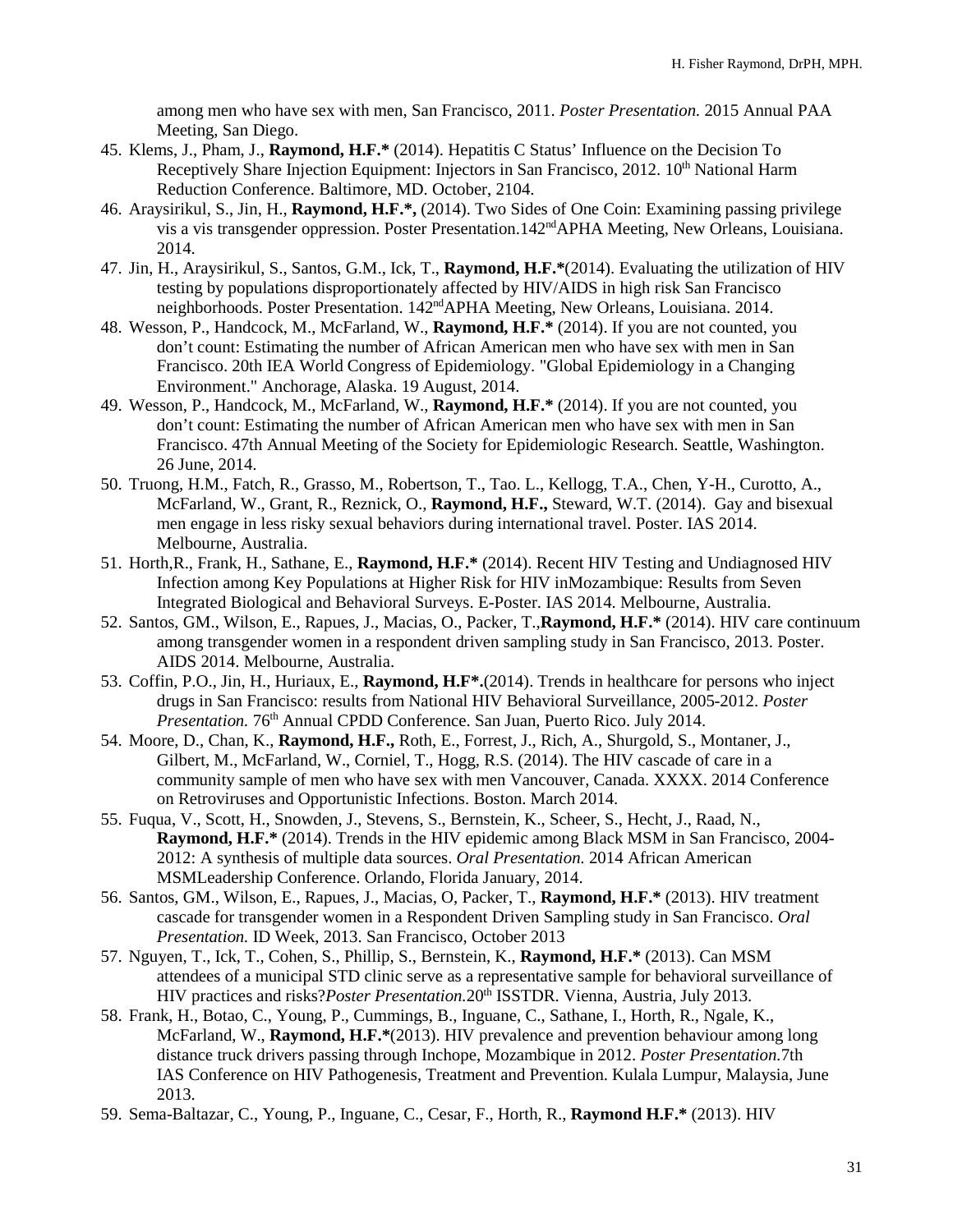among men who have sex with men, San Francisco, 2011. *Poster Presentation.* 2015 Annual PAA Meeting, San Diego.

45. Klems, J., Pham, J., **Raymond, H.F.*** (2014). Hepatitis C Status' Influence on the Decision To Receptively Share Injection Equipment: Injectors in San Francisco, 2012. 10th National Harm Reduction Conference. Baltimore, MD. October, 2104.
46. Araysirikul, S., Jin, H., **Raymond, H.F.*,** (2014). Two Sides of One Coin: Examining passing privilege vis a vis transgender oppression. Poster Presentation.142nd APHA Meeting, New Orleans, Louisiana. 2014.
47. Jin, H., Araysirikul, S., Santos, G.M., Ick, T., **Raymond, H.F.***(2014). Evaluating the utilization of HIV testing by populations disproportionately affected by HIV/AIDS in high risk San Francisco neighborhoods. Poster Presentation. 142nd APHA Meeting, New Orleans, Louisiana. 2014.
48. Wesson, P., Handcock, M., McFarland, W., **Raymond, H.F.*** (2014). If you are not counted, you don't count: Estimating the number of African American men who have sex with men in San Francisco. 20th IEA World Congress of Epidemiology. "Global Epidemiology in a Changing Environment." Anchorage, Alaska. 19 August, 2014.
49. Wesson, P., Handcock, M., McFarland, W., **Raymond, H.F.*** (2014). If you are not counted, you don't count: Estimating the number of African American men who have sex with men in San Francisco. 47th Annual Meeting of the Society for Epidemiologic Research. Seattle, Washington. 26 June, 2014.
50. Truong, H.M., Fatch, R., Grasso, M., Robertson, T., Tao. L., Kellogg, T.A., Chen, Y-H., Curotto, A., McFarland, W., Grant, R., Reznick, O., **Raymond, H.F.,** Steward, W.T. (2014). Gay and bisexual men engage in less risky sexual behaviors during international travel. Poster. IAS 2014. Melbourne, Australia.
51. Horth,R., Frank, H., Sathane, E., **Raymond, H.F.*** (2014). Recent HIV Testing and Undiagnosed HIV Infection among Key Populations at Higher Risk for HIV inMozambique: Results from Seven Integrated Biological and Behavioral Surveys. E-Poster. IAS 2014. Melbourne, Australia.
52. Santos, GM., Wilson, E., Rapues, J., Macias, O., Packer, T.,**Raymond, H.F.*** (2014). HIV care continuum among transgender women in a respondent driven sampling study in San Francisco, 2013. Poster. AIDS 2014. Melbourne, Australia.
53. Coffin, P.O., Jin, H., Huriaux, E., **Raymond, H.F*.**(2014). Trends in healthcare for persons who inject drugs in San Francisco: results from National HIV Behavioral Surveillance, 2005-2012. *Poster Presentation.* 76th Annual CPDD Conference. San Juan, Puerto Rico. July 2014.
54. Moore, D., Chan, K., **Raymond, H.F.,** Roth, E., Forrest, J., Rich, A., Shurgold, S., Montaner, J., Gilbert, M., McFarland, W., Corniel, T., Hogg, R.S. (2014). The HIV cascade of care in a community sample of men who have sex with men Vancouver, Canada. XXXX. 2014 Conference on Retroviruses and Opportunistic Infections. Boston. March 2014.
55. Fuqua, V., Scott, H., Snowden, J., Stevens, S., Bernstein, K., Scheer, S., Hecht, J., Raad, N., **Raymond, H.F.*** (2014). Trends in the HIV epidemic among Black MSM in San Francisco, 2004-2012: A synthesis of multiple data sources. *Oral Presentation.* 2014 African American MSMLeadership Conference. Orlando, Florida January, 2014.
56. Santos, GM., Wilson, E., Rapues, J., Macias, O, Packer, T., **Raymond, H.F.*** (2013). HIV treatment cascade for transgender women in a Respondent Driven Sampling study in San Francisco. *Oral Presentation.* ID Week, 2013. San Francisco, October 2013
57. Nguyen, T., Ick, T., Cohen, S., Phillip, S., Bernstein, K., **Raymond, H.F.*** (2013). Can MSM attendees of a municipal STD clinic serve as a representative sample for behavioral surveillance of HIV practices and risks?*Poster Presentation.*20th ISSTDR. Vienna, Austria, July 2013.
58. Frank, H., Botao, C., Young, P., Cummings, B., Inguane, C., Sathane, I., Horth, R., Ngale, K., McFarland, W., **Raymond, H.F.***(2013). HIV prevalence and prevention behaviour among long distance truck drivers passing through Inchope, Mozambique in 2012. *Poster Presentation.*7th IAS Conference on HIV Pathogenesis, Treatment and Prevention. Kulala Lumpur, Malaysia, June 2013.
59. Sema-Baltazar, C., Young, P., Inguane, C., Cesar, F., Horth, R., **Raymond H.F.*** (2013). HIV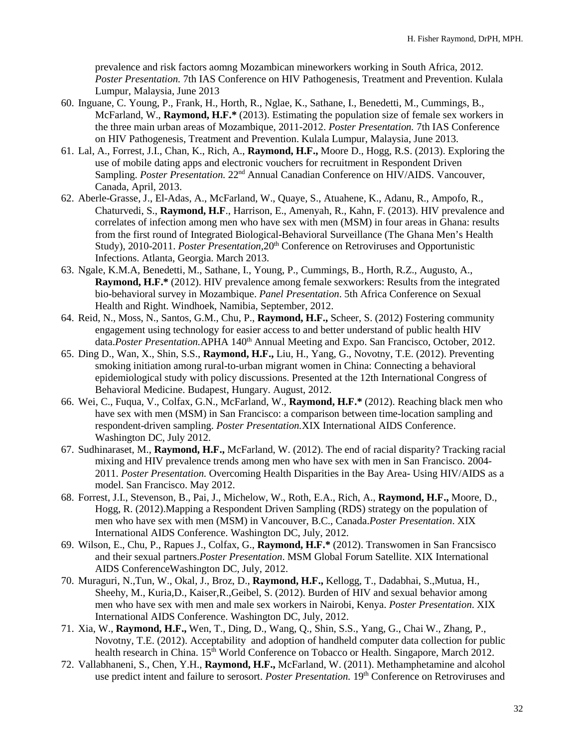prevalence and risk factors aomng Mozambican mineworkers working in South Africa, 2012. *Poster Presentation.* 7th IAS Conference on HIV Pathogenesis, Treatment and Prevention. Kulala Lumpur, Malaysia, June 2013

60. Inguane, C. Young, P., Frank, H., Horth, R., Nglae, K., Sathane, I., Benedetti, M., Cummings, B., McFarland, W., **Raymond, H.F.*** (2013). Estimating the population size of female sex workers in the three main urban areas of Mozambique, 2011-2012. *Poster Presentation.* 7th IAS Conference on HIV Pathogenesis, Treatment and Prevention. Kulala Lumpur, Malaysia, June 2013.
61. Lal, A., Forrest, J.I., Chan, K., Rich, A., **Raymond, H.F.,** Moore D., Hogg, R.S. (2013). Exploring the use of mobile dating apps and electronic vouchers for recruitment in Respondent Driven Sampling. *Poster Presentation.* 22nd Annual Canadian Conference on HIV/AIDS. Vancouver, Canada, April, 2013.
62. Aberle-Grasse, J., El-Adas, A., McFarland, W., Quaye, S., Atuahene, K., Adanu, R., Ampofo, R., Chaturvedi, S., **Raymond, H.F**., Harrison, E., Amenyah, R., Kahn, F. (2013). HIV prevalence and correlates of infection among men who have sex with men (MSM) in four areas in Ghana: results from the first round of Integrated Biological-Behavioral Surveillance (The Ghana Men's Health Study), 2010-2011. *Poster Presentation,*20th Conference on Retroviruses and Opportunistic Infections. Atlanta, Georgia. March 2013.
63. Ngale, K.M.A, Benedetti, M., Sathane, I., Young, P., Cummings, B., Horth, R.Z., Augusto, A., **Raymond, H.F.*** (2012). HIV prevalence among female sexworkers: Results from the integrated bio-behavioral survey in Mozambique. *Panel Presentation*. 5th Africa Conference on Sexual Health and Right. Windhoek, Namibia, September, 2012.
64. Reid, N., Moss, N., Santos, G.M., Chu, P., **Raymond, H.F.,** Scheer, S. (2012) Fostering community engagement using technology for easier access to and better understand of public health HIV data.*Poster Presentation.*APHA 140th Annual Meeting and Expo. San Francisco, October, 2012.
65. Ding D., Wan, X., Shin, S.S., **Raymond, H.F.,** Liu, H., Yang, G., Novotny, T.E. (2012). Preventing smoking initiation among rural-to-urban migrant women in China: Connecting a behavioral epidemiological study with policy discussions. Presented at the 12th International Congress of Behavioral Medicine. Budapest, Hungary. August, 2012.
66. Wei, C., Fuqua, V., Colfax, G.N., McFarland, W., **Raymond, H.F.*** (2012). Reaching black men who have sex with men (MSM) in San Francisco: a comparison between time-location sampling and respondent-driven sampling. *Poster Presentation.*XIX International AIDS Conference. Washington DC, July 2012.
67. Sudhinaraset, M., **Raymond, H.F.,** McFarland, W. (2012). The end of racial disparity? Tracking racial mixing and HIV prevalence trends among men who have sex with men in San Francisco. 2004-2011. *Poster Presentation.* Overcoming Health Disparities in the Bay Area- Using HIV/AIDS as a model. San Francisco. May 2012.
68. Forrest, J.I., Stevenson, B., Pai, J., Michelow, W., Roth, E.A., Rich, A., **Raymond, H.F.,** Moore, D., Hogg, R. (2012).Mapping a Respondent Driven Sampling (RDS) strategy on the population of men who have sex with men (MSM) in Vancouver, B.C., Canada.*Poster Presentation*. XIX International AIDS Conference. Washington DC, July, 2012.
69. Wilson, E., Chu, P., Rapues J., Colfax, G., **Raymond, H.F.*** (2012). Transwomen in San Francsisco and their sexual partners.*Poster Presentation*. MSM Global Forum Satellite. XIX International AIDS ConferenceWashington DC, July, 2012.
70. Muraguri, N.,Tun, W., Okal, J., Broz, D., **Raymond, H.F.,** Kellogg, T., Dadabhai, S.,Mutua, H., Sheehy, M., Kuria,D., Kaiser,R.,Geibel, S. (2012). Burden of HIV and sexual behavior among men who have sex with men and male sex workers in Nairobi, Kenya. *Poster Presentation*. XIX International AIDS Conference. Washington DC, July, 2012.
71. Xia, W., **Raymond, H.F.,** Wen, T., Ding, D., Wang, Q., Shin, S.S., Yang, G., Chai W., Zhang, P., Novotny, T.E. (2012). Acceptability and adoption of handheld computer data collection for public health research in China. 15th World Conference on Tobacco or Health. Singapore, March 2012.
72. Vallabhaneni, S., Chen, Y.H., **Raymond, H.F.,** McFarland, W. (2011). Methamphetamine and alcohol use predict intent and failure to serosort. *Poster Presentation.* 19th Conference on Retroviruses and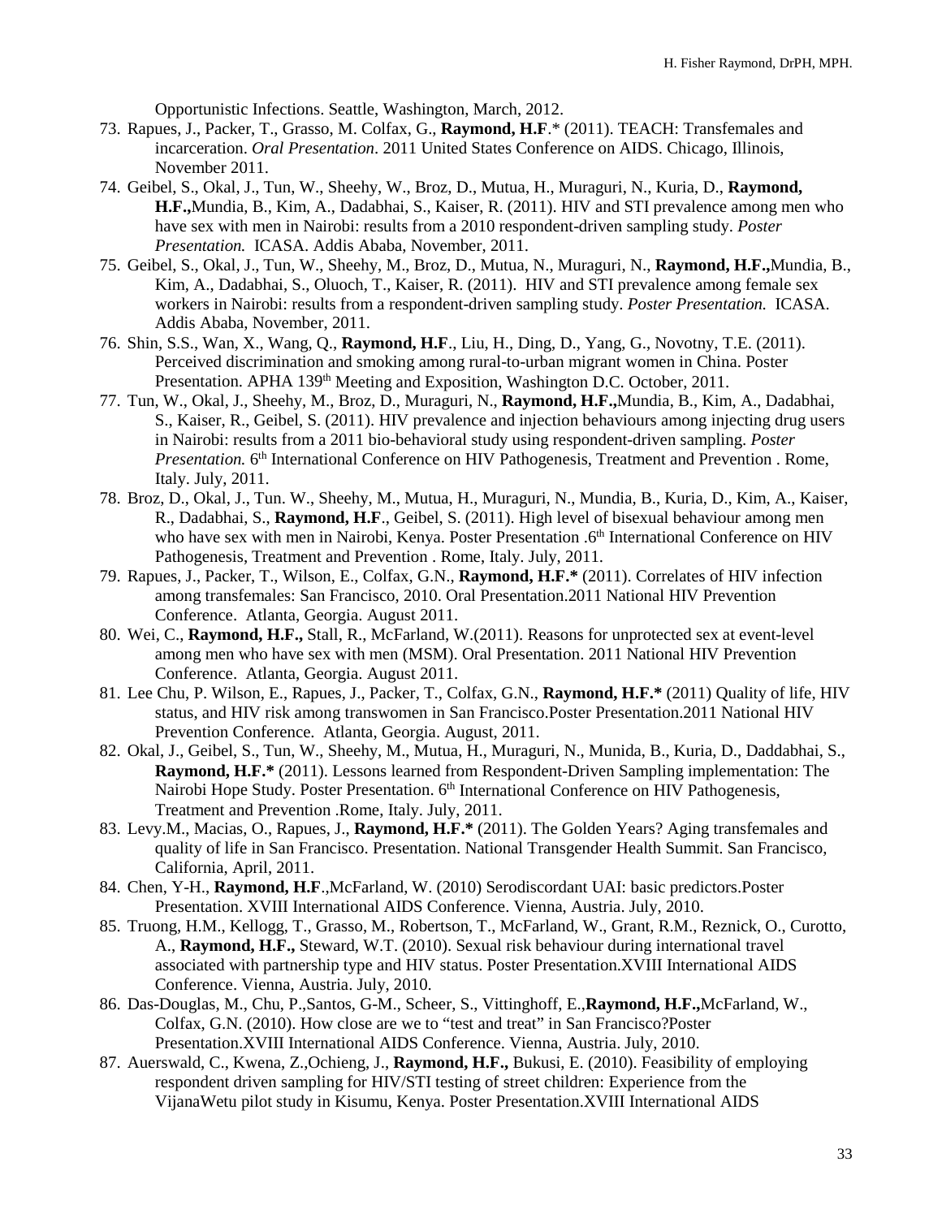Opportunistic Infections. Seattle, Washington, March, 2012.

73. Rapues, J., Packer, T., Grasso, M. Colfax, G., **Raymond, H.F**.* (2011). TEACH: Transfemales and incarceration. *Oral Presentation*. 2011 United States Conference on AIDS. Chicago, Illinois, November 2011.
74. Geibel, S., Okal, J., Tun, W., Sheehy, W., Broz, D., Mutua, H., Muraguri, N., Kuria, D., **Raymond, H.F.,**Mundia, B., Kim, A., Dadabhai, S., Kaiser, R. (2011). HIV and STI prevalence among men who have sex with men in Nairobi: results from a 2010 respondent-driven sampling study. *Poster Presentation.* ICASA. Addis Ababa, November, 2011.
75. Geibel, S., Okal, J., Tun, W., Sheehy, M., Broz, D., Mutua, N., Muraguri, N., **Raymond, H.F.,**Mundia, B., Kim, A., Dadabhai, S., Oluoch, T., Kaiser, R. (2011). HIV and STI prevalence among female sex workers in Nairobi: results from a respondent-driven sampling study. *Poster Presentation.* ICASA. Addis Ababa, November, 2011.
76. Shin, S.S., Wan, X., Wang, Q., **Raymond, H.F**., Liu, H., Ding, D., Yang, G., Novotny, T.E. (2011). Perceived discrimination and smoking among rural-to-urban migrant women in China. Poster Presentation. APHA 139th Meeting and Exposition, Washington D.C. October, 2011.
77. Tun, W., Okal, J., Sheehy, M., Broz, D., Muraguri, N., **Raymond, H.F.,**Mundia, B., Kim, A., Dadabhai, S., Kaiser, R., Geibel, S. (2011). HIV prevalence and injection behaviours among injecting drug users in Nairobi: results from a 2011 bio-behavioral study using respondent-driven sampling. *Poster Presentation.* 6th International Conference on HIV Pathogenesis, Treatment and Prevention . Rome, Italy. July, 2011.
78. Broz, D., Okal, J., Tun. W., Sheehy, M., Mutua, H., Muraguri, N., Mundia, B., Kuria, D., Kim, A., Kaiser, R., Dadabhai, S., **Raymond, H.F**., Geibel, S. (2011). High level of bisexual behaviour among men who have sex with men in Nairobi, Kenya. Poster Presentation .6th International Conference on HIV Pathogenesis, Treatment and Prevention . Rome, Italy. July, 2011.
79. Rapues, J., Packer, T., Wilson, E., Colfax, G.N., **Raymond, H.F.*** (2011). Correlates of HIV infection among transfemales: San Francisco, 2010. Oral Presentation.2011 National HIV Prevention Conference. Atlanta, Georgia. August 2011.
80. Wei, C., **Raymond, H.F.,** Stall, R., McFarland, W.(2011). Reasons for unprotected sex at event-level among men who have sex with men (MSM). Oral Presentation. 2011 National HIV Prevention Conference. Atlanta, Georgia. August 2011.
81. Lee Chu, P. Wilson, E., Rapues, J., Packer, T., Colfax, G.N., **Raymond, H.F.*** (2011) Quality of life, HIV status, and HIV risk among transwomen in San Francisco.Poster Presentation.2011 National HIV Prevention Conference. Atlanta, Georgia. August, 2011.
82. Okal, J., Geibel, S., Tun, W., Sheehy, M., Mutua, H., Muraguri, N., Munida, B., Kuria, D., Daddabhai, S., **Raymond, H.F.*** (2011). Lessons learned from Respondent-Driven Sampling implementation: The Nairobi Hope Study. Poster Presentation. 6th International Conference on HIV Pathogenesis, Treatment and Prevention .Rome, Italy. July, 2011.
83. Levy.M., Macias, O., Rapues, J., **Raymond, H.F.*** (2011). The Golden Years? Aging transfemales and quality of life in San Francisco. Presentation. National Transgender Health Summit. San Francisco, California, April, 2011.
84. Chen, Y-H., **Raymond, H.F**.,McFarland, W. (2010) Serodiscordant UAI: basic predictors.Poster Presentation. XVIII International AIDS Conference. Vienna, Austria. July, 2010.
85. Truong, H.M., Kellogg, T., Grasso, M., Robertson, T., McFarland, W., Grant, R.M., Reznick, O., Curotto, A., **Raymond, H.F.,** Steward, W.T. (2010). Sexual risk behaviour during international travel associated with partnership type and HIV status. Poster Presentation.XVIII International AIDS Conference. Vienna, Austria. July, 2010.
86. Das-Douglas, M., Chu, P.,Santos, G-M., Scheer, S., Vittinghoff, E.,**Raymond, H.F.,**McFarland, W., Colfax, G.N. (2010). How close are we to "test and treat" in San Francisco?Poster Presentation.XVIII International AIDS Conference. Vienna, Austria. July, 2010.
87. Auerswald, C., Kwena, Z.,Ochieng, J., **Raymond, H.F.,** Bukusi, E. (2010). Feasibility of employing respondent driven sampling for HIV/STI testing of street children: Experience from the VijanaWetu pilot study in Kisumu, Kenya. Poster Presentation.XVIII International AIDS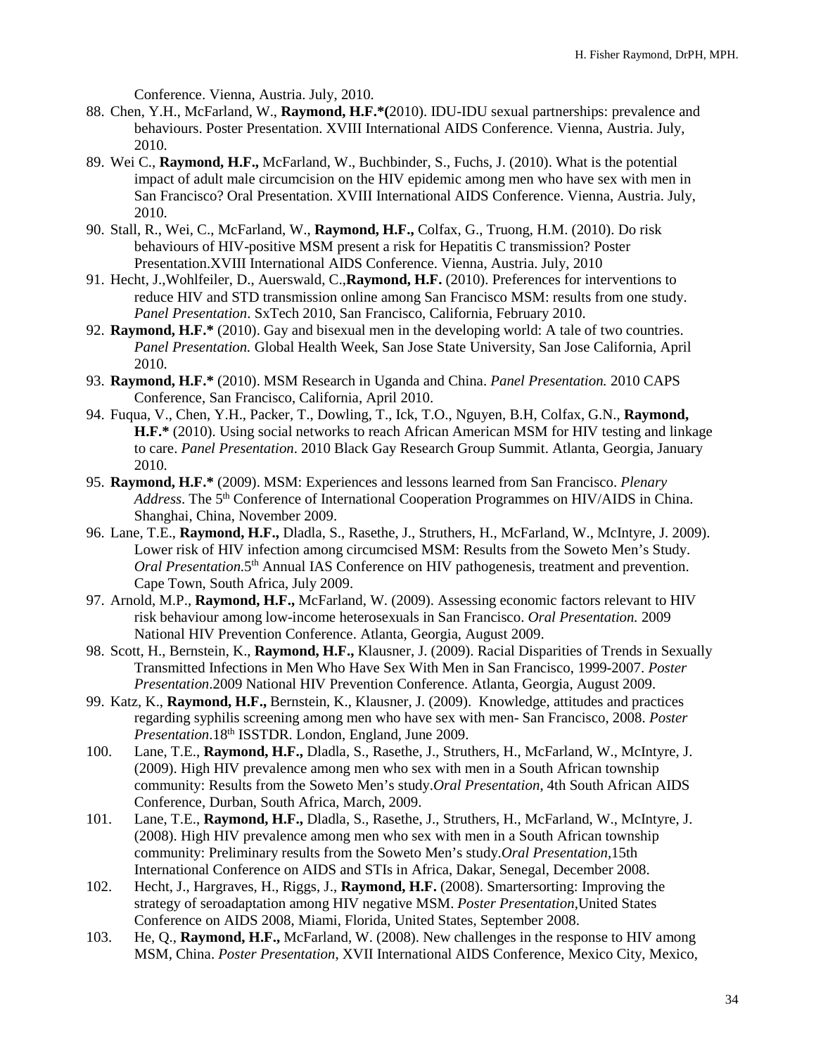Conference. Vienna, Austria. July, 2010.

88. Chen, Y.H., McFarland, W., **Raymond, H.F.*(**2010). IDU-IDU sexual partnerships: prevalence and behaviours. Poster Presentation. XVIII International AIDS Conference. Vienna, Austria. July, 2010.
89. Wei C., **Raymond, H.F.,** McFarland, W., Buchbinder, S., Fuchs, J. (2010). What is the potential impact of adult male circumcision on the HIV epidemic among men who have sex with men in San Francisco? Oral Presentation. XVIII International AIDS Conference. Vienna, Austria. July, 2010.
90. Stall, R., Wei, C., McFarland, W., **Raymond, H.F.,** Colfax, G., Truong, H.M. (2010). Do risk behaviours of HIV-positive MSM present a risk for Hepatitis C transmission? Poster Presentation.XVIII International AIDS Conference. Vienna, Austria. July, 2010
91. Hecht, J.,Wohlfeiler, D., Auerswald, C.,**Raymond, H.F.** (2010). Preferences for interventions to reduce HIV and STD transmission online among San Francisco MSM: results from one study. *Panel Presentation*. SxTech 2010, San Francisco, California, February 2010.
92. **Raymond, H.F.*** (2010). Gay and bisexual men in the developing world: A tale of two countries. *Panel Presentation.* Global Health Week, San Jose State University, San Jose California, April 2010.
93. **Raymond, H.F.*** (2010). MSM Research in Uganda and China. *Panel Presentation.* 2010 CAPS Conference, San Francisco, California, April 2010.
94. Fuqua, V., Chen, Y.H., Packer, T., Dowling, T., Ick, T.O., Nguyen, B.H, Colfax, G.N., **Raymond, H.F.*** (2010). Using social networks to reach African American MSM for HIV testing and linkage to care. *Panel Presentation*. 2010 Black Gay Research Group Summit. Atlanta, Georgia, January 2010.
95. **Raymond, H.F.*** (2009). MSM: Experiences and lessons learned from San Francisco. *Plenary Address*. The 5th Conference of International Cooperation Programmes on HIV/AIDS in China. Shanghai, China, November 2009.
96. Lane, T.E., **Raymond, H.F.,** Dladla, S., Rasethe, J., Struthers, H., McFarland, W., McIntyre, J. 2009). Lower risk of HIV infection among circumcised MSM: Results from the Soweto Men's Study. *Oral Presentation*.5th Annual IAS Conference on HIV pathogenesis, treatment and prevention. Cape Town, South Africa, July 2009.
97. Arnold, M.P., **Raymond, H.F.,** McFarland, W. (2009). Assessing economic factors relevant to HIV risk behaviour among low-income heterosexuals in San Francisco. *Oral Presentation.* 2009 National HIV Prevention Conference. Atlanta, Georgia, August 2009.
98. Scott, H., Bernstein, K., **Raymond, H.F.,** Klausner, J. (2009). Racial Disparities of Trends in Sexually Transmitted Infections in Men Who Have Sex With Men in San Francisco, 1999-2007. *Poster Presentation*.2009 National HIV Prevention Conference. Atlanta, Georgia, August 2009.
99. Katz, K., **Raymond, H.F.,** Bernstein, K., Klausner, J. (2009). Knowledge, attitudes and practices regarding syphilis screening among men who have sex with men- San Francisco, 2008. *Poster Presentation*.18th ISSTDR. London, England, June 2009.
100. Lane, T.E., **Raymond, H.F.,** Dladla, S., Rasethe, J., Struthers, H., McFarland, W., McIntyre, J. (2009). High HIV prevalence among men who sex with men in a South African township community: Results from the Soweto Men's study.*Oral Presentation*, 4th South African AIDS Conference, Durban, South Africa, March, 2009.
101. Lane, T.E., **Raymond, H.F.,** Dladla, S., Rasethe, J., Struthers, H., McFarland, W., McIntyre, J. (2008). High HIV prevalence among men who sex with men in a South African township community: Preliminary results from the Soweto Men's study.*Oral Presentation*,15th International Conference on AIDS and STIs in Africa, Dakar, Senegal, December 2008.
102. Hecht, J., Hargraves, H., Riggs, J., **Raymond, H.F.** (2008). Smartersorting: Improving the strategy of seroadaptation among HIV negative MSM. *Poster Presentation*,United States Conference on AIDS 2008, Miami, Florida, United States, September 2008.
103. He, Q., **Raymond, H.F.,** McFarland, W. (2008). New challenges in the response to HIV among MSM, China. *Poster Presentation,* XVII International AIDS Conference, Mexico City, Mexico,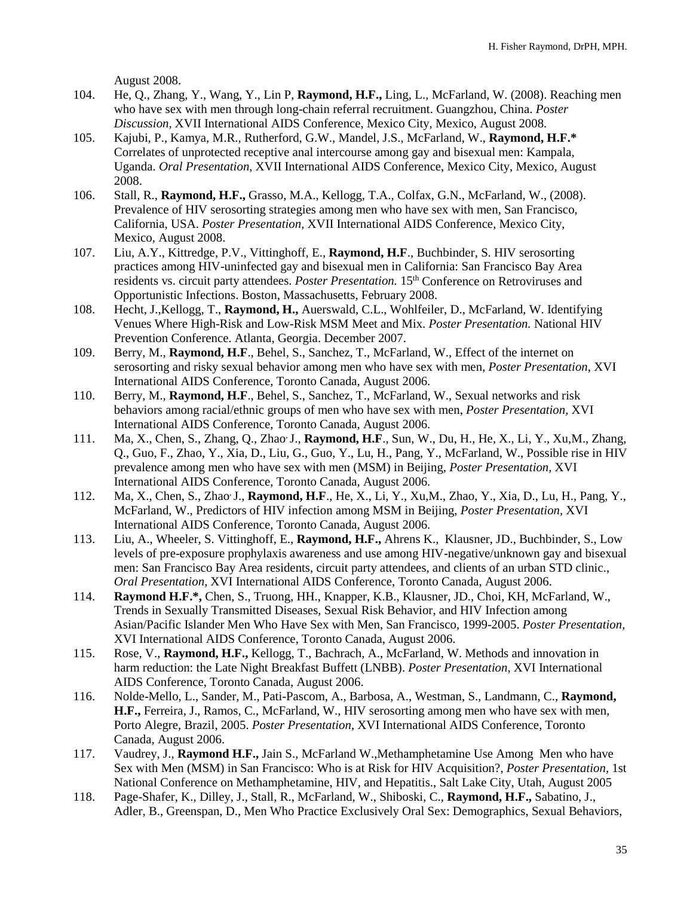August 2008.

104. He, Q., Zhang, Y., Wang, Y., Lin P, **Raymond, H.F.,** Ling, L., McFarland, W. (2008). Reaching men who have sex with men through long-chain referral recruitment. Guangzhou, China. *Poster Discussion,* XVII International AIDS Conference, Mexico City, Mexico, August 2008.
105. Kajubi, P., Kamya, M.R., Rutherford, G.W., Mandel, J.S., McFarland, W., **Raymond, H.F.*** Correlates of unprotected receptive anal intercourse among gay and bisexual men: Kampala, Uganda. *Oral Presentation,* XVII International AIDS Conference, Mexico City, Mexico, August 2008.
106. Stall, R., **Raymond, H.F.,** Grasso, M.A., Kellogg, T.A., Colfax, G.N., McFarland, W., (2008). Prevalence of HIV serosorting strategies among men who have sex with men, San Francisco, California, USA. *Poster Presentation,* XVII International AIDS Conference, Mexico City, Mexico, August 2008.
107. Liu, A.Y., Kittredge, P.V., Vittinghoff, E., **Raymond, H.F**., Buchbinder, S. HIV serosorting practices among HIV-uninfected gay and bisexual men in California: San Francisco Bay Area residents vs. circuit party attendees. *Poster Presentation.* 15th Conference on Retroviruses and Opportunistic Infections. Boston, Massachusetts, February 2008.
108. Hecht, J.,Kellogg, T., **Raymond, H.,** Auerswald, C.L., Wohlfeiler, D., McFarland, W. Identifying Venues Where High-Risk and Low-Risk MSM Meet and Mix. *Poster Presentation.* National HIV Prevention Conference. Atlanta, Georgia. December 2007.
109. Berry, M., **Raymond, H.F**., Behel, S., Sanchez, T., McFarland, W., Effect of the internet on serosorting and risky sexual behavior among men who have sex with men, *Poster Presentation,* XVI International AIDS Conference, Toronto Canada, August 2006.
110. Berry, M., **Raymond, H.F**., Behel, S., Sanchez, T., McFarland, W., Sexual networks and risk behaviors among racial/ethnic groups of men who have sex with men, *Poster Presentation,* XVI International AIDS Conference, Toronto Canada, August 2006.
111. Ma, X., Chen, S., Zhang, Q., Zhao, J., **Raymond, H.F**., Sun, W., Du, H., He, X., Li, Y., Xu,M., Zhang, Q., Guo, F., Zhao, Y., Xia, D., Liu, G., Guo, Y., Lu, H., Pang, Y., McFarland, W., Possible rise in HIV prevalence among men who have sex with men (MSM) in Beijing, *Poster Presentation,* XVI International AIDS Conference, Toronto Canada, August 2006.
112. Ma, X., Chen, S., Zhao, J., **Raymond, H.F**., He, X., Li, Y., Xu,M., Zhao, Y., Xia, D., Lu, H., Pang, Y., McFarland, W., Predictors of HIV infection among MSM in Beijing, *Poster Presentation,* XVI International AIDS Conference, Toronto Canada, August 2006.
113. Liu, A., Wheeler, S. Vittinghoff, E., **Raymond, H.F.,** Ahrens K., Klausner, JD., Buchbinder, S., Low levels of pre-exposure prophylaxis awareness and use among HIV-negative/unknown gay and bisexual men: San Francisco Bay Area residents, circuit party attendees, and clients of an urban STD clinic., *Oral Presentation,* XVI International AIDS Conference, Toronto Canada, August 2006.
114. **Raymond H.F.*,** Chen, S., Truong, HH., Knapper, K.B., Klausner, JD., Choi, KH, McFarland, W., Trends in Sexually Transmitted Diseases, Sexual Risk Behavior, and HIV Infection among Asian/Pacific Islander Men Who Have Sex with Men, San Francisco, 1999-2005. *Poster Presentation*, XVI International AIDS Conference, Toronto Canada, August 2006.
115. Rose, V., **Raymond, H.F.,** Kellogg, T., Bachrach, A., McFarland, W. Methods and innovation in harm reduction: the Late Night Breakfast Buffett (LNBB). *Poster Presentation,* XVI International AIDS Conference, Toronto Canada, August 2006.
116. Nolde-Mello, L., Sander, M., Pati-Pascom, A., Barbosa, A., Westman, S., Landmann, C., **Raymond, H.F.,** Ferreira, J., Ramos, C., McFarland, W., HIV serosorting among men who have sex with men, Porto Alegre, Brazil, 2005. *Poster Presentation*, XVI International AIDS Conference, Toronto Canada, August 2006.
117. Vaudrey, J., **Raymond H.F.,** Jain S., McFarland W.,Methamphetamine Use Among Men who have Sex with Men (MSM) in San Francisco: Who is at Risk for HIV Acquisition?, *Poster Presentation,* 1st National Conference on Methamphetamine, HIV, and Hepatitis., Salt Lake City, Utah, August 2005
118. Page-Shafer, K., Dilley, J., Stall, R., McFarland, W., Shiboski, C., **Raymond, H.F.,** Sabatino, J., Adler, B., Greenspan, D., Men Who Practice Exclusively Oral Sex: Demographics, Sexual Behaviors,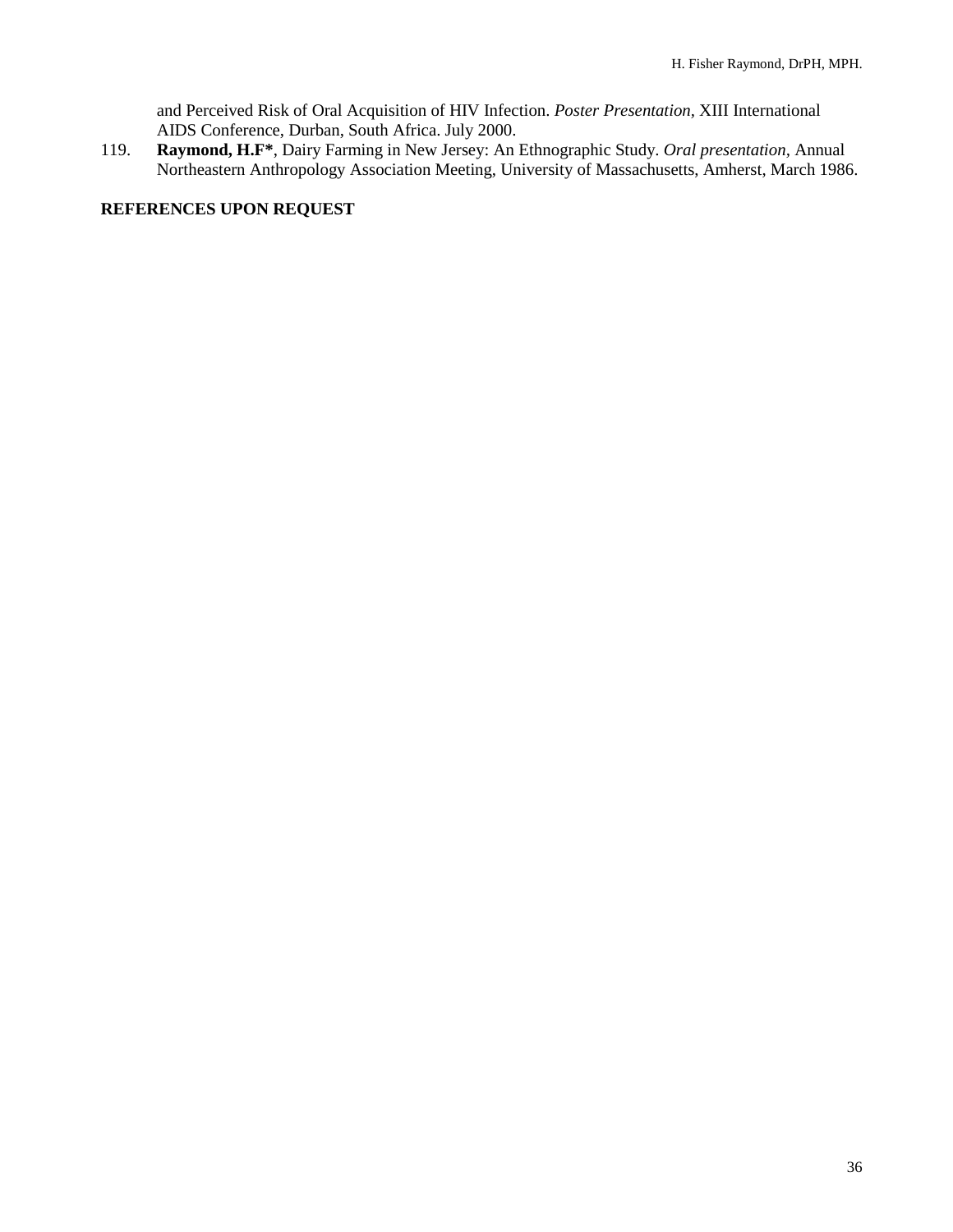and Perceived Risk of Oral Acquisition of HIV Infection. *Poster Presentation*, XIII International AIDS Conference, Durban, South Africa. July 2000.

119. **Raymond, H.F***, Dairy Farming in New Jersey: An Ethnographic Study. *Oral presentation,* Annual Northeastern Anthropology Association Meeting, University of Massachusetts, Amherst, March 1986.

**REFERENCES UPON REQUEST**